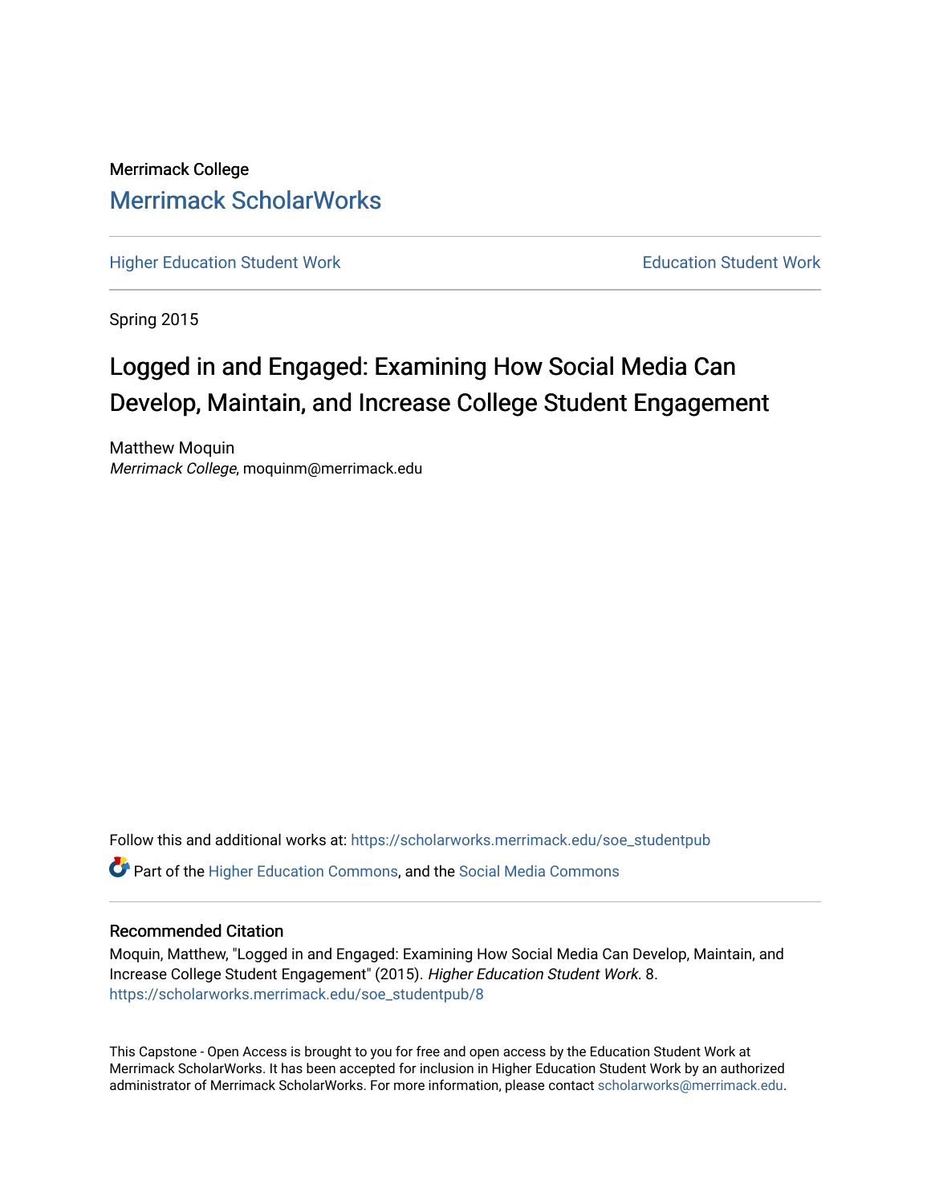Merrimack College

# Merrimack ScholarWorks

Higher Education Student Work

Education Student Work

Spring 2015

## Logged in and Engaged: Examining How Social Media Can Develop, Maintain, and Increase College Student Engagement

Matthew Moquin
*Merrimack College*, moquinm@merrimack.edu

Follow this and additional works at: https://scholarworks.merrimack.edu/soe_studentpub

Part of the Higher Education Commons, and the Social Media Commons

### Recommended Citation

Moquin, Matthew, "Logged in and Engaged: Examining How Social Media Can Develop, Maintain, and Increase College Student Engagement" (2015). *Higher Education Student Work*. 8.
https://scholarworks.merrimack.edu/soe_studentpub/8

This Capstone - Open Access is brought to you for free and open access by the Education Student Work at Merrimack ScholarWorks. It has been accepted for inclusion in Higher Education Student Work by an authorized administrator of Merrimack ScholarWorks. For more information, please contact scholarworks@merrimack.edu.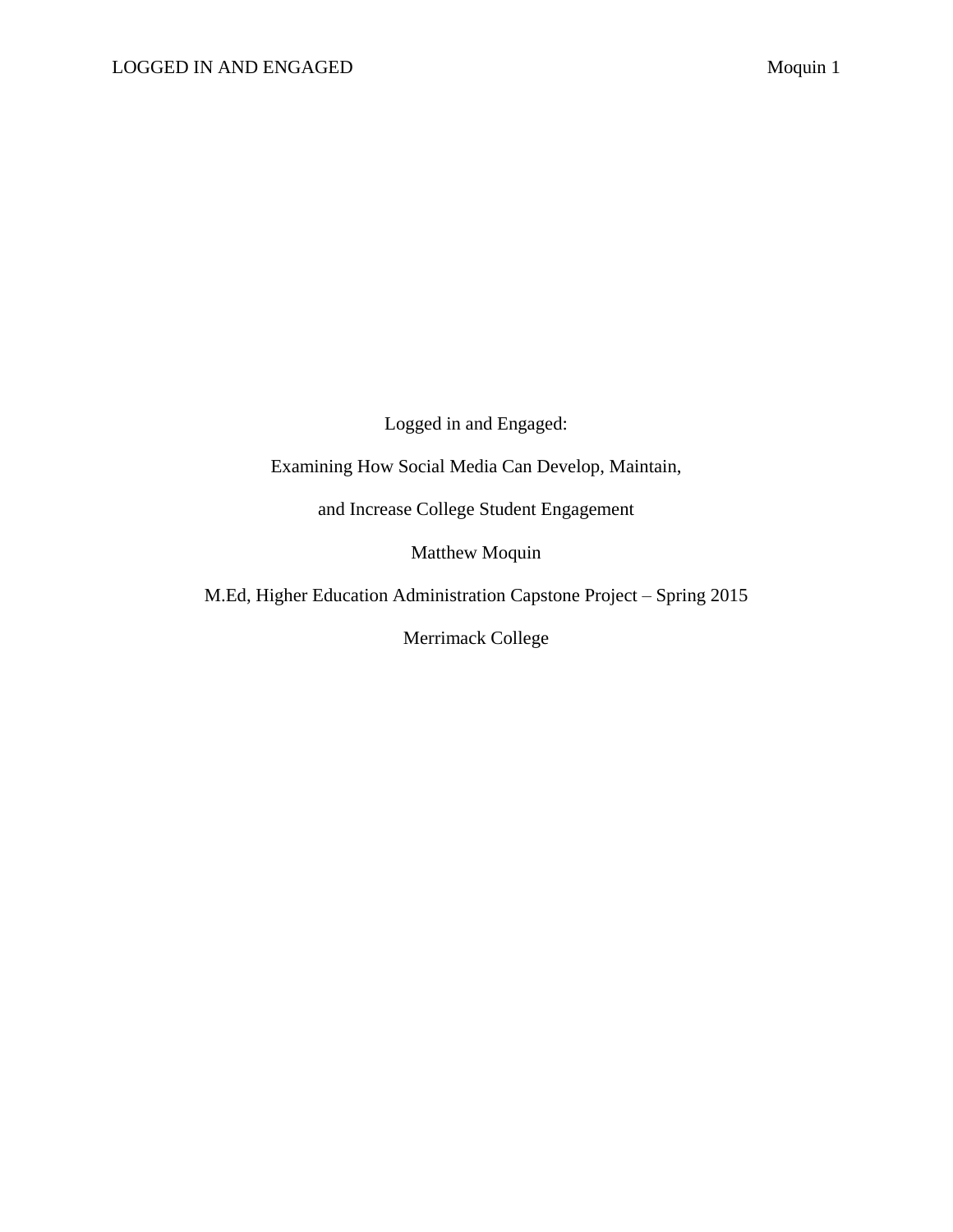Logged in and Engaged:

Examining How Social Media Can Develop, Maintain,

and Increase College Student Engagement

Matthew Moquin

M.Ed, Higher Education Administration Capstone Project – Spring 2015

Merrimack College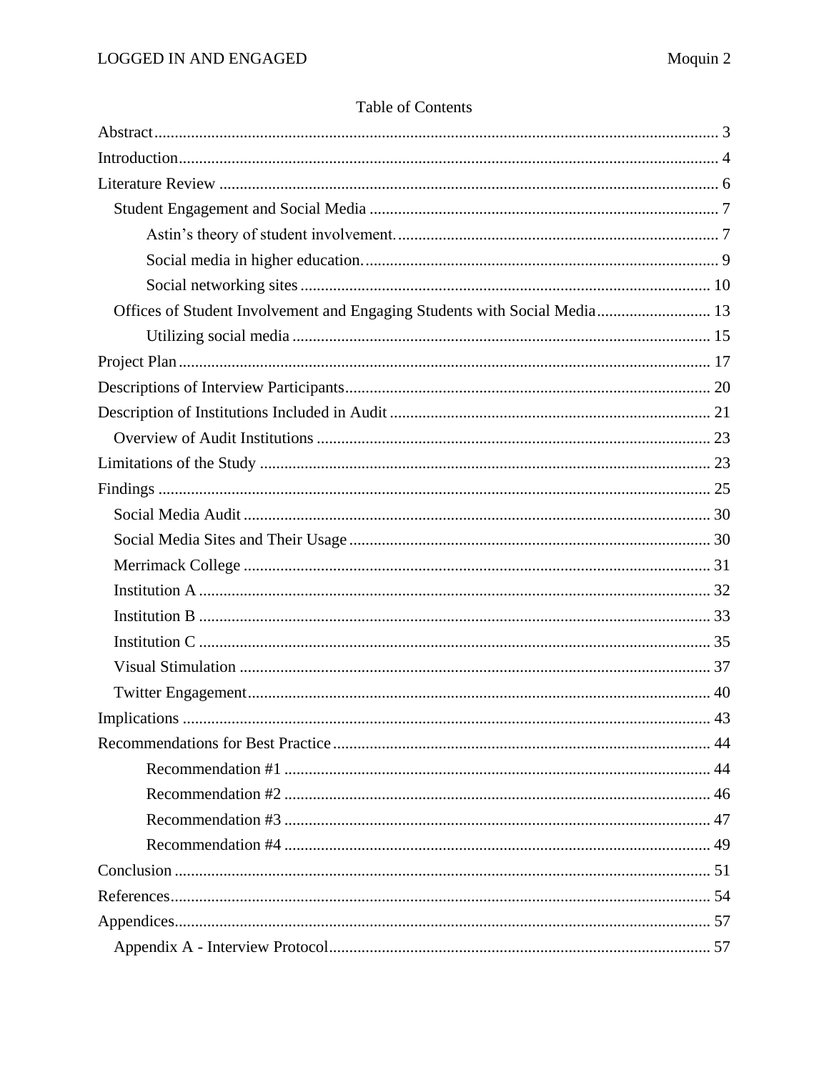# Table of Contents

- Abstract ... 3
- Introduction ... 4
- Literature Review ... 6
  - Student Engagement and Social Media ... 7
    - Astin's theory of student involvement. ... 7
    - Social media in higher education. ... 9
    - Social networking sites ... 10
  - Offices of Student Involvement and Engaging Students with Social Media ... 13
    - Utilizing social media ... 15
- Project Plan ... 17
- Descriptions of Interview Participants ... 20
- Description of Institutions Included in Audit ... 21
  - Overview of Audit Institutions ... 23
- Limitations of the Study ... 23
- Findings ... 25
  - Social Media Audit ... 30
  - Social Media Sites and Their Usage ... 30
  - Merrimack College ... 31
  - Institution A ... 32
  - Institution B ... 33
  - Institution C ... 35
  - Visual Stimulation ... 37
  - Twitter Engagement ... 40
- Implications ... 43
- Recommendations for Best Practice ... 44
    - Recommendation #1 ... 44
    - Recommendation #2 ... 46
    - Recommendation #3 ... 47
    - Recommendation #4 ... 49
- Conclusion ... 51
- References ... 54
- Appendices ... 57
  - Appendix A - Interview Protocol ... 57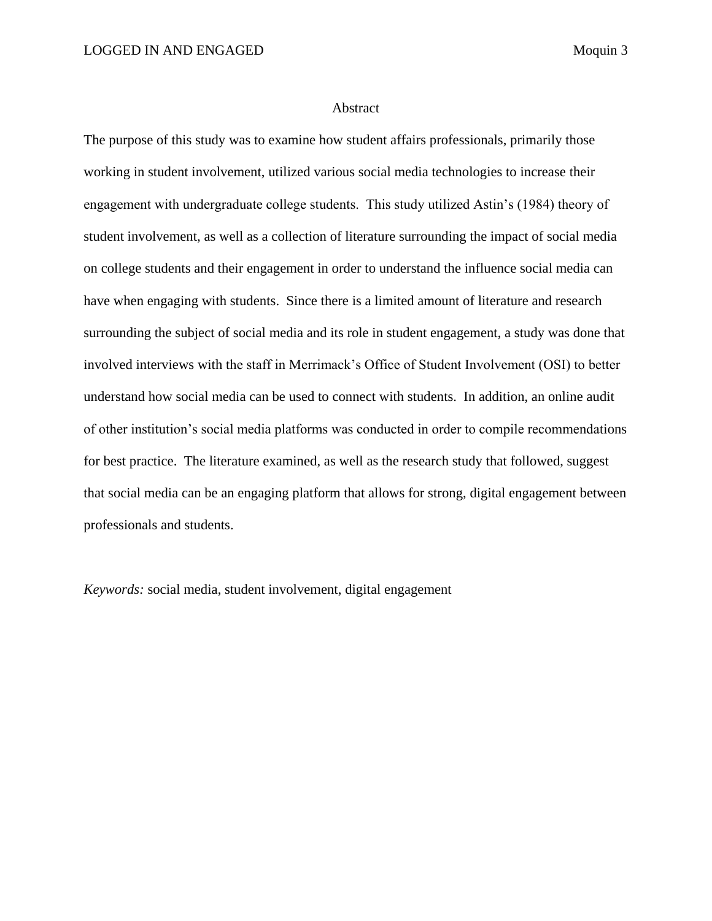## Abstract

The purpose of this study was to examine how student affairs professionals, primarily those working in student involvement, utilized various social media technologies to increase their engagement with undergraduate college students. This study utilized Astin's (1984) theory of student involvement, as well as a collection of literature surrounding the impact of social media on college students and their engagement in order to understand the influence social media can have when engaging with students. Since there is a limited amount of literature and research surrounding the subject of social media and its role in student engagement, a study was done that involved interviews with the staff in Merrimack's Office of Student Involvement (OSI) to better understand how social media can be used to connect with students. In addition, an online audit of other institution's social media platforms was conducted in order to compile recommendations for best practice. The literature examined, as well as the research study that followed, suggest that social media can be an engaging platform that allows for strong, digital engagement between professionals and students.

*Keywords:* social media, student involvement, digital engagement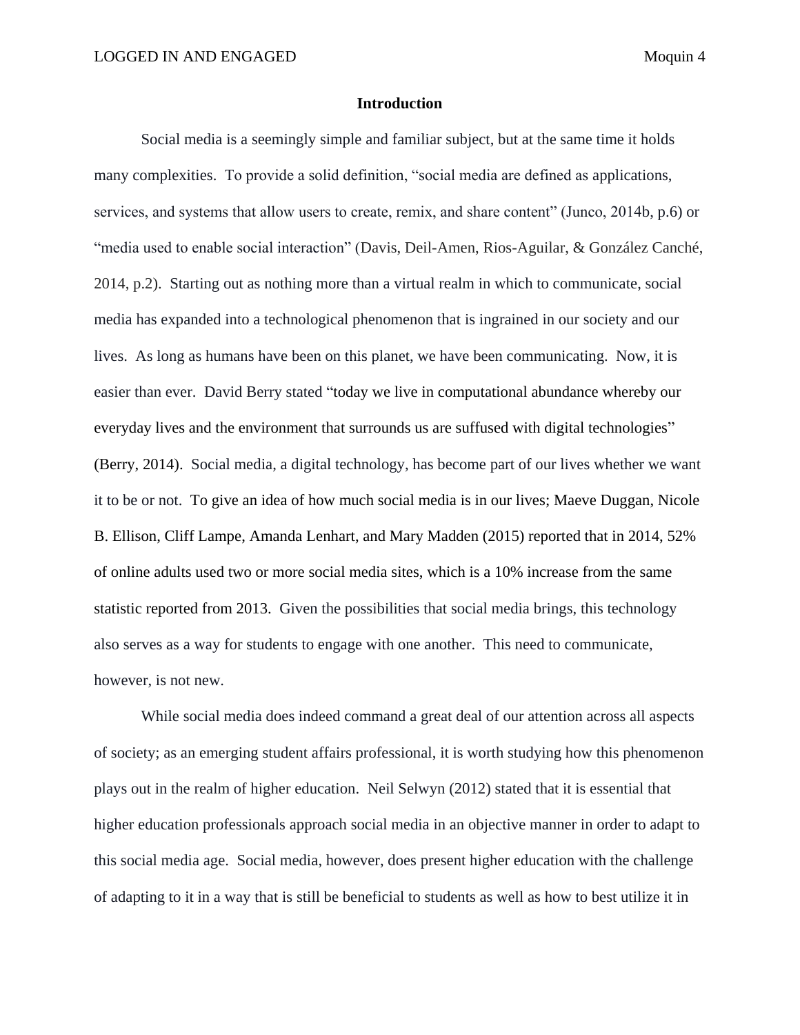## Introduction

Social media is a seemingly simple and familiar subject, but at the same time it holds many complexities. To provide a solid definition, "social media are defined as applications, services, and systems that allow users to create, remix, and share content" (Junco, 2014b, p.6) or "media used to enable social interaction" (Davis, Deil-Amen, Rios-Aguilar, & González Canché, 2014, p.2). Starting out as nothing more than a virtual realm in which to communicate, social media has expanded into a technological phenomenon that is ingrained in our society and our lives. As long as humans have been on this planet, we have been communicating. Now, it is easier than ever. David Berry stated "today we live in computational abundance whereby our everyday lives and the environment that surrounds us are suffused with digital technologies" (Berry, 2014). Social media, a digital technology, has become part of our lives whether we want it to be or not. To give an idea of how much social media is in our lives; Maeve Duggan, Nicole B. Ellison, Cliff Lampe, Amanda Lenhart, and Mary Madden (2015) reported that in 2014, 52% of online adults used two or more social media sites, which is a 10% increase from the same statistic reported from 2013. Given the possibilities that social media brings, this technology also serves as a way for students to engage with one another. This need to communicate, however, is not new.

While social media does indeed command a great deal of our attention across all aspects of society; as an emerging student affairs professional, it is worth studying how this phenomenon plays out in the realm of higher education. Neil Selwyn (2012) stated that it is essential that higher education professionals approach social media in an objective manner in order to adapt to this social media age. Social media, however, does present higher education with the challenge of adapting to it in a way that is still be beneficial to students as well as how to best utilize it in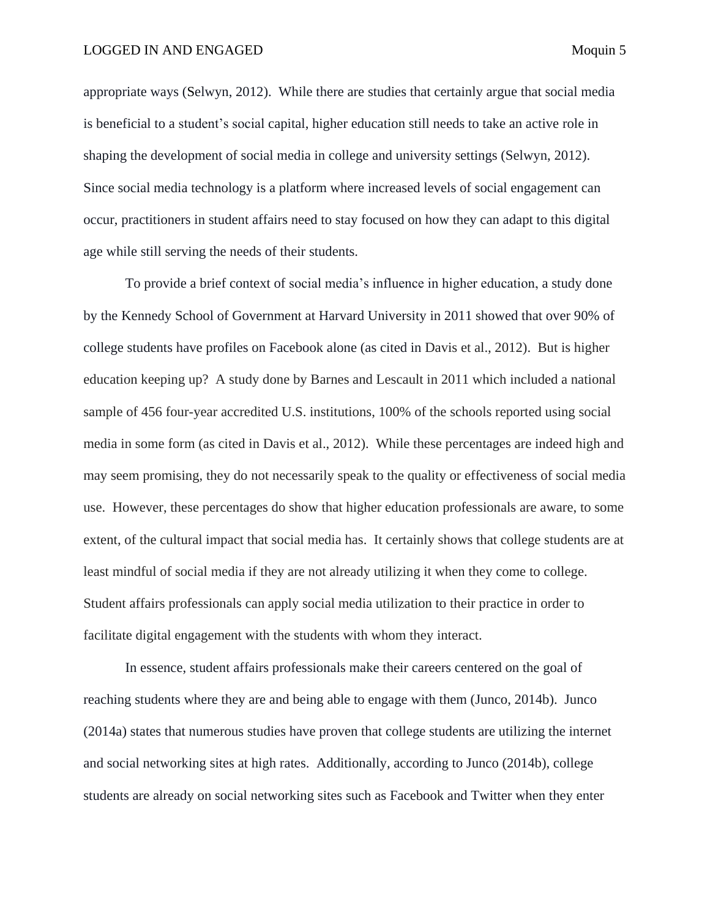appropriate ways (Selwyn, 2012). While there are studies that certainly argue that social media is beneficial to a student's social capital, higher education still needs to take an active role in shaping the development of social media in college and university settings (Selwyn, 2012). Since social media technology is a platform where increased levels of social engagement can occur, practitioners in student affairs need to stay focused on how they can adapt to this digital age while still serving the needs of their students.

To provide a brief context of social media's influence in higher education, a study done by the Kennedy School of Government at Harvard University in 2011 showed that over 90% of college students have profiles on Facebook alone (as cited in Davis et al., 2012). But is higher education keeping up? A study done by Barnes and Lescault in 2011 which included a national sample of 456 four-year accredited U.S. institutions, 100% of the schools reported using social media in some form (as cited in Davis et al., 2012). While these percentages are indeed high and may seem promising, they do not necessarily speak to the quality or effectiveness of social media use. However, these percentages do show that higher education professionals are aware, to some extent, of the cultural impact that social media has. It certainly shows that college students are at least mindful of social media if they are not already utilizing it when they come to college. Student affairs professionals can apply social media utilization to their practice in order to facilitate digital engagement with the students with whom they interact.

In essence, student affairs professionals make their careers centered on the goal of reaching students where they are and being able to engage with them (Junco, 2014b). Junco (2014a) states that numerous studies have proven that college students are utilizing the internet and social networking sites at high rates. Additionally, according to Junco (2014b), college students are already on social networking sites such as Facebook and Twitter when they enter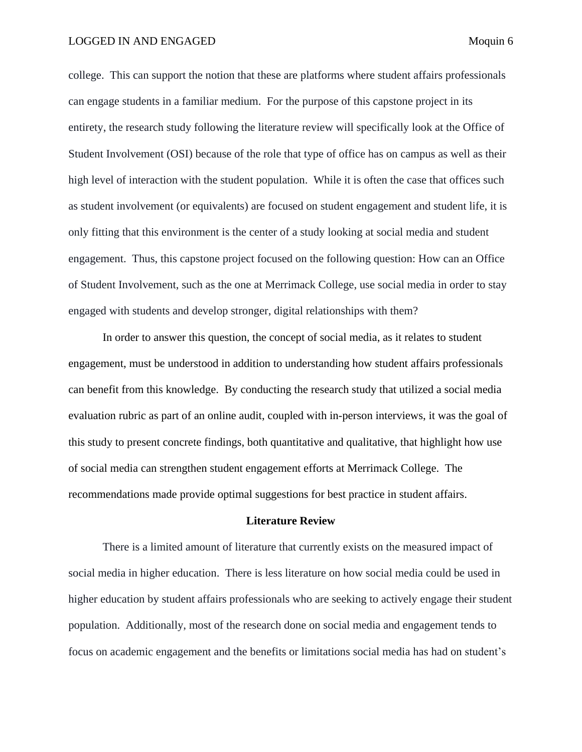college.  This can support the notion that these are platforms where student affairs professionals can engage students in a familiar medium.  For the purpose of this capstone project in its entirety, the research study following the literature review will specifically look at the Office of Student Involvement (OSI) because of the role that type of office has on campus as well as their high level of interaction with the student population.  While it is often the case that offices such as student involvement (or equivalents) are focused on student engagement and student life, it is only fitting that this environment is the center of a study looking at social media and student engagement.  Thus, this capstone project focused on the following question: How can an Office of Student Involvement, such as the one at Merrimack College, use social media in order to stay engaged with students and develop stronger, digital relationships with them?

In order to answer this question, the concept of social media, as it relates to student engagement, must be understood in addition to understanding how student affairs professionals can benefit from this knowledge.  By conducting the research study that utilized a social media evaluation rubric as part of an online audit, coupled with in-person interviews, it was the goal of this study to present concrete findings, both quantitative and qualitative, that highlight how use of social media can strengthen student engagement efforts at Merrimack College.  The recommendations made provide optimal suggestions for best practice in student affairs.

## Literature Review

There is a limited amount of literature that currently exists on the measured impact of social media in higher education.  There is less literature on how social media could be used in higher education by student affairs professionals who are seeking to actively engage their student population.  Additionally, most of the research done on social media and engagement tends to focus on academic engagement and the benefits or limitations social media has had on student's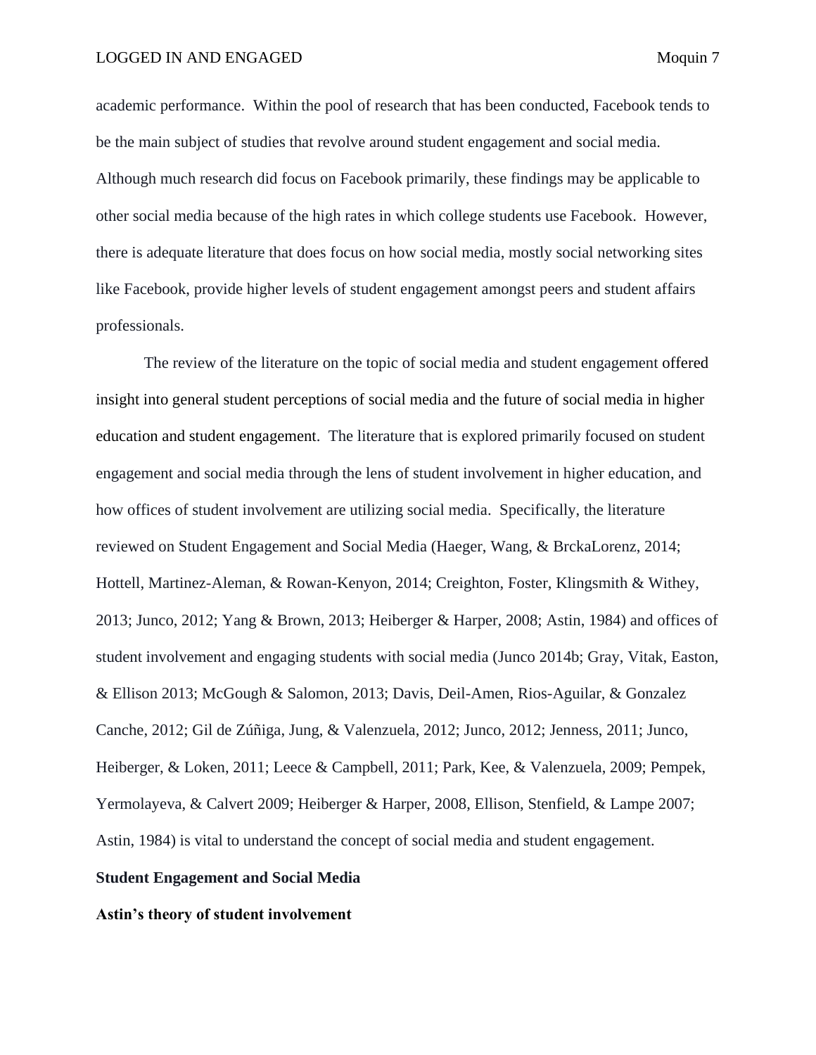academic performance. Within the pool of research that has been conducted, Facebook tends to be the main subject of studies that revolve around student engagement and social media. Although much research did focus on Facebook primarily, these findings may be applicable to other social media because of the high rates in which college students use Facebook. However, there is adequate literature that does focus on how social media, mostly social networking sites like Facebook, provide higher levels of student engagement amongst peers and student affairs professionals.

The review of the literature on the topic of social media and student engagement offered insight into general student perceptions of social media and the future of social media in higher education and student engagement. The literature that is explored primarily focused on student engagement and social media through the lens of student involvement in higher education, and how offices of student involvement are utilizing social media. Specifically, the literature reviewed on Student Engagement and Social Media (Haeger, Wang, & BrckaLorenz, 2014; Hottell, Martinez-Aleman, & Rowan-Kenyon, 2014; Creighton, Foster, Klingsmith & Withey, 2013; Junco, 2012; Yang & Brown, 2013; Heiberger & Harper, 2008; Astin, 1984) and offices of student involvement and engaging students with social media (Junco 2014b; Gray, Vitak, Easton, & Ellison 2013; McGough & Salomon, 2013; Davis, Deil-Amen, Rios-Aguilar, & Gonzalez Canche, 2012; Gil de Zúñiga, Jung, & Valenzuela, 2012; Junco, 2012; Jenness, 2011; Junco, Heiberger, & Loken, 2011; Leece & Campbell, 2011; Park, Kee, & Valenzuela, 2009; Pempek, Yermolayeva, & Calvert 2009; Heiberger & Harper, 2008, Ellison, Stenfield, & Lampe 2007; Astin, 1984) is vital to understand the concept of social media and student engagement.

## Student Engagement and Social Media

### Astin's theory of student involvement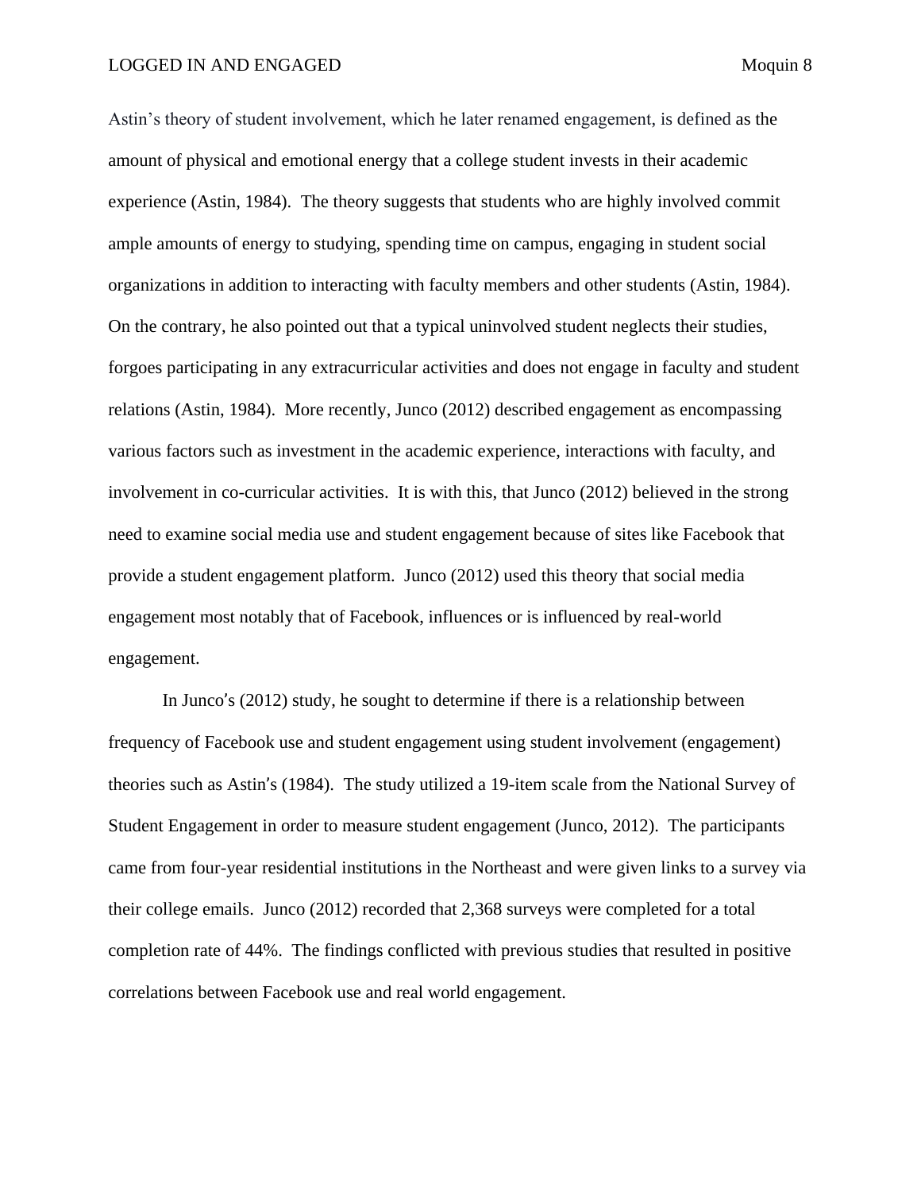Astin's theory of student involvement, which he later renamed engagement, is defined as the amount of physical and emotional energy that a college student invests in their academic experience (Astin, 1984). The theory suggests that students who are highly involved commit ample amounts of energy to studying, spending time on campus, engaging in student social organizations in addition to interacting with faculty members and other students (Astin, 1984). On the contrary, he also pointed out that a typical uninvolved student neglects their studies, forgoes participating in any extracurricular activities and does not engage in faculty and student relations (Astin, 1984). More recently, Junco (2012) described engagement as encompassing various factors such as investment in the academic experience, interactions with faculty, and involvement in co-curricular activities. It is with this, that Junco (2012) believed in the strong need to examine social media use and student engagement because of sites like Facebook that provide a student engagement platform. Junco (2012) used this theory that social media engagement most notably that of Facebook, influences or is influenced by real-world engagement.

In Junco's (2012) study, he sought to determine if there is a relationship between frequency of Facebook use and student engagement using student involvement (engagement) theories such as Astin's (1984). The study utilized a 19-item scale from the National Survey of Student Engagement in order to measure student engagement (Junco, 2012). The participants came from four-year residential institutions in the Northeast and were given links to a survey via their college emails. Junco (2012) recorded that 2,368 surveys were completed for a total completion rate of 44%. The findings conflicted with previous studies that resulted in positive correlations between Facebook use and real world engagement.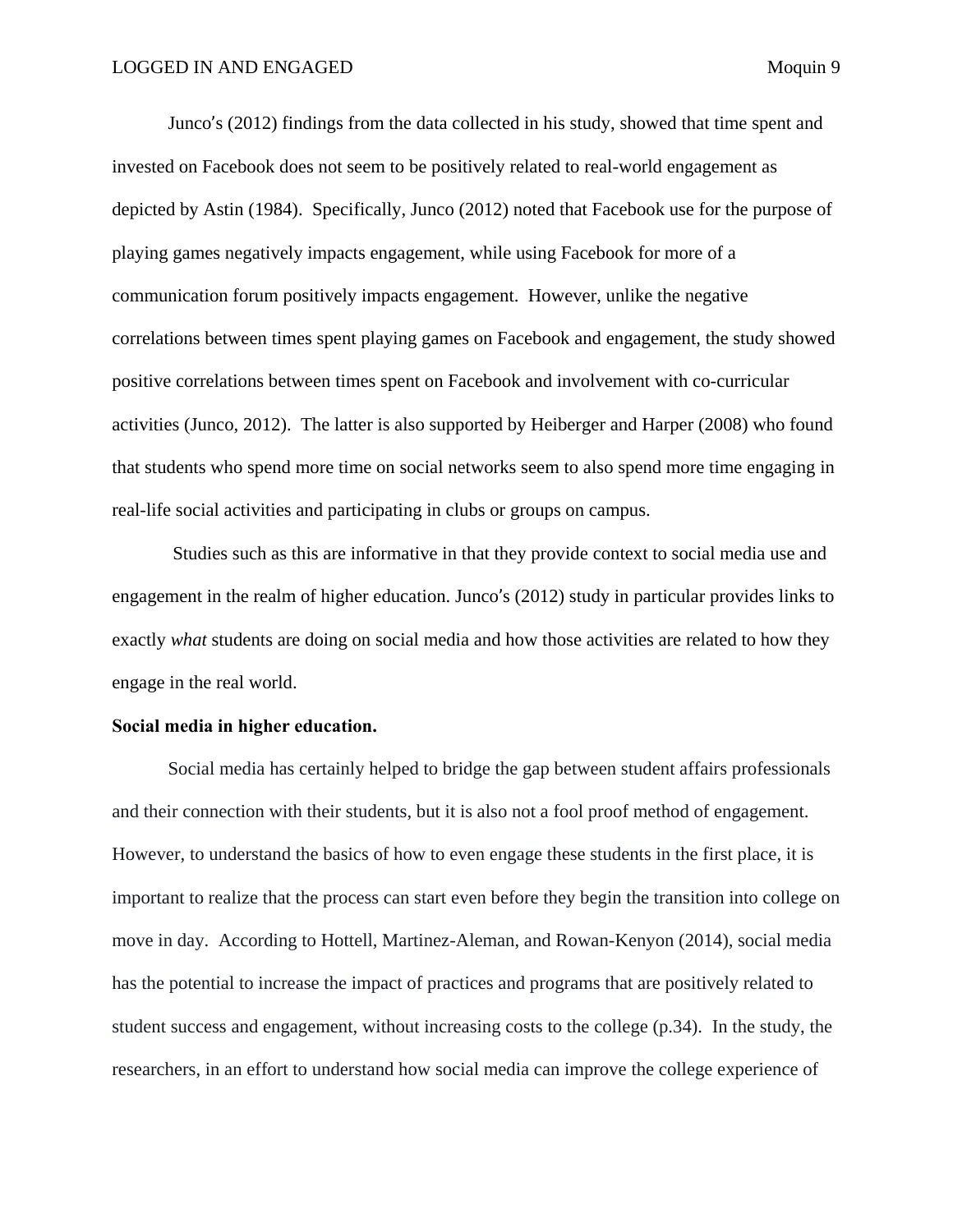Junco's (2012) findings from the data collected in his study, showed that time spent and invested on Facebook does not seem to be positively related to real-world engagement as depicted by Astin (1984). Specifically, Junco (2012) noted that Facebook use for the purpose of playing games negatively impacts engagement, while using Facebook for more of a communication forum positively impacts engagement. However, unlike the negative correlations between times spent playing games on Facebook and engagement, the study showed positive correlations between times spent on Facebook and involvement with co-curricular activities (Junco, 2012). The latter is also supported by Heiberger and Harper (2008) who found that students who spend more time on social networks seem to also spend more time engaging in real-life social activities and participating in clubs or groups on campus.

Studies such as this are informative in that they provide context to social media use and engagement in the realm of higher education. Junco's (2012) study in particular provides links to exactly *what* students are doing on social media and how those activities are related to how they engage in the real world.

**Social media in higher education.**

Social media has certainly helped to bridge the gap between student affairs professionals and their connection with their students, but it is also not a fool proof method of engagement. However, to understand the basics of how to even engage these students in the first place, it is important to realize that the process can start even before they begin the transition into college on move in day. According to Hottell, Martinez-Aleman, and Rowan-Kenyon (2014), social media has the potential to increase the impact of practices and programs that are positively related to student success and engagement, without increasing costs to the college (p.34). In the study, the researchers, in an effort to understand how social media can improve the college experience of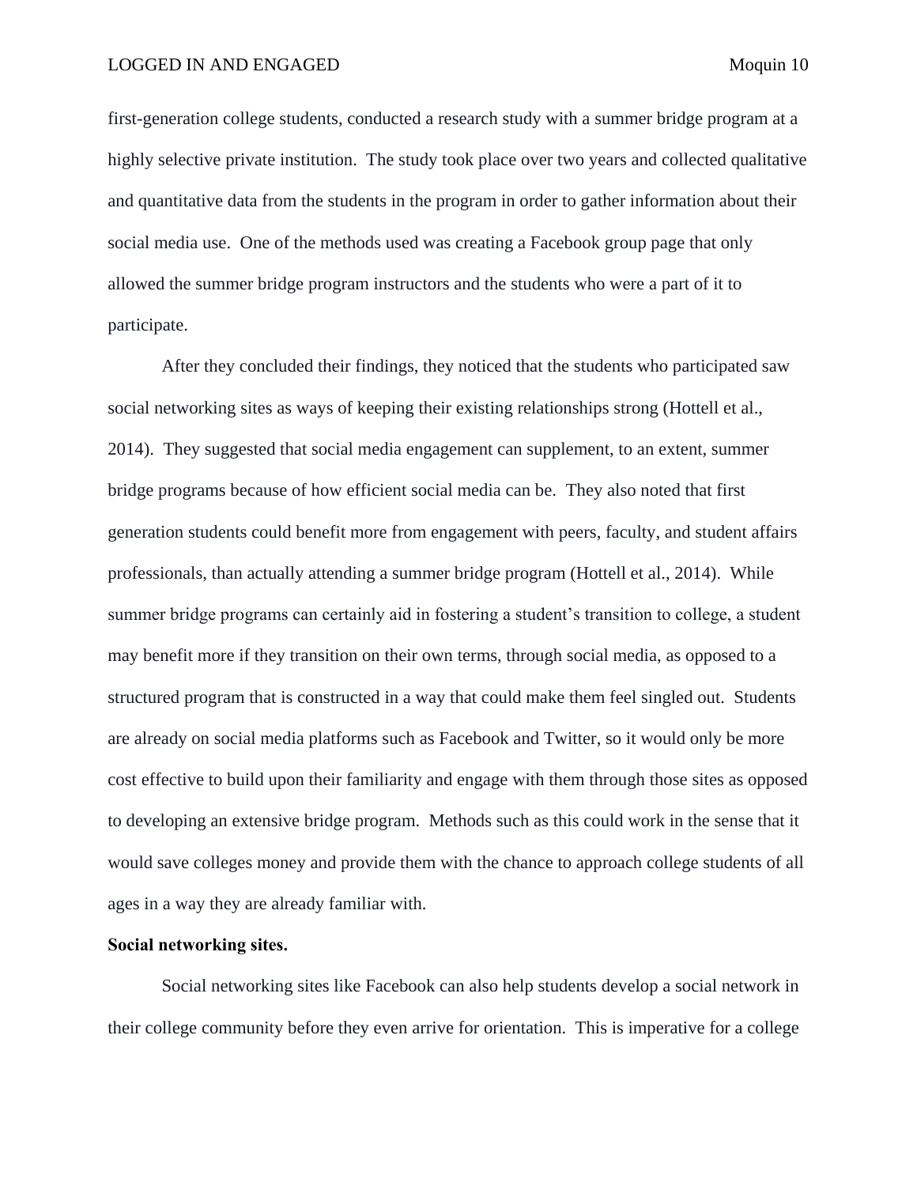first-generation college students, conducted a research study with a summer bridge program at a highly selective private institution. The study took place over two years and collected qualitative and quantitative data from the students in the program in order to gather information about their social media use. One of the methods used was creating a Facebook group page that only allowed the summer bridge program instructors and the students who were a part of it to participate.

After they concluded their findings, they noticed that the students who participated saw social networking sites as ways of keeping their existing relationships strong (Hottell et al., 2014). They suggested that social media engagement can supplement, to an extent, summer bridge programs because of how efficient social media can be. They also noted that first generation students could benefit more from engagement with peers, faculty, and student affairs professionals, than actually attending a summer bridge program (Hottell et al., 2014). While summer bridge programs can certainly aid in fostering a student's transition to college, a student may benefit more if they transition on their own terms, through social media, as opposed to a structured program that is constructed in a way that could make them feel singled out. Students are already on social media platforms such as Facebook and Twitter, so it would only be more cost effective to build upon their familiarity and engage with them through those sites as opposed to developing an extensive bridge program. Methods such as this could work in the sense that it would save colleges money and provide them with the chance to approach college students of all ages in a way they are already familiar with.

**Social networking sites.**

Social networking sites like Facebook can also help students develop a social network in their college community before they even arrive for orientation. This is imperative for a college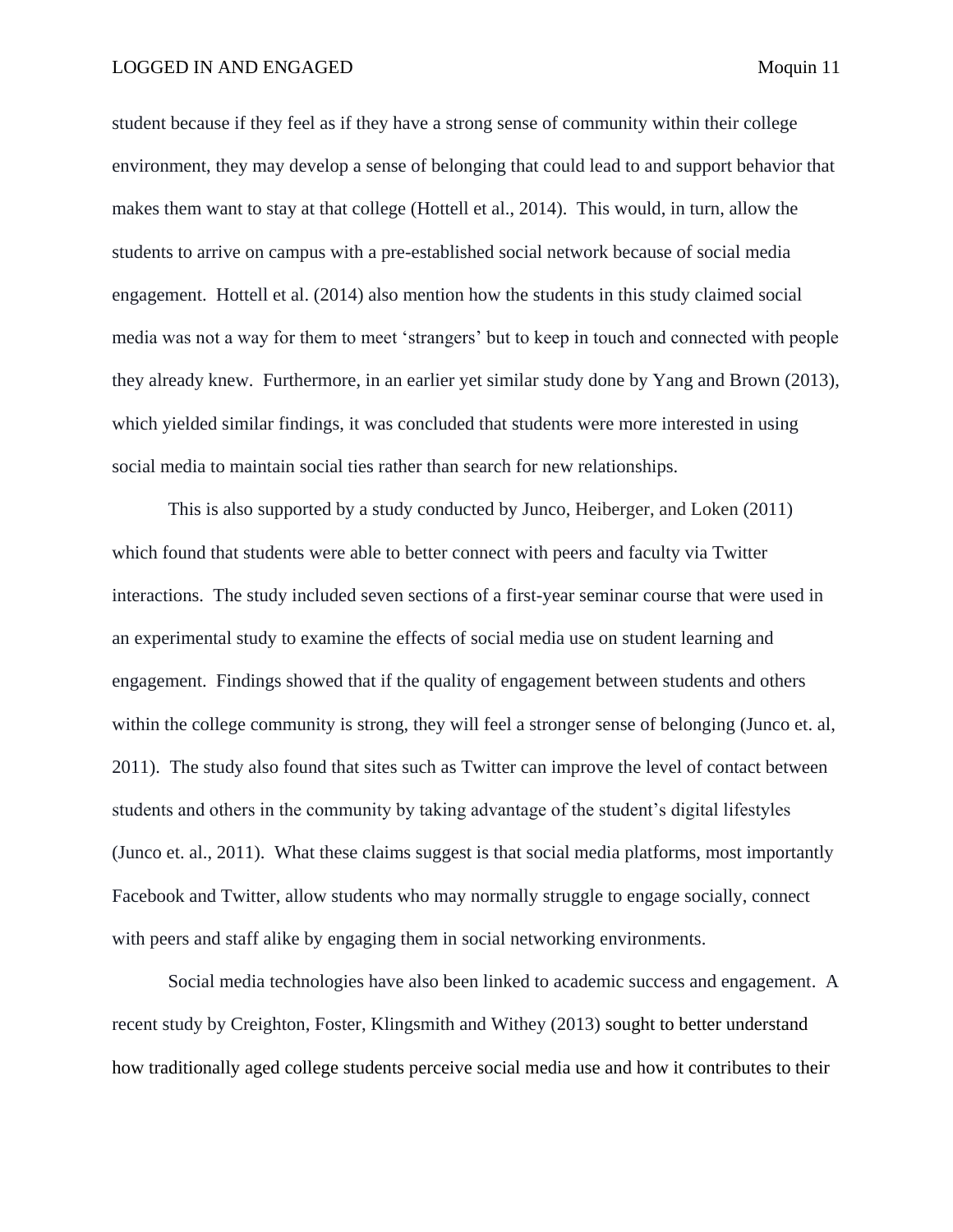student because if they feel as if they have a strong sense of community within their college environment, they may develop a sense of belonging that could lead to and support behavior that makes them want to stay at that college (Hottell et al., 2014). This would, in turn, allow the students to arrive on campus with a pre-established social network because of social media engagement. Hottell et al. (2014) also mention how the students in this study claimed social media was not a way for them to meet 'strangers' but to keep in touch and connected with people they already knew. Furthermore, in an earlier yet similar study done by Yang and Brown (2013), which yielded similar findings, it was concluded that students were more interested in using social media to maintain social ties rather than search for new relationships.

This is also supported by a study conducted by Junco, Heiberger, and Loken (2011) which found that students were able to better connect with peers and faculty via Twitter interactions. The study included seven sections of a first-year seminar course that were used in an experimental study to examine the effects of social media use on student learning and engagement. Findings showed that if the quality of engagement between students and others within the college community is strong, they will feel a stronger sense of belonging (Junco et. al, 2011). The study also found that sites such as Twitter can improve the level of contact between students and others in the community by taking advantage of the student's digital lifestyles (Junco et. al., 2011). What these claims suggest is that social media platforms, most importantly Facebook and Twitter, allow students who may normally struggle to engage socially, connect with peers and staff alike by engaging them in social networking environments.

Social media technologies have also been linked to academic success and engagement. A recent study by Creighton, Foster, Klingsmith and Withey (2013) sought to better understand how traditionally aged college students perceive social media use and how it contributes to their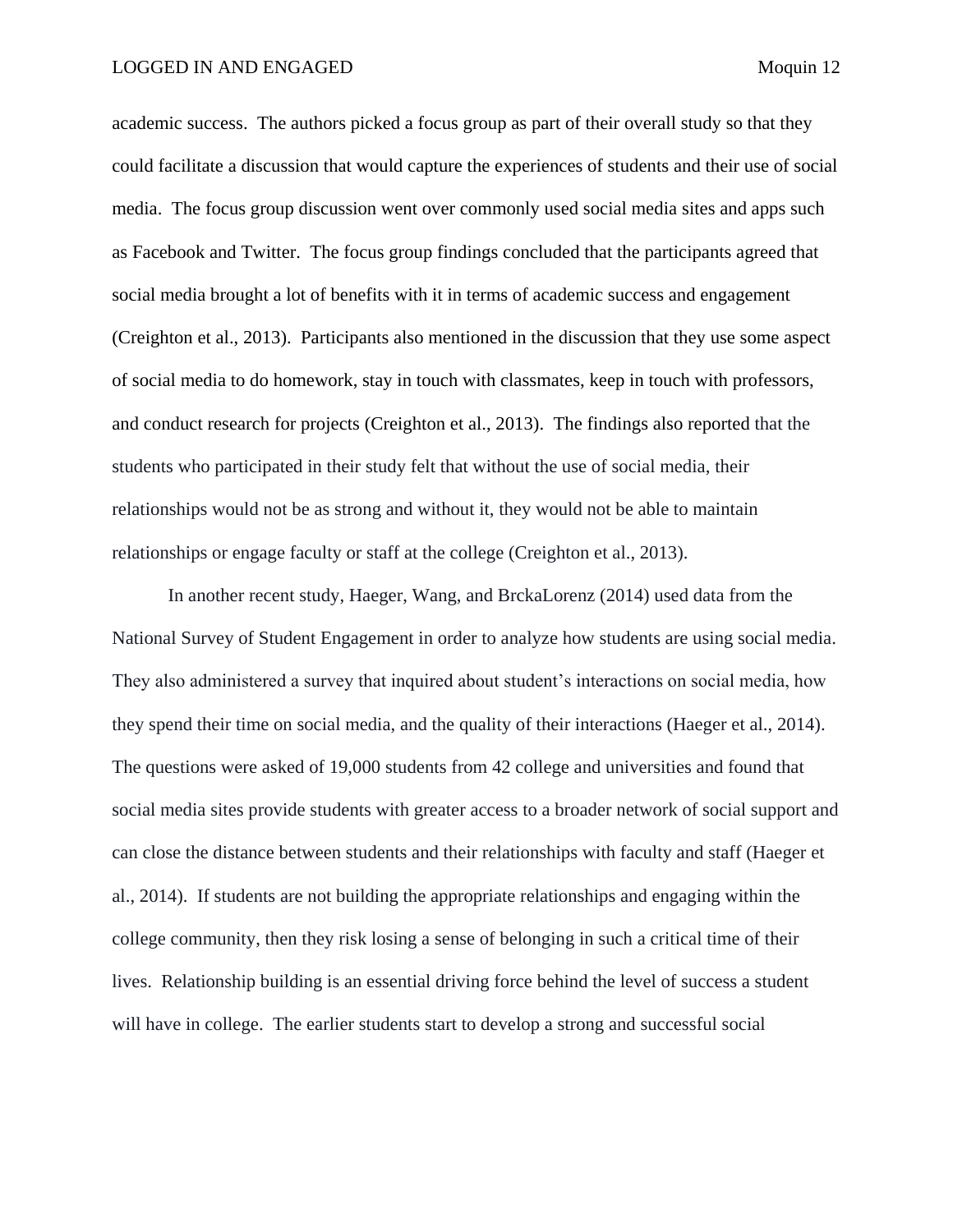academic success. The authors picked a focus group as part of their overall study so that they could facilitate a discussion that would capture the experiences of students and their use of social media. The focus group discussion went over commonly used social media sites and apps such as Facebook and Twitter. The focus group findings concluded that the participants agreed that social media brought a lot of benefits with it in terms of academic success and engagement (Creighton et al., 2013). Participants also mentioned in the discussion that they use some aspect of social media to do homework, stay in touch with classmates, keep in touch with professors, and conduct research for projects (Creighton et al., 2013). The findings also reported that the students who participated in their study felt that without the use of social media, their relationships would not be as strong and without it, they would not be able to maintain relationships or engage faculty or staff at the college (Creighton et al., 2013).

In another recent study, Haeger, Wang, and BrckaLorenz (2014) used data from the National Survey of Student Engagement in order to analyze how students are using social media. They also administered a survey that inquired about student's interactions on social media, how they spend their time on social media, and the quality of their interactions (Haeger et al., 2014). The questions were asked of 19,000 students from 42 college and universities and found that social media sites provide students with greater access to a broader network of social support and can close the distance between students and their relationships with faculty and staff (Haeger et al., 2014). If students are not building the appropriate relationships and engaging within the college community, then they risk losing a sense of belonging in such a critical time of their lives. Relationship building is an essential driving force behind the level of success a student will have in college. The earlier students start to develop a strong and successful social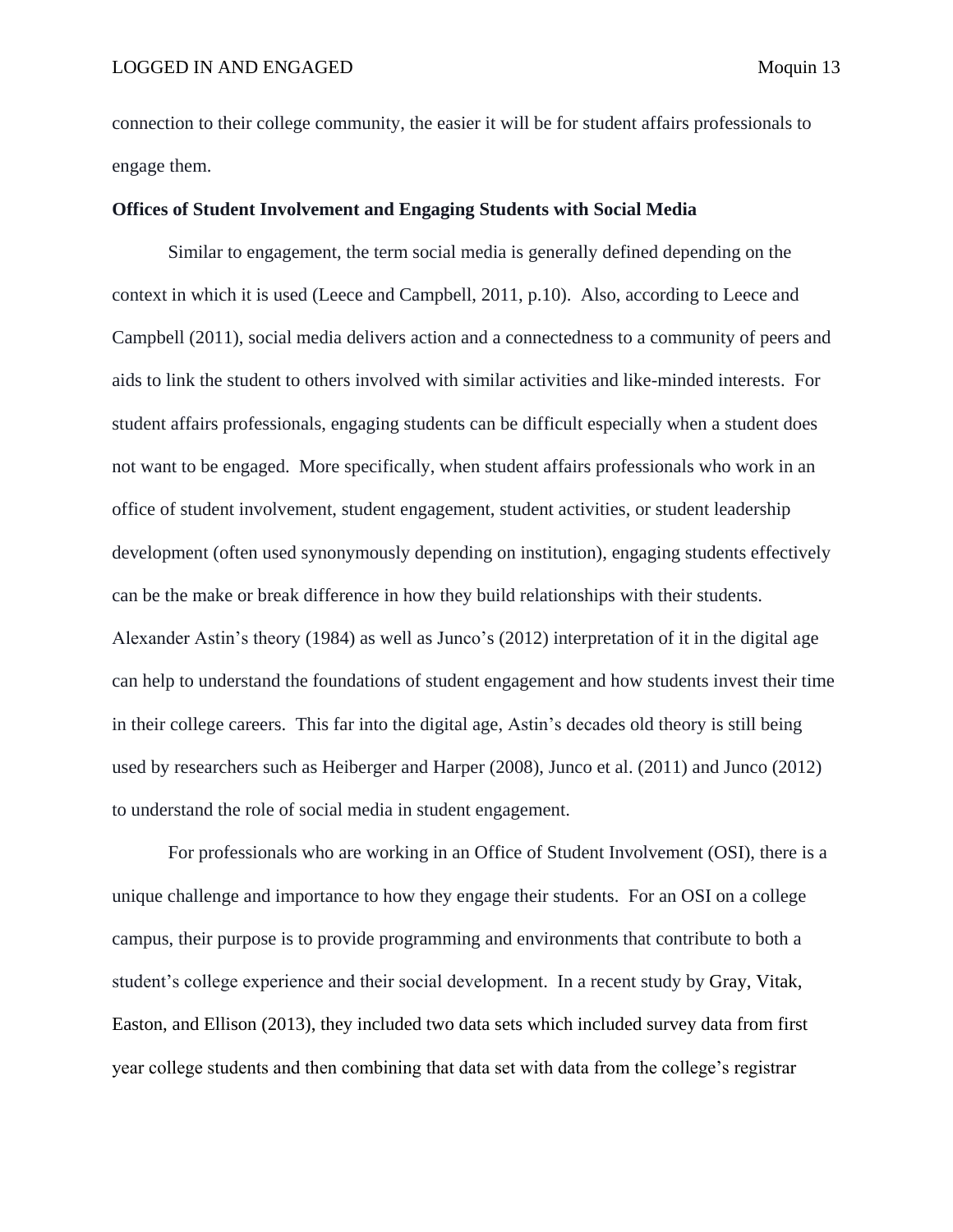connection to their college community, the easier it will be for student affairs professionals to engage them.

**Offices of Student Involvement and Engaging Students with Social Media**

Similar to engagement, the term social media is generally defined depending on the context in which it is used (Leece and Campbell, 2011, p.10). Also, according to Leece and Campbell (2011), social media delivers action and a connectedness to a community of peers and aids to link the student to others involved with similar activities and like-minded interests. For student affairs professionals, engaging students can be difficult especially when a student does not want to be engaged. More specifically, when student affairs professionals who work in an office of student involvement, student engagement, student activities, or student leadership development (often used synonymously depending on institution), engaging students effectively can be the make or break difference in how they build relationships with their students. Alexander Astin's theory (1984) as well as Junco's (2012) interpretation of it in the digital age can help to understand the foundations of student engagement and how students invest their time in their college careers. This far into the digital age, Astin's decades old theory is still being used by researchers such as Heiberger and Harper (2008), Junco et al. (2011) and Junco (2012) to understand the role of social media in student engagement.

For professionals who are working in an Office of Student Involvement (OSI), there is a unique challenge and importance to how they engage their students. For an OSI on a college campus, their purpose is to provide programming and environments that contribute to both a student's college experience and their social development. In a recent study by Gray, Vitak, Easton, and Ellison (2013), they included two data sets which included survey data from first year college students and then combining that data set with data from the college's registrar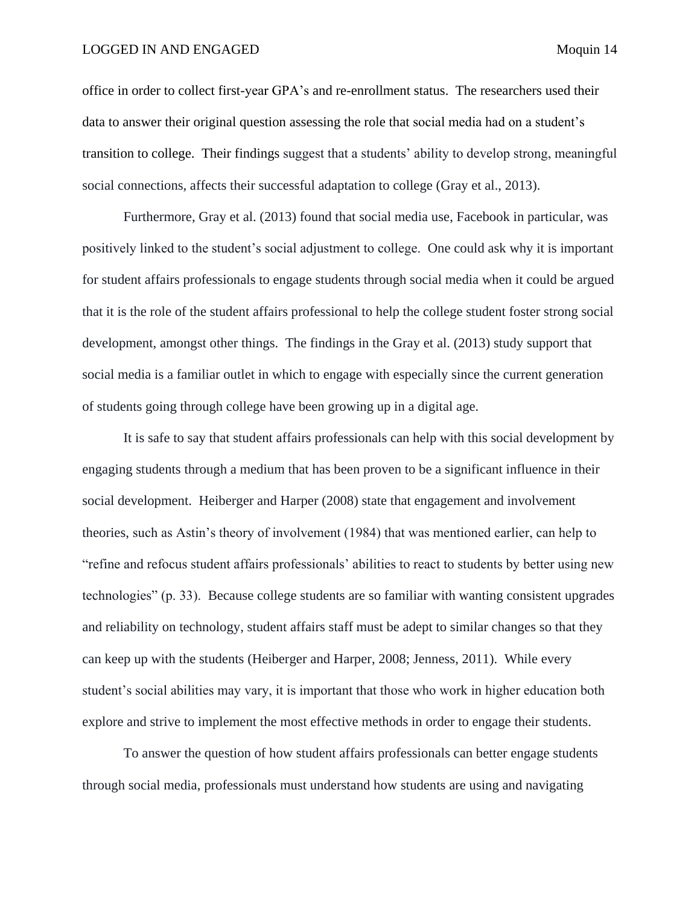office in order to collect first-year GPA's and re-enrollment status. The researchers used their data to answer their original question assessing the role that social media had on a student's transition to college. Their findings suggest that a students' ability to develop strong, meaningful social connections, affects their successful adaptation to college (Gray et al., 2013).

Furthermore, Gray et al. (2013) found that social media use, Facebook in particular, was positively linked to the student's social adjustment to college. One could ask why it is important for student affairs professionals to engage students through social media when it could be argued that it is the role of the student affairs professional to help the college student foster strong social development, amongst other things. The findings in the Gray et al. (2013) study support that social media is a familiar outlet in which to engage with especially since the current generation of students going through college have been growing up in a digital age.

It is safe to say that student affairs professionals can help with this social development by engaging students through a medium that has been proven to be a significant influence in their social development. Heiberger and Harper (2008) state that engagement and involvement theories, such as Astin's theory of involvement (1984) that was mentioned earlier, can help to "refine and refocus student affairs professionals' abilities to react to students by better using new technologies" (p. 33). Because college students are so familiar with wanting consistent upgrades and reliability on technology, student affairs staff must be adept to similar changes so that they can keep up with the students (Heiberger and Harper, 2008; Jenness, 2011). While every student's social abilities may vary, it is important that those who work in higher education both explore and strive to implement the most effective methods in order to engage their students.

To answer the question of how student affairs professionals can better engage students through social media, professionals must understand how students are using and navigating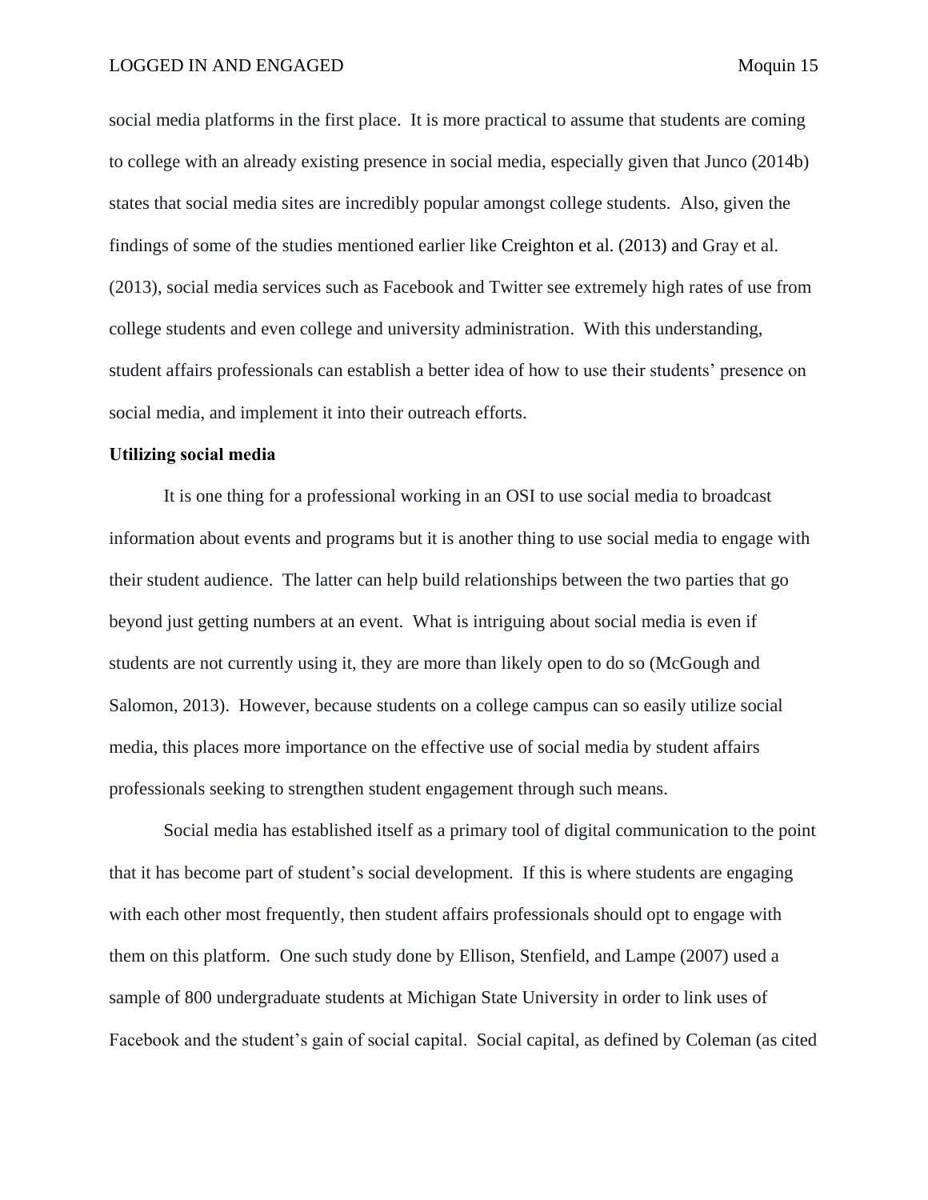social media platforms in the first place. It is more practical to assume that students are coming to college with an already existing presence in social media, especially given that Junco (2014b) states that social media sites are incredibly popular amongst college students. Also, given the findings of some of the studies mentioned earlier like Creighton et al. (2013) and Gray et al. (2013), social media services such as Facebook and Twitter see extremely high rates of use from college students and even college and university administration. With this understanding, student affairs professionals can establish a better idea of how to use their students' presence on social media, and implement it into their outreach efforts.

**Utilizing social media**

It is one thing for a professional working in an OSI to use social media to broadcast information about events and programs but it is another thing to use social media to engage with their student audience. The latter can help build relationships between the two parties that go beyond just getting numbers at an event. What is intriguing about social media is even if students are not currently using it, they are more than likely open to do so (McGough and Salomon, 2013). However, because students on a college campus can so easily utilize social media, this places more importance on the effective use of social media by student affairs professionals seeking to strengthen student engagement through such means.

Social media has established itself as a primary tool of digital communication to the point that it has become part of student's social development. If this is where students are engaging with each other most frequently, then student affairs professionals should opt to engage with them on this platform. One such study done by Ellison, Stenfield, and Lampe (2007) used a sample of 800 undergraduate students at Michigan State University in order to link uses of Facebook and the student's gain of social capital. Social capital, as defined by Coleman (as cited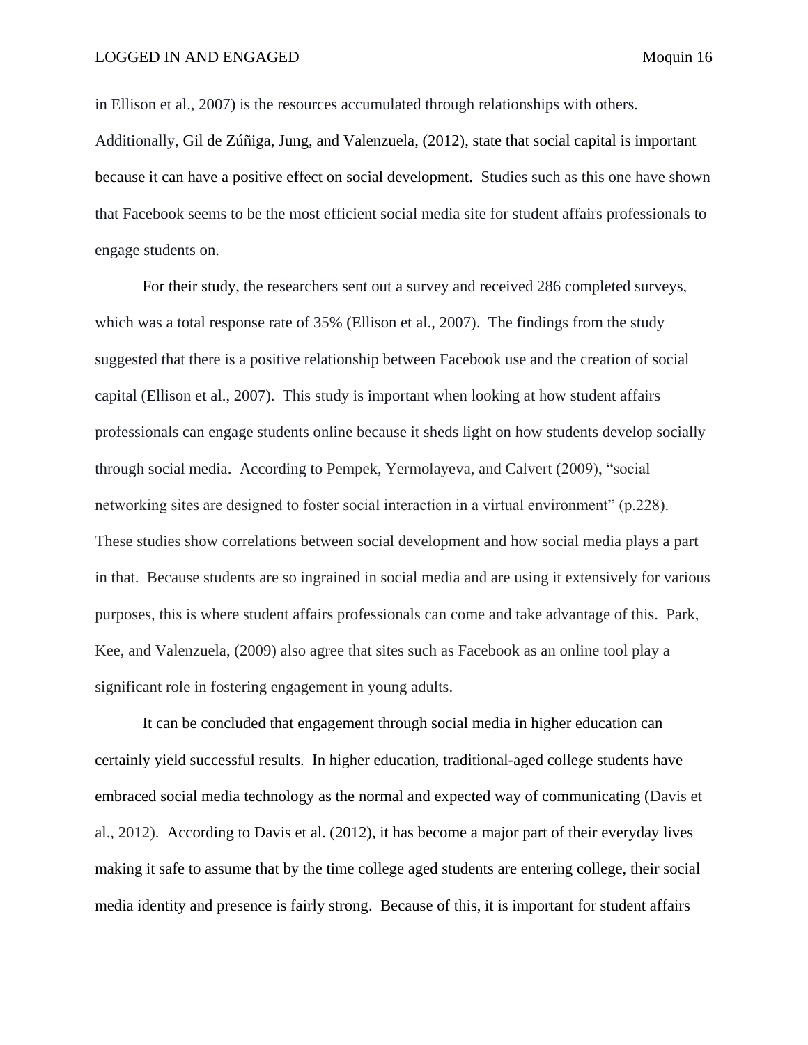in Ellison et al., 2007) is the resources accumulated through relationships with others. Additionally, Gil de Zúñiga, Jung, and Valenzuela, (2012), state that social capital is important because it can have a positive effect on social development. Studies such as this one have shown that Facebook seems to be the most efficient social media site for student affairs professionals to engage students on.

For their study, the researchers sent out a survey and received 286 completed surveys, which was a total response rate of 35% (Ellison et al., 2007). The findings from the study suggested that there is a positive relationship between Facebook use and the creation of social capital (Ellison et al., 2007). This study is important when looking at how student affairs professionals can engage students online because it sheds light on how students develop socially through social media. According to Pempek, Yermolayeva, and Calvert (2009), "social networking sites are designed to foster social interaction in a virtual environment" (p.228). These studies show correlations between social development and how social media plays a part in that. Because students are so ingrained in social media and are using it extensively for various purposes, this is where student affairs professionals can come and take advantage of this. Park, Kee, and Valenzuela, (2009) also agree that sites such as Facebook as an online tool play a significant role in fostering engagement in young adults.

It can be concluded that engagement through social media in higher education can certainly yield successful results. In higher education, traditional-aged college students have embraced social media technology as the normal and expected way of communicating (Davis et al., 2012). According to Davis et al. (2012), it has become a major part of their everyday lives making it safe to assume that by the time college aged students are entering college, their social media identity and presence is fairly strong. Because of this, it is important for student affairs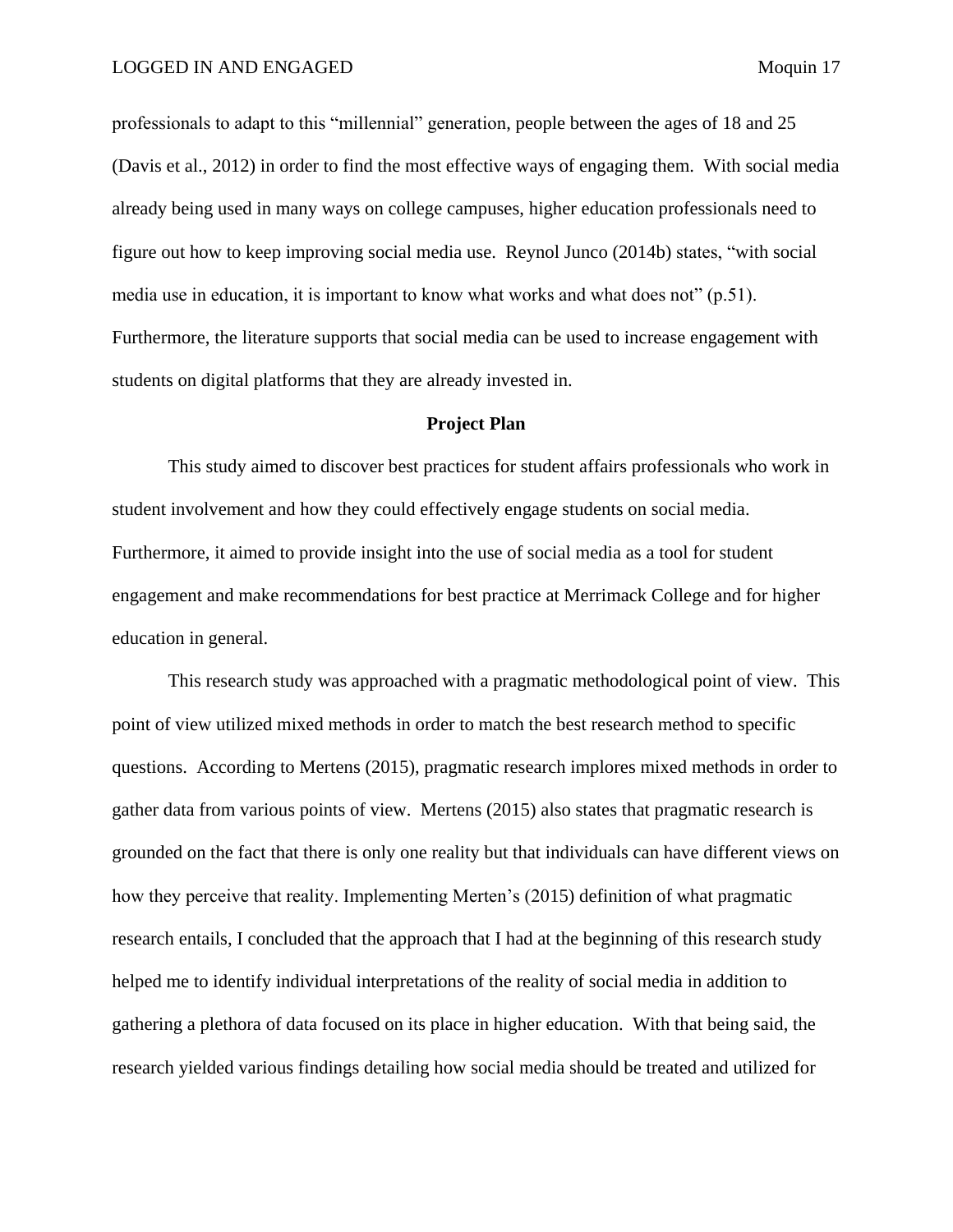professionals to adapt to this "millennial" generation, people between the ages of 18 and 25 (Davis et al., 2012) in order to find the most effective ways of engaging them. With social media already being used in many ways on college campuses, higher education professionals need to figure out how to keep improving social media use. Reynol Junco (2014b) states, "with social media use in education, it is important to know what works and what does not" (p.51). Furthermore, the literature supports that social media can be used to increase engagement with students on digital platforms that they are already invested in.

## Project Plan

This study aimed to discover best practices for student affairs professionals who work in student involvement and how they could effectively engage students on social media. Furthermore, it aimed to provide insight into the use of social media as a tool for student engagement and make recommendations for best practice at Merrimack College and for higher education in general.

This research study was approached with a pragmatic methodological point of view. This point of view utilized mixed methods in order to match the best research method to specific questions. According to Mertens (2015), pragmatic research implores mixed methods in order to gather data from various points of view. Mertens (2015) also states that pragmatic research is grounded on the fact that there is only one reality but that individuals can have different views on how they perceive that reality. Implementing Merten's (2015) definition of what pragmatic research entails, I concluded that the approach that I had at the beginning of this research study helped me to identify individual interpretations of the reality of social media in addition to gathering a plethora of data focused on its place in higher education. With that being said, the research yielded various findings detailing how social media should be treated and utilized for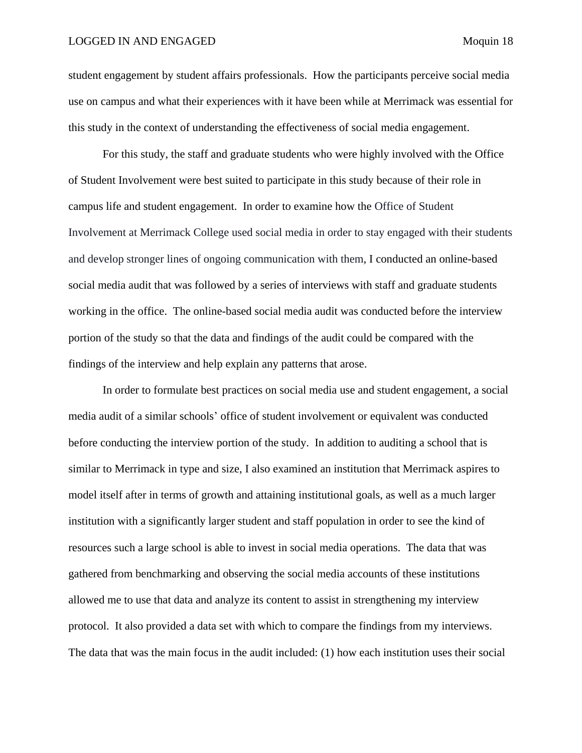student engagement by student affairs professionals. How the participants perceive social media use on campus and what their experiences with it have been while at Merrimack was essential for this study in the context of understanding the effectiveness of social media engagement.

For this study, the staff and graduate students who were highly involved with the Office of Student Involvement were best suited to participate in this study because of their role in campus life and student engagement. In order to examine how the Office of Student Involvement at Merrimack College used social media in order to stay engaged with their students and develop stronger lines of ongoing communication with them, I conducted an online-based social media audit that was followed by a series of interviews with staff and graduate students working in the office. The online-based social media audit was conducted before the interview portion of the study so that the data and findings of the audit could be compared with the findings of the interview and help explain any patterns that arose.

In order to formulate best practices on social media use and student engagement, a social media audit of a similar schools' office of student involvement or equivalent was conducted before conducting the interview portion of the study. In addition to auditing a school that is similar to Merrimack in type and size, I also examined an institution that Merrimack aspires to model itself after in terms of growth and attaining institutional goals, as well as a much larger institution with a significantly larger student and staff population in order to see the kind of resources such a large school is able to invest in social media operations. The data that was gathered from benchmarking and observing the social media accounts of these institutions allowed me to use that data and analyze its content to assist in strengthening my interview protocol. It also provided a data set with which to compare the findings from my interviews. The data that was the main focus in the audit included: (1) how each institution uses their social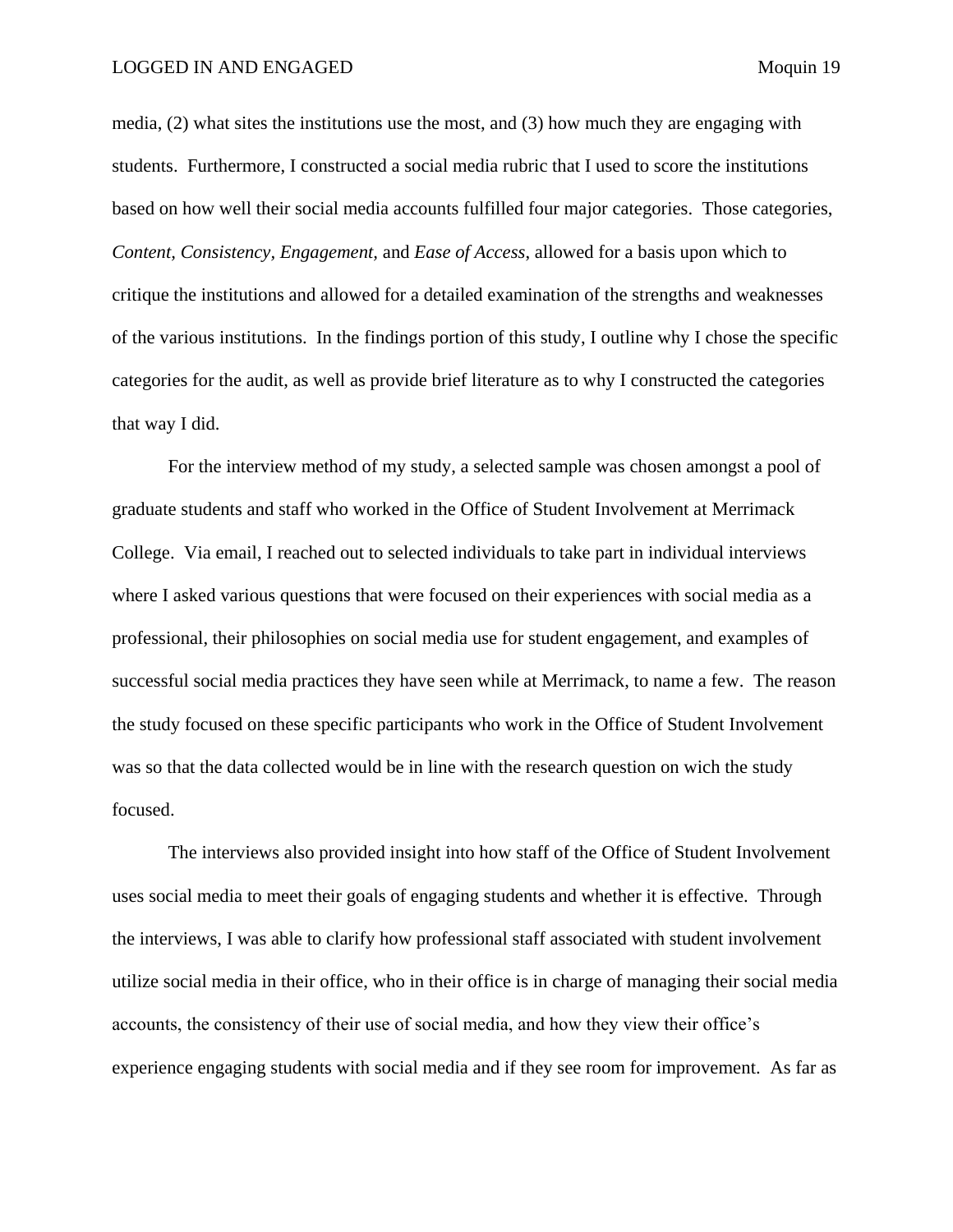media, (2) what sites the institutions use the most, and (3) how much they are engaging with students. Furthermore, I constructed a social media rubric that I used to score the institutions based on how well their social media accounts fulfilled four major categories. Those categories, *Content, Consistency, Engagement,* and *Ease of Access*, allowed for a basis upon which to critique the institutions and allowed for a detailed examination of the strengths and weaknesses of the various institutions. In the findings portion of this study, I outline why I chose the specific categories for the audit, as well as provide brief literature as to why I constructed the categories that way I did.

For the interview method of my study, a selected sample was chosen amongst a pool of graduate students and staff who worked in the Office of Student Involvement at Merrimack College. Via email, I reached out to selected individuals to take part in individual interviews where I asked various questions that were focused on their experiences with social media as a professional, their philosophies on social media use for student engagement, and examples of successful social media practices they have seen while at Merrimack, to name a few. The reason the study focused on these specific participants who work in the Office of Student Involvement was so that the data collected would be in line with the research question on wich the study focused.

The interviews also provided insight into how staff of the Office of Student Involvement uses social media to meet their goals of engaging students and whether it is effective. Through the interviews, I was able to clarify how professional staff associated with student involvement utilize social media in their office, who in their office is in charge of managing their social media accounts, the consistency of their use of social media, and how they view their office's experience engaging students with social media and if they see room for improvement. As far as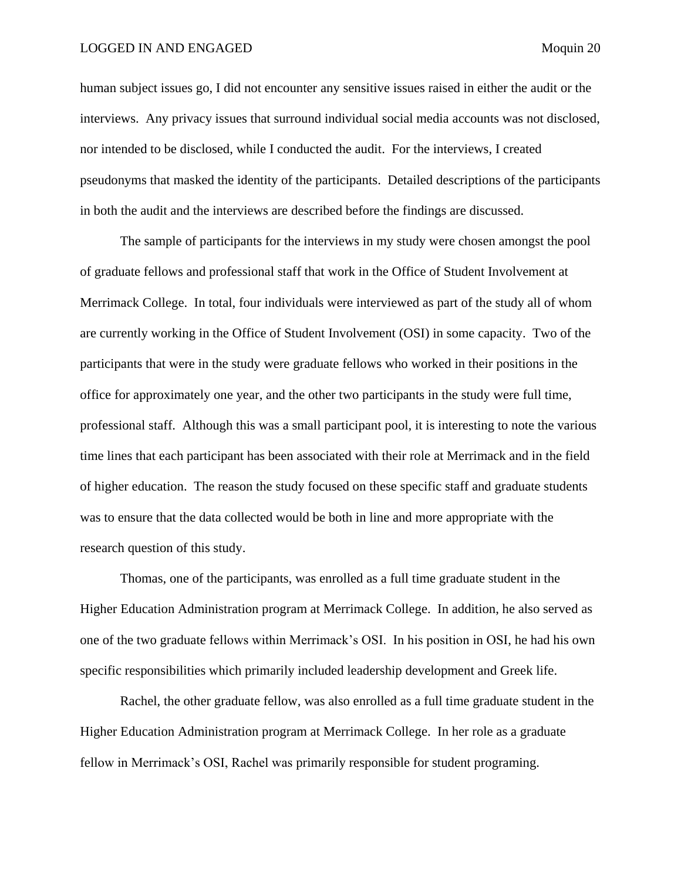human subject issues go, I did not encounter any sensitive issues raised in either the audit or the interviews. Any privacy issues that surround individual social media accounts was not disclosed, nor intended to be disclosed, while I conducted the audit. For the interviews, I created pseudonyms that masked the identity of the participants. Detailed descriptions of the participants in both the audit and the interviews are described before the findings are discussed.

The sample of participants for the interviews in my study were chosen amongst the pool of graduate fellows and professional staff that work in the Office of Student Involvement at Merrimack College. In total, four individuals were interviewed as part of the study all of whom are currently working in the Office of Student Involvement (OSI) in some capacity. Two of the participants that were in the study were graduate fellows who worked in their positions in the office for approximately one year, and the other two participants in the study were full time, professional staff. Although this was a small participant pool, it is interesting to note the various time lines that each participant has been associated with their role at Merrimack and in the field of higher education. The reason the study focused on these specific staff and graduate students was to ensure that the data collected would be both in line and more appropriate with the research question of this study.

Thomas, one of the participants, was enrolled as a full time graduate student in the Higher Education Administration program at Merrimack College. In addition, he also served as one of the two graduate fellows within Merrimack's OSI. In his position in OSI, he had his own specific responsibilities which primarily included leadership development and Greek life.

Rachel, the other graduate fellow, was also enrolled as a full time graduate student in the Higher Education Administration program at Merrimack College. In her role as a graduate fellow in Merrimack's OSI, Rachel was primarily responsible for student programing.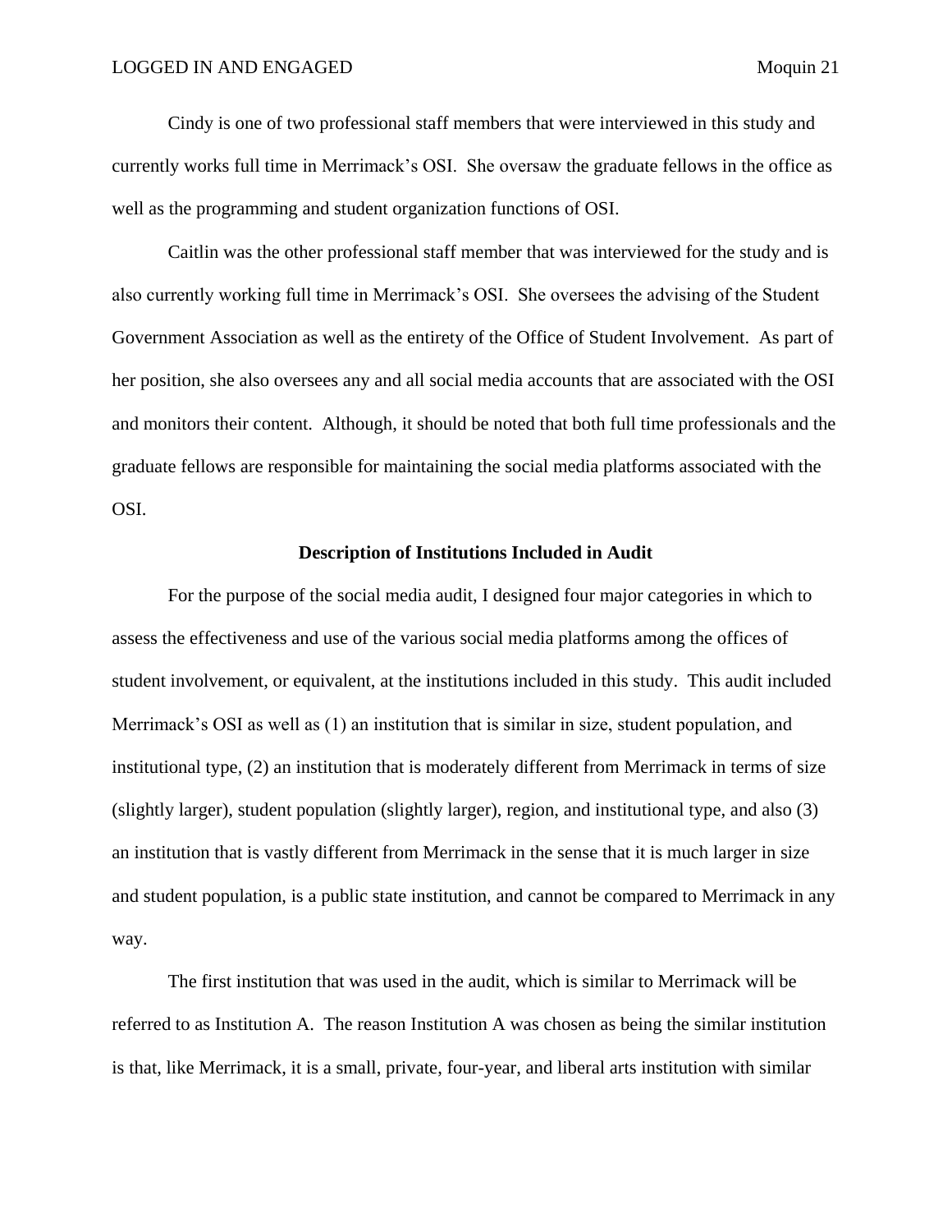Cindy is one of two professional staff members that were interviewed in this study and currently works full time in Merrimack's OSI. She oversaw the graduate fellows in the office as well as the programming and student organization functions of OSI.

Caitlin was the other professional staff member that was interviewed for the study and is also currently working full time in Merrimack's OSI. She oversees the advising of the Student Government Association as well as the entirety of the Office of Student Involvement. As part of her position, she also oversees any and all social media accounts that are associated with the OSI and monitors their content. Although, it should be noted that both full time professionals and the graduate fellows are responsible for maintaining the social media platforms associated with the OSI.

## Description of Institutions Included in Audit

For the purpose of the social media audit, I designed four major categories in which to assess the effectiveness and use of the various social media platforms among the offices of student involvement, or equivalent, at the institutions included in this study. This audit included Merrimack's OSI as well as (1) an institution that is similar in size, student population, and institutional type, (2) an institution that is moderately different from Merrimack in terms of size (slightly larger), student population (slightly larger), region, and institutional type, and also (3) an institution that is vastly different from Merrimack in the sense that it is much larger in size and student population, is a public state institution, and cannot be compared to Merrimack in any way.

The first institution that was used in the audit, which is similar to Merrimack will be referred to as Institution A. The reason Institution A was chosen as being the similar institution is that, like Merrimack, it is a small, private, four-year, and liberal arts institution with similar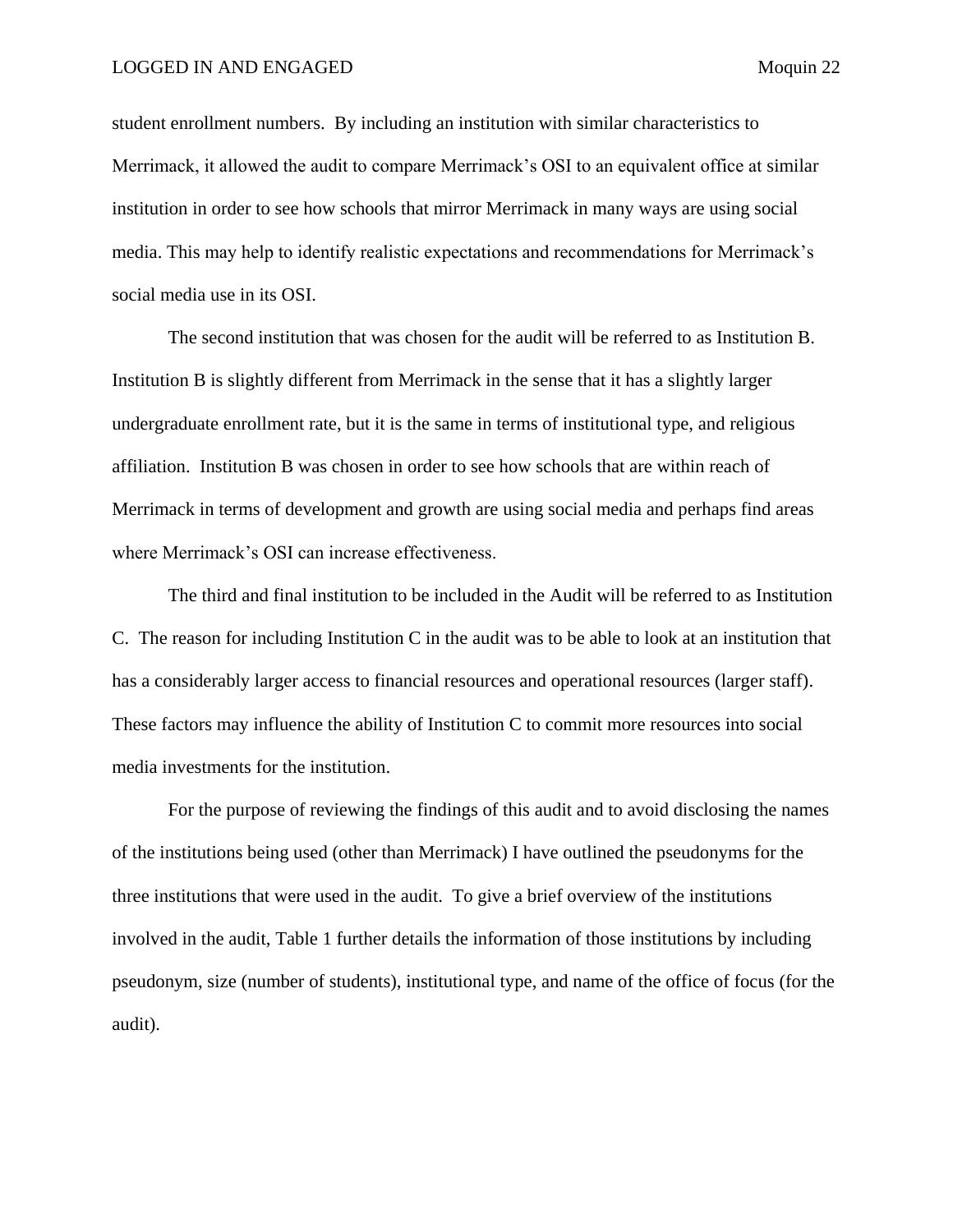student enrollment numbers.  By including an institution with similar characteristics to Merrimack, it allowed the audit to compare Merrimack's OSI to an equivalent office at similar institution in order to see how schools that mirror Merrimack in many ways are using social media. This may help to identify realistic expectations and recommendations for Merrimack's social media use in its OSI.

The second institution that was chosen for the audit will be referred to as Institution B. Institution B is slightly different from Merrimack in the sense that it has a slightly larger undergraduate enrollment rate, but it is the same in terms of institutional type, and religious affiliation.  Institution B was chosen in order to see how schools that are within reach of Merrimack in terms of development and growth are using social media and perhaps find areas where Merrimack's OSI can increase effectiveness.

The third and final institution to be included in the Audit will be referred to as Institution C.  The reason for including Institution C in the audit was to be able to look at an institution that has a considerably larger access to financial resources and operational resources (larger staff). These factors may influence the ability of Institution C to commit more resources into social media investments for the institution.

For the purpose of reviewing the findings of this audit and to avoid disclosing the names of the institutions being used (other than Merrimack) I have outlined the pseudonyms for the three institutions that were used in the audit.  To give a brief overview of the institutions involved in the audit, Table 1 further details the information of those institutions by including pseudonym, size (number of students), institutional type, and name of the office of focus (for the audit).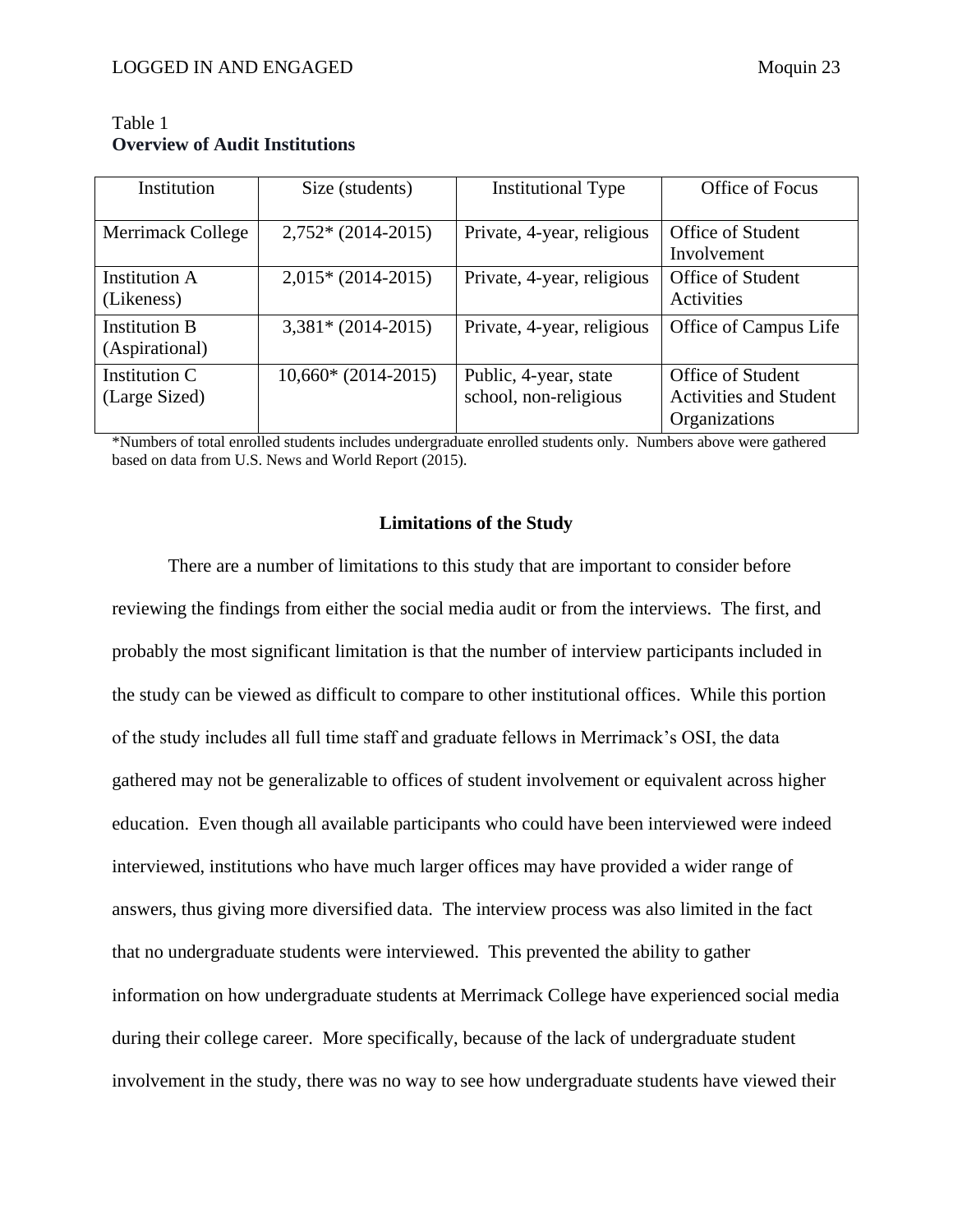Table 1
**Overview of Audit Institutions**

| Institution | Size (students) | Institutional Type | Office of Focus |
|---|---|---|---|
| Merrimack College | 2,752* (2014-2015) | Private, 4-year, religious | Office of Student Involvement |
| Institution A (Likeness) | 2,015* (2014-2015) | Private, 4-year, religious | Office of Student Activities |
| Institution B (Aspirational) | 3,381* (2014-2015) | Private, 4-year, religious | Office of Campus Life |
| Institution C (Large Sized) | 10,660* (2014-2015) | Public, 4-year, state school, non-religious | Office of Student Activities and Student Organizations |

*Numbers of total enrolled students includes undergraduate enrolled students only. Numbers above were gathered based on data from U.S. News and World Report (2015).

## Limitations of the Study

There are a number of limitations to this study that are important to consider before reviewing the findings from either the social media audit or from the interviews. The first, and probably the most significant limitation is that the number of interview participants included in the study can be viewed as difficult to compare to other institutional offices. While this portion of the study includes all full time staff and graduate fellows in Merrimack's OSI, the data gathered may not be generalizable to offices of student involvement or equivalent across higher education. Even though all available participants who could have been interviewed were indeed interviewed, institutions who have much larger offices may have provided a wider range of answers, thus giving more diversified data. The interview process was also limited in the fact that no undergraduate students were interviewed. This prevented the ability to gather information on how undergraduate students at Merrimack College have experienced social media during their college career. More specifically, because of the lack of undergraduate student involvement in the study, there was no way to see how undergraduate students have viewed their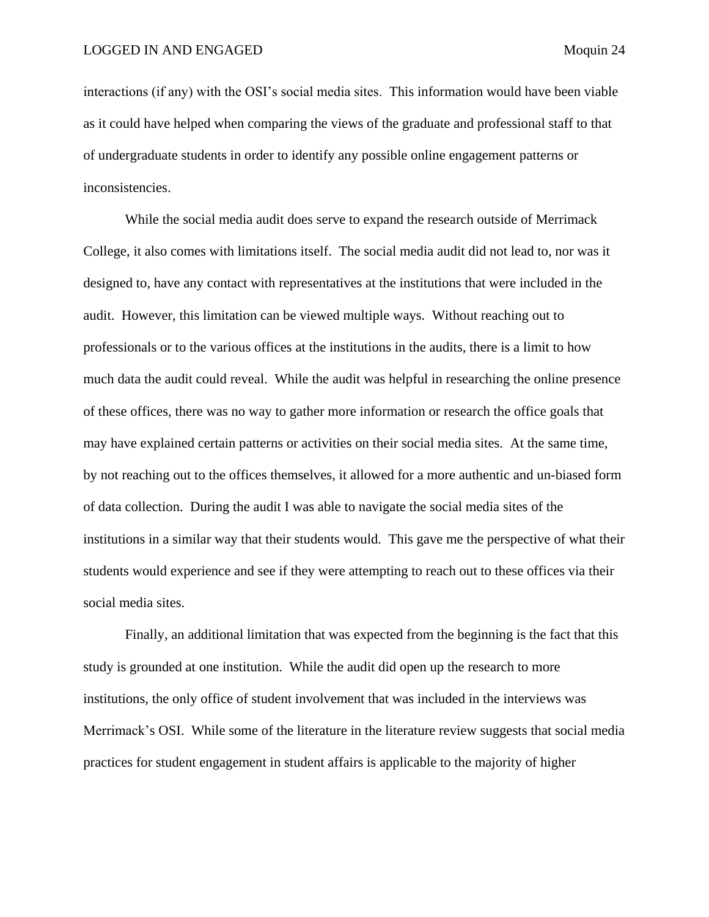interactions (if any) with the OSI's social media sites.  This information would have been viable as it could have helped when comparing the views of the graduate and professional staff to that of undergraduate students in order to identify any possible online engagement patterns or inconsistencies.

While the social media audit does serve to expand the research outside of Merrimack College, it also comes with limitations itself.  The social media audit did not lead to, nor was it designed to, have any contact with representatives at the institutions that were included in the audit.  However, this limitation can be viewed multiple ways.  Without reaching out to professionals or to the various offices at the institutions in the audits, there is a limit to how much data the audit could reveal.  While the audit was helpful in researching the online presence of these offices, there was no way to gather more information or research the office goals that may have explained certain patterns or activities on their social media sites.  At the same time, by not reaching out to the offices themselves, it allowed for a more authentic and un-biased form of data collection.  During the audit I was able to navigate the social media sites of the institutions in a similar way that their students would.  This gave me the perspective of what their students would experience and see if they were attempting to reach out to these offices via their social media sites.

Finally, an additional limitation that was expected from the beginning is the fact that this study is grounded at one institution.  While the audit did open up the research to more institutions, the only office of student involvement that was included in the interviews was Merrimack's OSI.  While some of the literature in the literature review suggests that social media practices for student engagement in student affairs is applicable to the majority of higher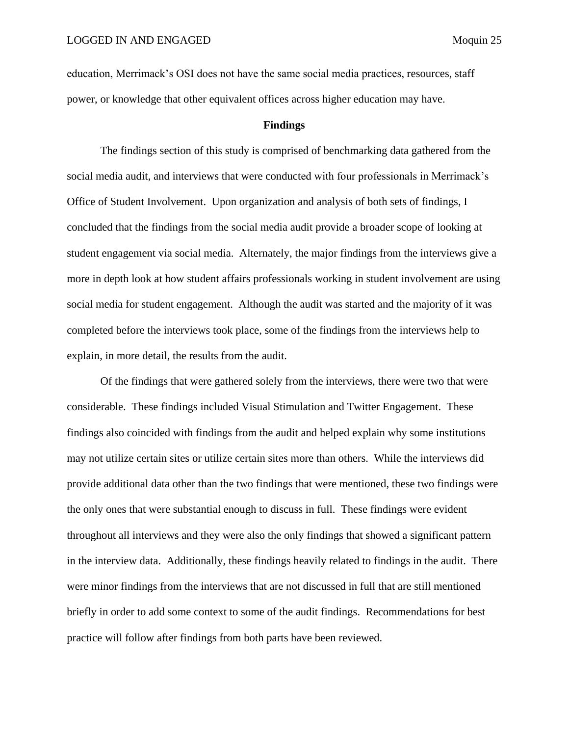education, Merrimack's OSI does not have the same social media practices, resources, staff power, or knowledge that other equivalent offices across higher education may have.

## Findings

The findings section of this study is comprised of benchmarking data gathered from the social media audit, and interviews that were conducted with four professionals in Merrimack's Office of Student Involvement. Upon organization and analysis of both sets of findings, I concluded that the findings from the social media audit provide a broader scope of looking at student engagement via social media. Alternately, the major findings from the interviews give a more in depth look at how student affairs professionals working in student involvement are using social media for student engagement. Although the audit was started and the majority of it was completed before the interviews took place, some of the findings from the interviews help to explain, in more detail, the results from the audit.

Of the findings that were gathered solely from the interviews, there were two that were considerable. These findings included Visual Stimulation and Twitter Engagement. These findings also coincided with findings from the audit and helped explain why some institutions may not utilize certain sites or utilize certain sites more than others. While the interviews did provide additional data other than the two findings that were mentioned, these two findings were the only ones that were substantial enough to discuss in full. These findings were evident throughout all interviews and they were also the only findings that showed a significant pattern in the interview data. Additionally, these findings heavily related to findings in the audit. There were minor findings from the interviews that are not discussed in full that are still mentioned briefly in order to add some context to some of the audit findings. Recommendations for best practice will follow after findings from both parts have been reviewed.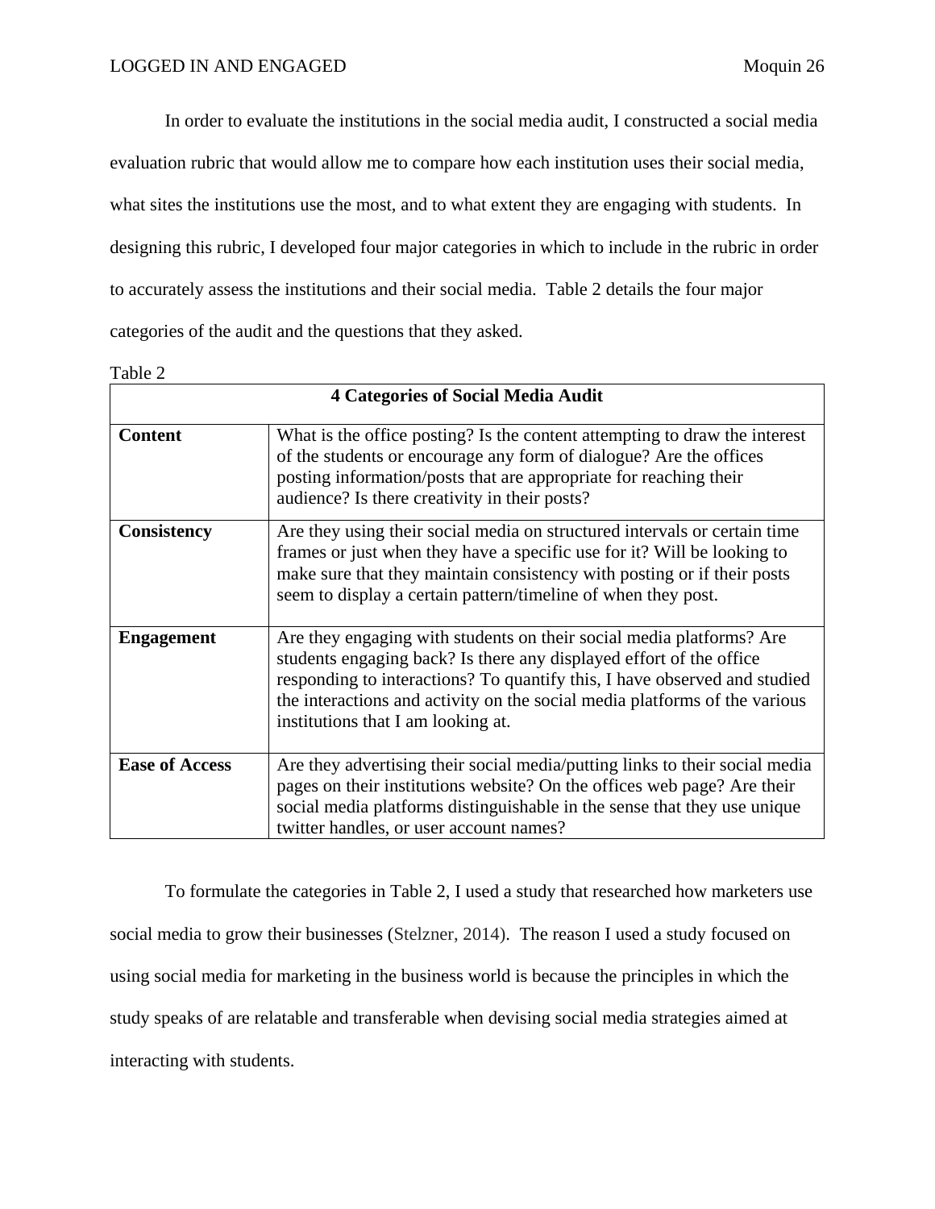In order to evaluate the institutions in the social media audit, I constructed a social media evaluation rubric that would allow me to compare how each institution uses their social media, what sites the institutions use the most, and to what extent they are engaging with students. In designing this rubric, I developed four major categories in which to include in the rubric in order to accurately assess the institutions and their social media. Table 2 details the four major categories of the audit and the questions that they asked.

Table 2

| **4 Categories of Social Media Audit** | |
|---|---|
| **Content** | What is the office posting? Is the content attempting to draw the interest of the students or encourage any form of dialogue? Are the offices posting information/posts that are appropriate for reaching their audience? Is there creativity in their posts? |
| **Consistency** | Are they using their social media on structured intervals or certain time frames or just when they have a specific use for it? Will be looking to make sure that they maintain consistency with posting or if their posts seem to display a certain pattern/timeline of when they post. |
| **Engagement** | Are they engaging with students on their social media platforms? Are students engaging back? Is there any displayed effort of the office responding to interactions? To quantify this, I have observed and studied the interactions and activity on the social media platforms of the various institutions that I am looking at. |
| **Ease of Access** | Are they advertising their social media/putting links to their social media pages on their institutions website? On the offices web page? Are their social media platforms distinguishable in the sense that they use unique twitter handles, or user account names? |

To formulate the categories in Table 2, I used a study that researched how marketers use social media to grow their businesses (Stelzner, 2014). The reason I used a study focused on using social media for marketing in the business world is because the principles in which the study speaks of are relatable and transferable when devising social media strategies aimed at interacting with students.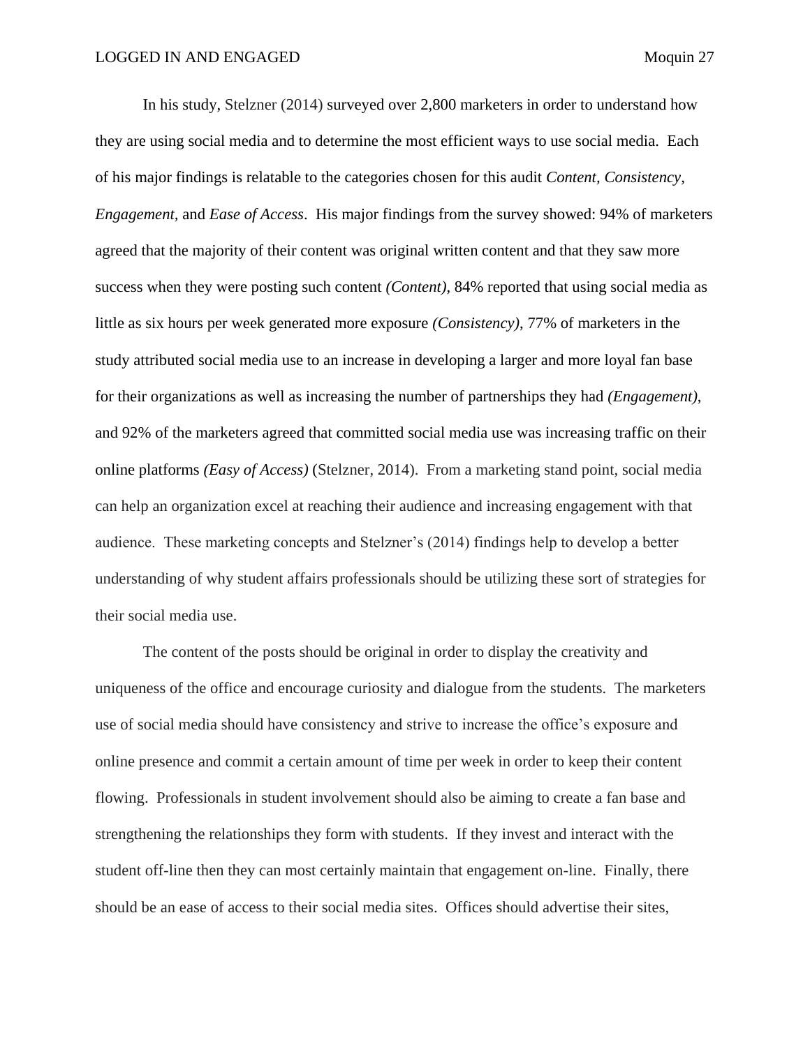In his study, Stelzner (2014) surveyed over 2,800 marketers in order to understand how they are using social media and to determine the most efficient ways to use social media.  Each of his major findings is relatable to the categories chosen for this audit *Content, Consistency, Engagement,* and *Ease of Access*.  His major findings from the survey showed: 94% of marketers agreed that the majority of their content was original written content and that they saw more success when they were posting such content *(Content)*, 84% reported that using social media as little as six hours per week generated more exposure *(Consistency)*, 77% of marketers in the study attributed social media use to an increase in developing a larger and more loyal fan base for their organizations as well as increasing the number of partnerships they had *(Engagement)*, and 92% of the marketers agreed that committed social media use was increasing traffic on their online platforms *(Easy of Access)* (Stelzner, 2014).  From a marketing stand point, social media can help an organization excel at reaching their audience and increasing engagement with that audience.  These marketing concepts and Stelzner's (2014) findings help to develop a better understanding of why student affairs professionals should be utilizing these sort of strategies for their social media use.

The content of the posts should be original in order to display the creativity and uniqueness of the office and encourage curiosity and dialogue from the students.  The marketers use of social media should have consistency and strive to increase the office's exposure and online presence and commit a certain amount of time per week in order to keep their content flowing.  Professionals in student involvement should also be aiming to create a fan base and strengthening the relationships they form with students.  If they invest and interact with the student off-line then they can most certainly maintain that engagement on-line.  Finally, there should be an ease of access to their social media sites.  Offices should advertise their sites,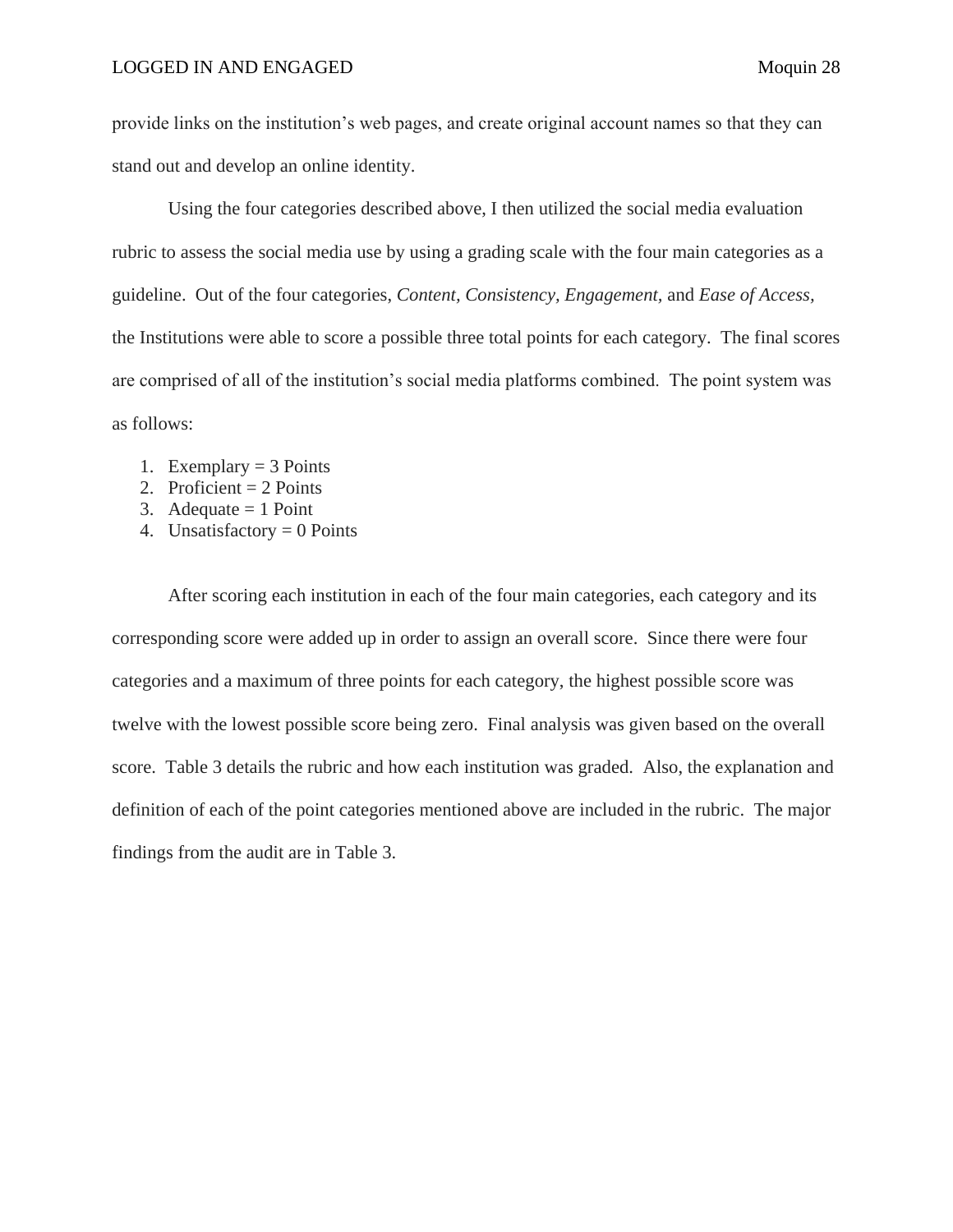provide links on the institution's web pages, and create original account names so that they can stand out and develop an online identity.

Using the four categories described above, I then utilized the social media evaluation rubric to assess the social media use by using a grading scale with the four main categories as a guideline. Out of the four categories, *Content*, *Consistency*, *Engagement*, and *Ease of Access*, the Institutions were able to score a possible three total points for each category. The final scores are comprised of all of the institution's social media platforms combined. The point system was as follows:

1. Exemplary = 3 Points
2. Proficient = 2 Points
3. Adequate = 1 Point
4. Unsatisfactory = 0 Points

After scoring each institution in each of the four main categories, each category and its corresponding score were added up in order to assign an overall score. Since there were four categories and a maximum of three points for each category, the highest possible score was twelve with the lowest possible score being zero. Final analysis was given based on the overall score. Table 3 details the rubric and how each institution was graded. Also, the explanation and definition of each of the point categories mentioned above are included in the rubric. The major findings from the audit are in Table 3.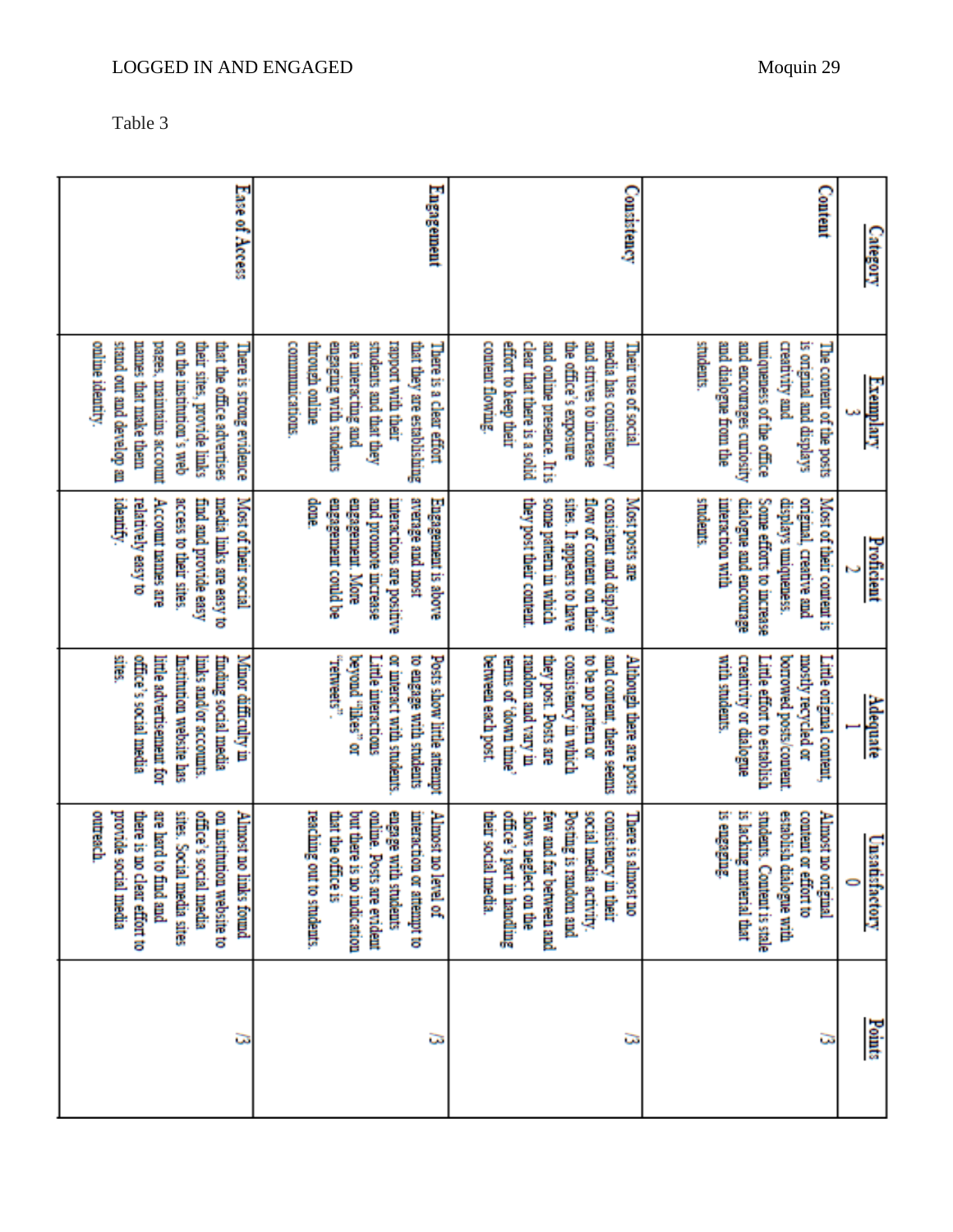Table 3

| Category | Exemplary 3 | Proficient 2 | Adequate 1 | Unsatisfactory 0 | Points |
|---|---|---|---|---|---|
| Content | The content of the posts is original and displays creativity and uniqueness of the office and encourages curiosity and dialogue from the students. | Most of their content is original, creative and displays uniqueness. Some efforts to increase dialogue and encourage interaction with students. | Little original content, mostly recycled or borrowed posts/content. Little effort to establish creativity or dialogue with students. | Almost no original content or effort to establish dialogue with students. Content is stale is lacking material that is engaging. | /3 |
| Consistency | Their use of social media has consistency and strives to increase the office's exposure and online presence. It is clear that there is a solid effort to keep their content flowing. | Most posts are consistent and display a flow of content on their sites. It appears to have some pattern in which they post their content. | Although there are posts and content, there seems to be no pattern or consistency in which they post. Posts are random and vary in terms of 'down time' between each post. | There is almost no consistency in their social media activity. Posting is random and few and far between and shows neglect on the office's part in handling their social media. | /3 |
| Engagement | There is a clear effort that they are establishing rapport with their students and that they are interacting and engaging with students through online communications. | Engagement is above average and most interactions are positive and promote increase engagement. More engagement could be done. | Posts show little attempt to engage with students or interact with students. Little interactions beyond "likes" or "retweets". | Almost no level of interaction or attempt to engage with students online. Posts are evident but there is no indication that the office is reaching out to students. | /3 |
| Ease of Access | There is strong evidence that the office advertises their sites, provide links on the institution's web pages, maintains account names that make them stand out and develop an online identity. | Most of their social media links are easy to find and provide easy access to their sites. Account names are relatively easy to identify. | Minor difficulty in finding social media links and/or accounts. Institution website has little advertisement for office's social media sites. | Almost no links found on institution website to office's social media sites. Social media sites are hard to find and there is no clear effort to provide social media outreach. | /3 |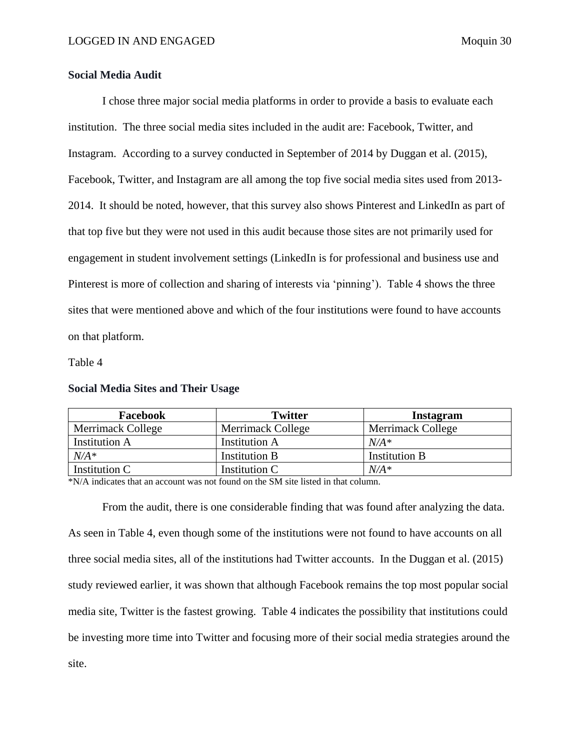**Social Media Audit**

I chose three major social media platforms in order to provide a basis to evaluate each institution. The three social media sites included in the audit are: Facebook, Twitter, and Instagram. According to a survey conducted in September of 2014 by Duggan et al. (2015), Facebook, Twitter, and Instagram are all among the top five social media sites used from 2013-2014. It should be noted, however, that this survey also shows Pinterest and LinkedIn as part of that top five but they were not used in this audit because those sites are not primarily used for engagement in student involvement settings (LinkedIn is for professional and business use and Pinterest is more of collection and sharing of interests via 'pinning'). Table 4 shows the three sites that were mentioned above and which of the four institutions were found to have accounts on that platform.

Table 4

**Social Media Sites and Their Usage**

| Facebook | Twitter | Instagram |
|---|---|---|
| Merrimack College | Merrimack College | Merrimack College |
| Institution A | Institution A | *N/A** |
| *N/A** | Institution B | Institution B |
| Institution C | Institution C | *N/A** |

*N/A indicates that an account was not found on the SM site listed in that column.

From the audit, there is one considerable finding that was found after analyzing the data. As seen in Table 4, even though some of the institutions were not found to have accounts on all three social media sites, all of the institutions had Twitter accounts. In the Duggan et al. (2015) study reviewed earlier, it was shown that although Facebook remains the top most popular social media site, Twitter is the fastest growing. Table 4 indicates the possibility that institutions could be investing more time into Twitter and focusing more of their social media strategies around the site.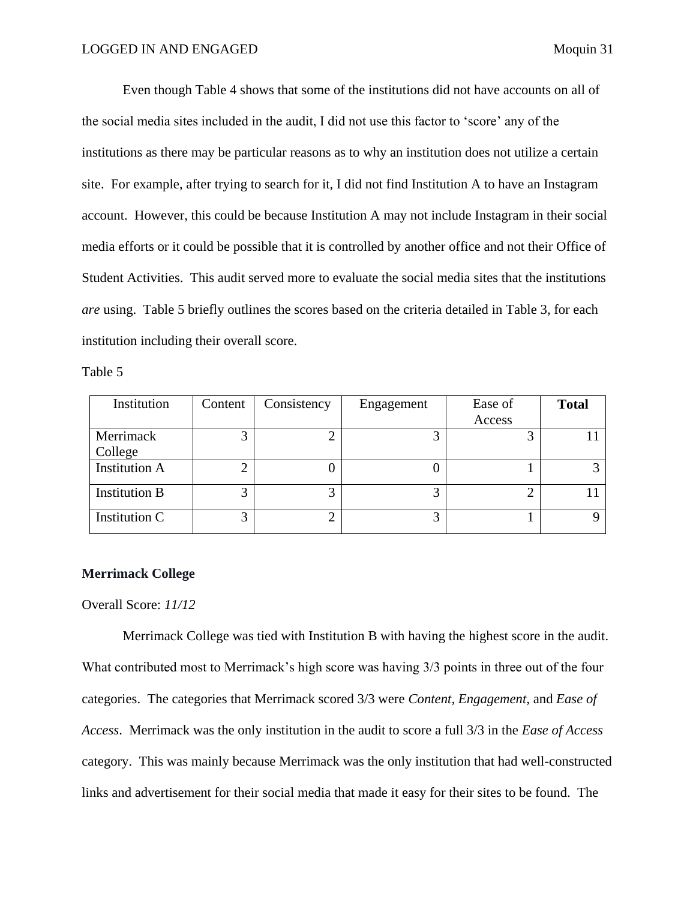Even though Table 4 shows that some of the institutions did not have accounts on all of the social media sites included in the audit, I did not use this factor to 'score' any of the institutions as there may be particular reasons as to why an institution does not utilize a certain site. For example, after trying to search for it, I did not find Institution A to have an Instagram account. However, this could be because Institution A may not include Instagram in their social media efforts or it could be possible that it is controlled by another office and not their Office of Student Activities. This audit served more to evaluate the social media sites that the institutions *are* using. Table 5 briefly outlines the scores based on the criteria detailed in Table 3, for each institution including their overall score.

Table 5

| Institution | Content | Consistency | Engagement | Ease of Access | **Total** |
|---|---|---|---|---|---|
| Merrimack College | 3 | 2 | 3 | 3 | 11 |
| Institution A | 2 | 0 | 0 | 1 | 3 |
| Institution B | 3 | 3 | 3 | 2 | 11 |
| Institution C | 3 | 2 | 3 | 1 | 9 |

**Merrimack College**

Overall Score: *11/12*

Merrimack College was tied with Institution B with having the highest score in the audit. What contributed most to Merrimack's high score was having 3/3 points in three out of the four categories. The categories that Merrimack scored 3/3 were *Content, Engagement,* and *Ease of Access*. Merrimack was the only institution in the audit to score a full 3/3 in the *Ease of Access* category. This was mainly because Merrimack was the only institution that had well-constructed links and advertisement for their social media that made it easy for their sites to be found. The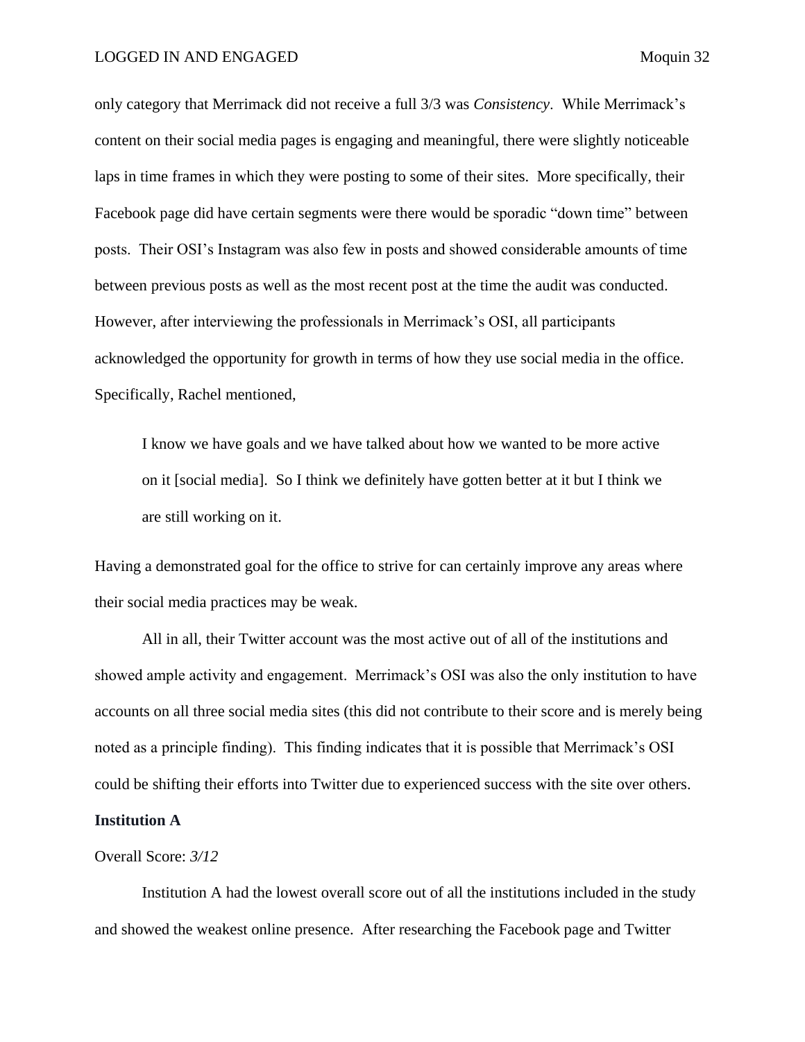only category that Merrimack did not receive a full 3/3 was *Consistency*. While Merrimack's content on their social media pages is engaging and meaningful, there were slightly noticeable laps in time frames in which they were posting to some of their sites. More specifically, their Facebook page did have certain segments were there would be sporadic "down time" between posts. Their OSI's Instagram was also few in posts and showed considerable amounts of time between previous posts as well as the most recent post at the time the audit was conducted. However, after interviewing the professionals in Merrimack's OSI, all participants acknowledged the opportunity for growth in terms of how they use social media in the office. Specifically, Rachel mentioned,

> I know we have goals and we have talked about how we wanted to be more active on it [social media]. So I think we definitely have gotten better at it but I think we are still working on it.

Having a demonstrated goal for the office to strive for can certainly improve any areas where their social media practices may be weak.

All in all, their Twitter account was the most active out of all of the institutions and showed ample activity and engagement. Merrimack's OSI was also the only institution to have accounts on all three social media sites (this did not contribute to their score and is merely being noted as a principle finding). This finding indicates that it is possible that Merrimack's OSI could be shifting their efforts into Twitter due to experienced success with the site over others.

**Institution A**

Overall Score: *3/12*

Institution A had the lowest overall score out of all the institutions included in the study and showed the weakest online presence. After researching the Facebook page and Twitter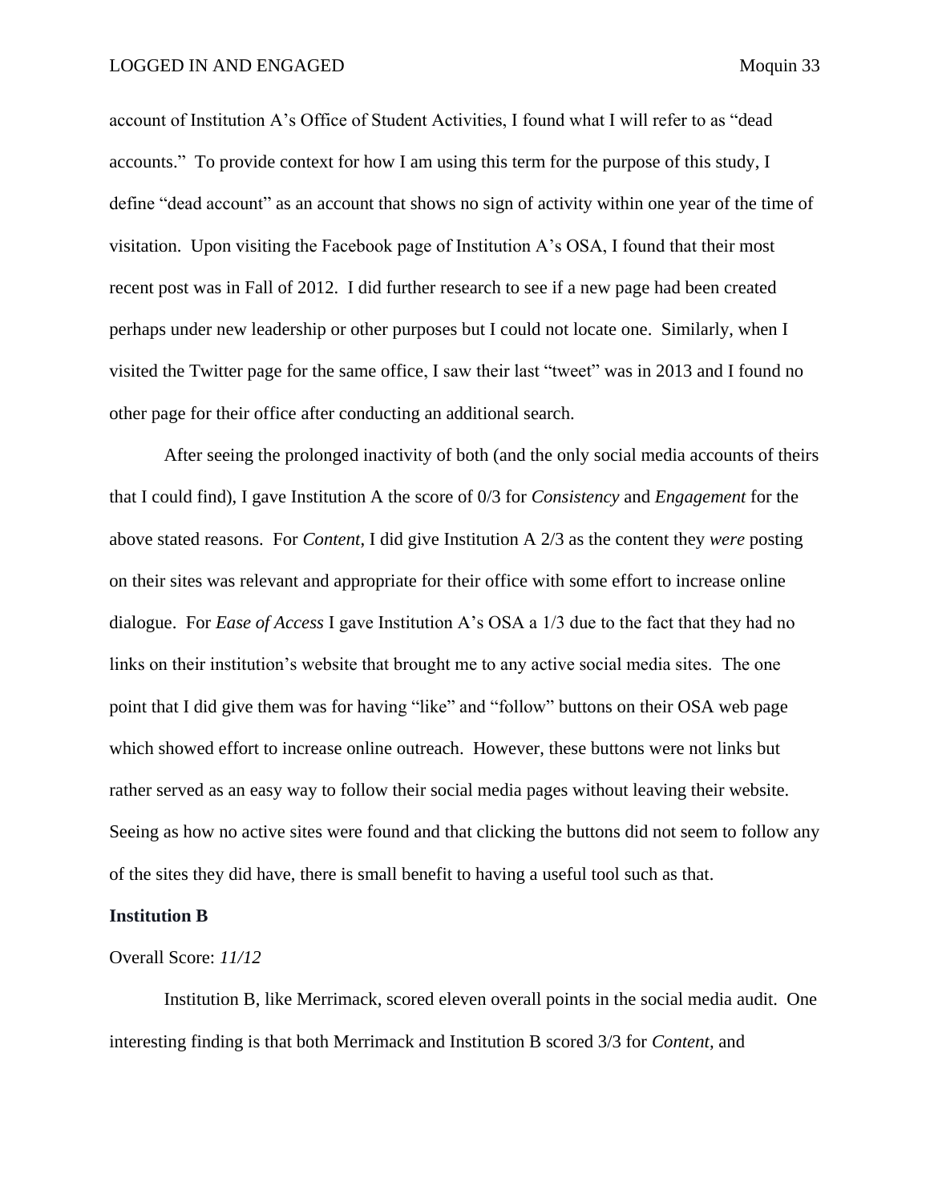account of Institution A's Office of Student Activities, I found what I will refer to as "dead accounts." To provide context for how I am using this term for the purpose of this study, I define "dead account" as an account that shows no sign of activity within one year of the time of visitation. Upon visiting the Facebook page of Institution A's OSA, I found that their most recent post was in Fall of 2012. I did further research to see if a new page had been created perhaps under new leadership or other purposes but I could not locate one. Similarly, when I visited the Twitter page for the same office, I saw their last "tweet" was in 2013 and I found no other page for their office after conducting an additional search.

After seeing the prolonged inactivity of both (and the only social media accounts of theirs that I could find), I gave Institution A the score of 0/3 for *Consistency* and *Engagement* for the above stated reasons. For *Content*, I did give Institution A 2/3 as the content they *were* posting on their sites was relevant and appropriate for their office with some effort to increase online dialogue. For *Ease of Access* I gave Institution A's OSA a 1/3 due to the fact that they had no links on their institution's website that brought me to any active social media sites. The one point that I did give them was for having "like" and "follow" buttons on their OSA web page which showed effort to increase online outreach. However, these buttons were not links but rather served as an easy way to follow their social media pages without leaving their website. Seeing as how no active sites were found and that clicking the buttons did not seem to follow any of the sites they did have, there is small benefit to having a useful tool such as that.

**Institution B**

Overall Score: *11/12*

Institution B, like Merrimack, scored eleven overall points in the social media audit. One interesting finding is that both Merrimack and Institution B scored 3/3 for *Content,* and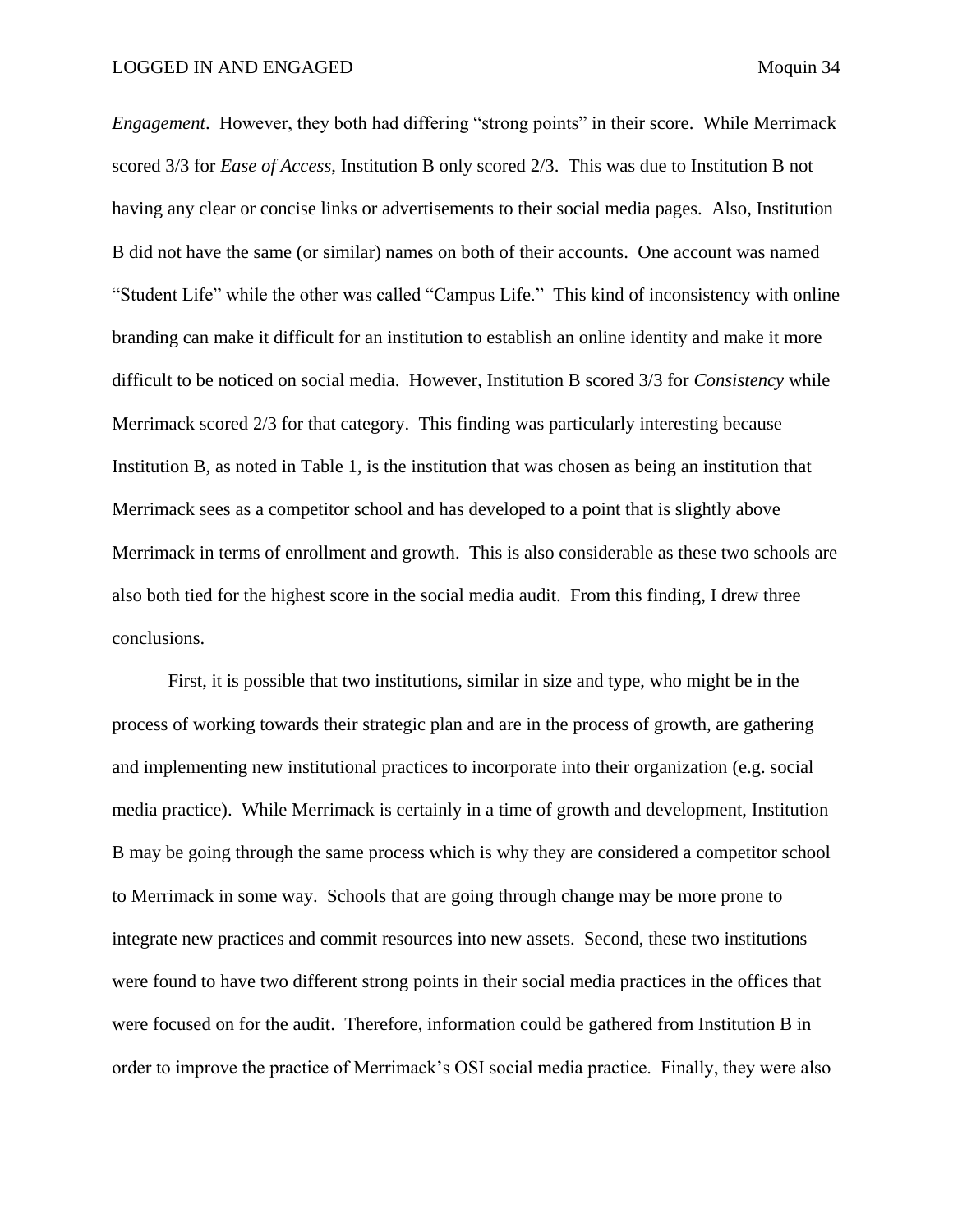*Engagement*. However, they both had differing "strong points" in their score. While Merrimack scored 3/3 for *Ease of Access*, Institution B only scored 2/3. This was due to Institution B not having any clear or concise links or advertisements to their social media pages. Also, Institution B did not have the same (or similar) names on both of their accounts. One account was named "Student Life" while the other was called "Campus Life." This kind of inconsistency with online branding can make it difficult for an institution to establish an online identity and make it more difficult to be noticed on social media. However, Institution B scored 3/3 for *Consistency* while Merrimack scored 2/3 for that category. This finding was particularly interesting because Institution B, as noted in Table 1, is the institution that was chosen as being an institution that Merrimack sees as a competitor school and has developed to a point that is slightly above Merrimack in terms of enrollment and growth. This is also considerable as these two schools are also both tied for the highest score in the social media audit. From this finding, I drew three conclusions.

First, it is possible that two institutions, similar in size and type, who might be in the process of working towards their strategic plan and are in the process of growth, are gathering and implementing new institutional practices to incorporate into their organization (e.g. social media practice). While Merrimack is certainly in a time of growth and development, Institution B may be going through the same process which is why they are considered a competitor school to Merrimack in some way. Schools that are going through change may be more prone to integrate new practices and commit resources into new assets. Second, these two institutions were found to have two different strong points in their social media practices in the offices that were focused on for the audit. Therefore, information could be gathered from Institution B in order to improve the practice of Merrimack's OSI social media practice. Finally, they were also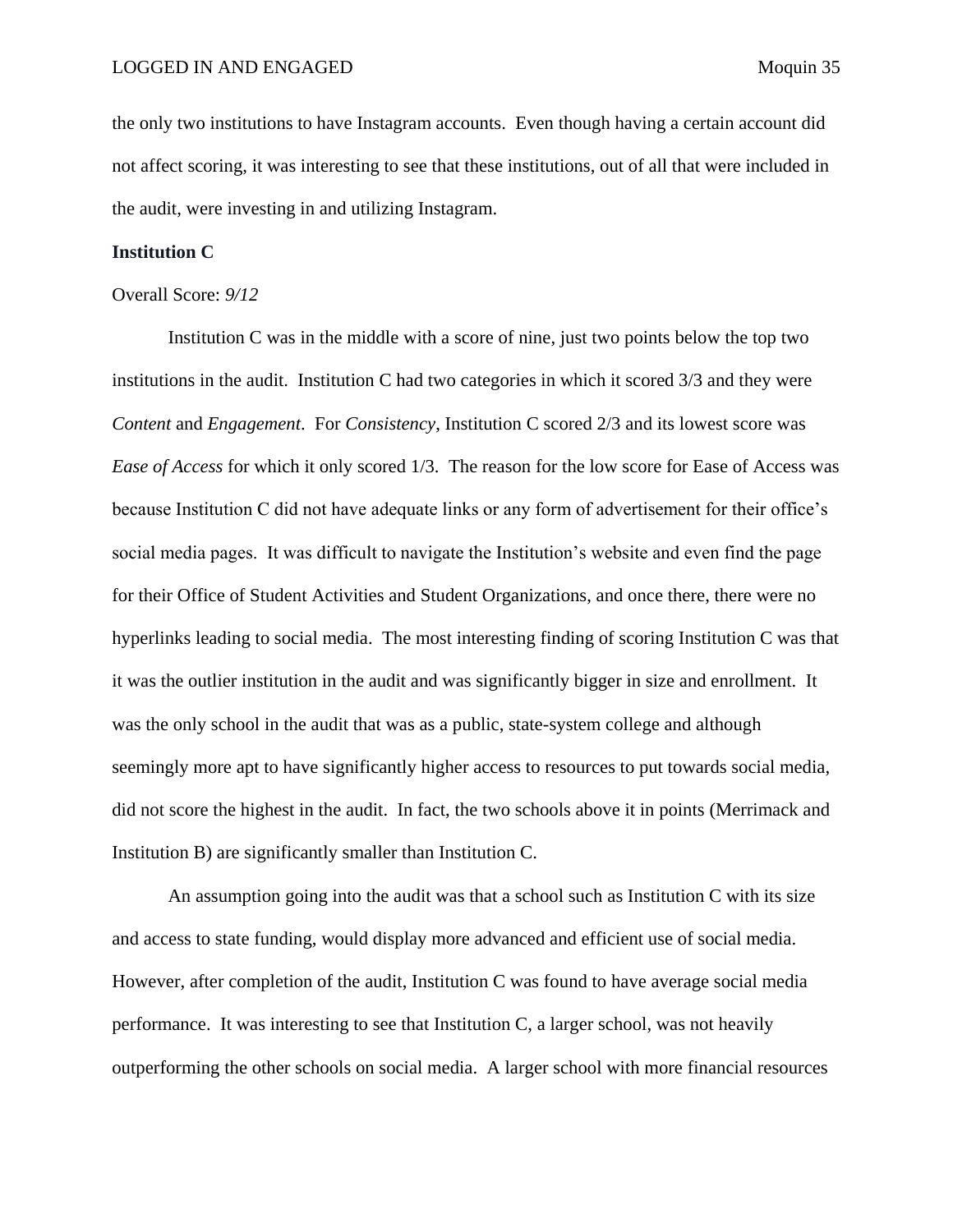the only two institutions to have Instagram accounts. Even though having a certain account did not affect scoring, it was interesting to see that these institutions, out of all that were included in the audit, were investing in and utilizing Instagram.

**Institution C**

Overall Score: *9/12*

Institution C was in the middle with a score of nine, just two points below the top two institutions in the audit. Institution C had two categories in which it scored 3/3 and they were *Content* and *Engagement*. For *Consistency*, Institution C scored 2/3 and its lowest score was *Ease of Access* for which it only scored 1/3. The reason for the low score for Ease of Access was because Institution C did not have adequate links or any form of advertisement for their office's social media pages. It was difficult to navigate the Institution's website and even find the page for their Office of Student Activities and Student Organizations, and once there, there were no hyperlinks leading to social media. The most interesting finding of scoring Institution C was that it was the outlier institution in the audit and was significantly bigger in size and enrollment. It was the only school in the audit that was as a public, state-system college and although seemingly more apt to have significantly higher access to resources to put towards social media, did not score the highest in the audit. In fact, the two schools above it in points (Merrimack and Institution B) are significantly smaller than Institution C.

An assumption going into the audit was that a school such as Institution C with its size and access to state funding, would display more advanced and efficient use of social media. However, after completion of the audit, Institution C was found to have average social media performance. It was interesting to see that Institution C, a larger school, was not heavily outperforming the other schools on social media. A larger school with more financial resources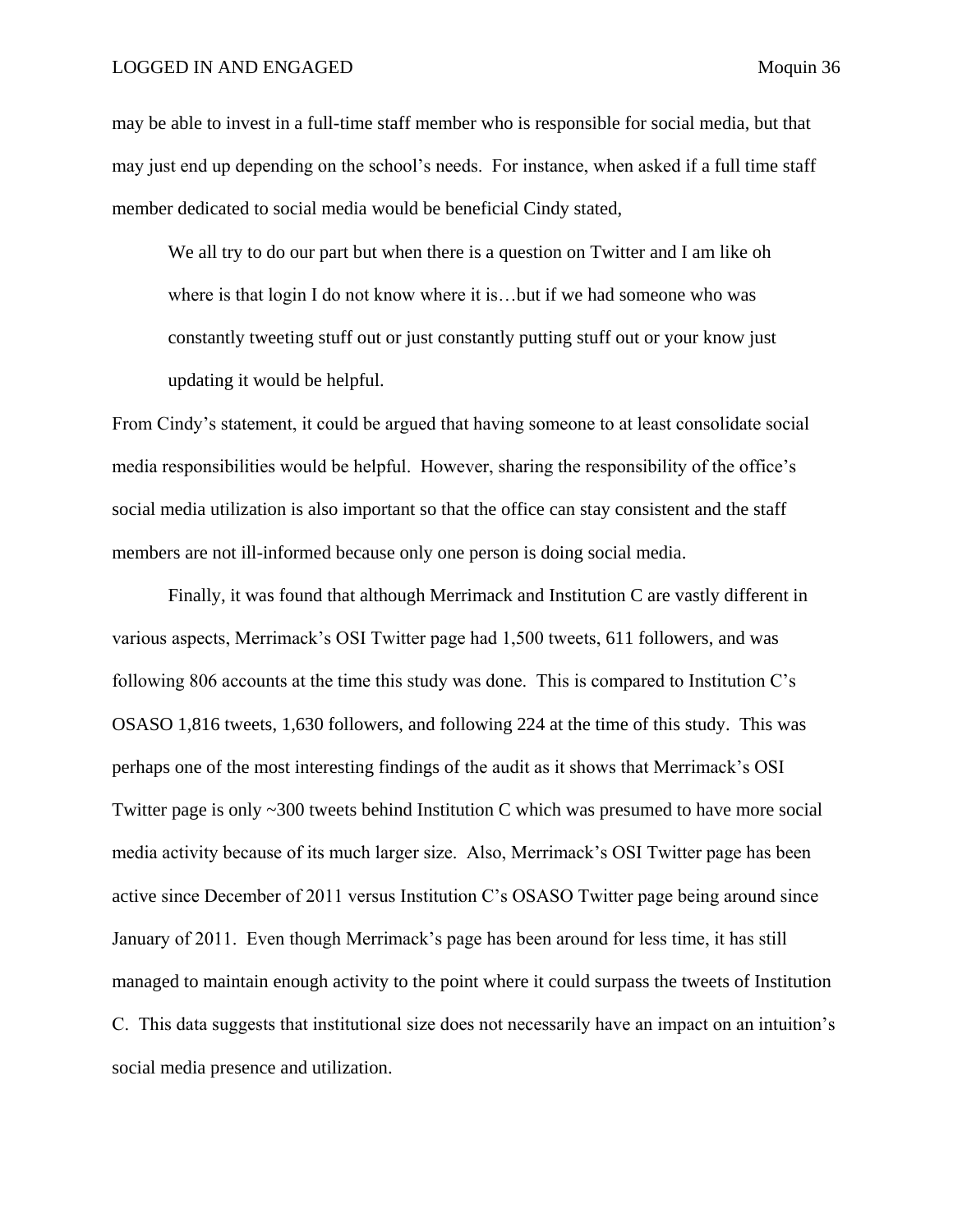may be able to invest in a full-time staff member who is responsible for social media, but that may just end up depending on the school's needs. For instance, when asked if a full time staff member dedicated to social media would be beneficial Cindy stated,

> We all try to do our part but when there is a question on Twitter and I am like oh where is that login I do not know where it is…but if we had someone who was constantly tweeting stuff out or just constantly putting stuff out or your know just updating it would be helpful.

From Cindy's statement, it could be argued that having someone to at least consolidate social media responsibilities would be helpful. However, sharing the responsibility of the office's social media utilization is also important so that the office can stay consistent and the staff members are not ill-informed because only one person is doing social media.

Finally, it was found that although Merrimack and Institution C are vastly different in various aspects, Merrimack's OSI Twitter page had 1,500 tweets, 611 followers, and was following 806 accounts at the time this study was done. This is compared to Institution C's OSASO 1,816 tweets, 1,630 followers, and following 224 at the time of this study. This was perhaps one of the most interesting findings of the audit as it shows that Merrimack's OSI Twitter page is only ~300 tweets behind Institution C which was presumed to have more social media activity because of its much larger size. Also, Merrimack's OSI Twitter page has been active since December of 2011 versus Institution C's OSASO Twitter page being around since January of 2011. Even though Merrimack's page has been around for less time, it has still managed to maintain enough activity to the point where it could surpass the tweets of Institution C. This data suggests that institutional size does not necessarily have an impact on an intuition's social media presence and utilization.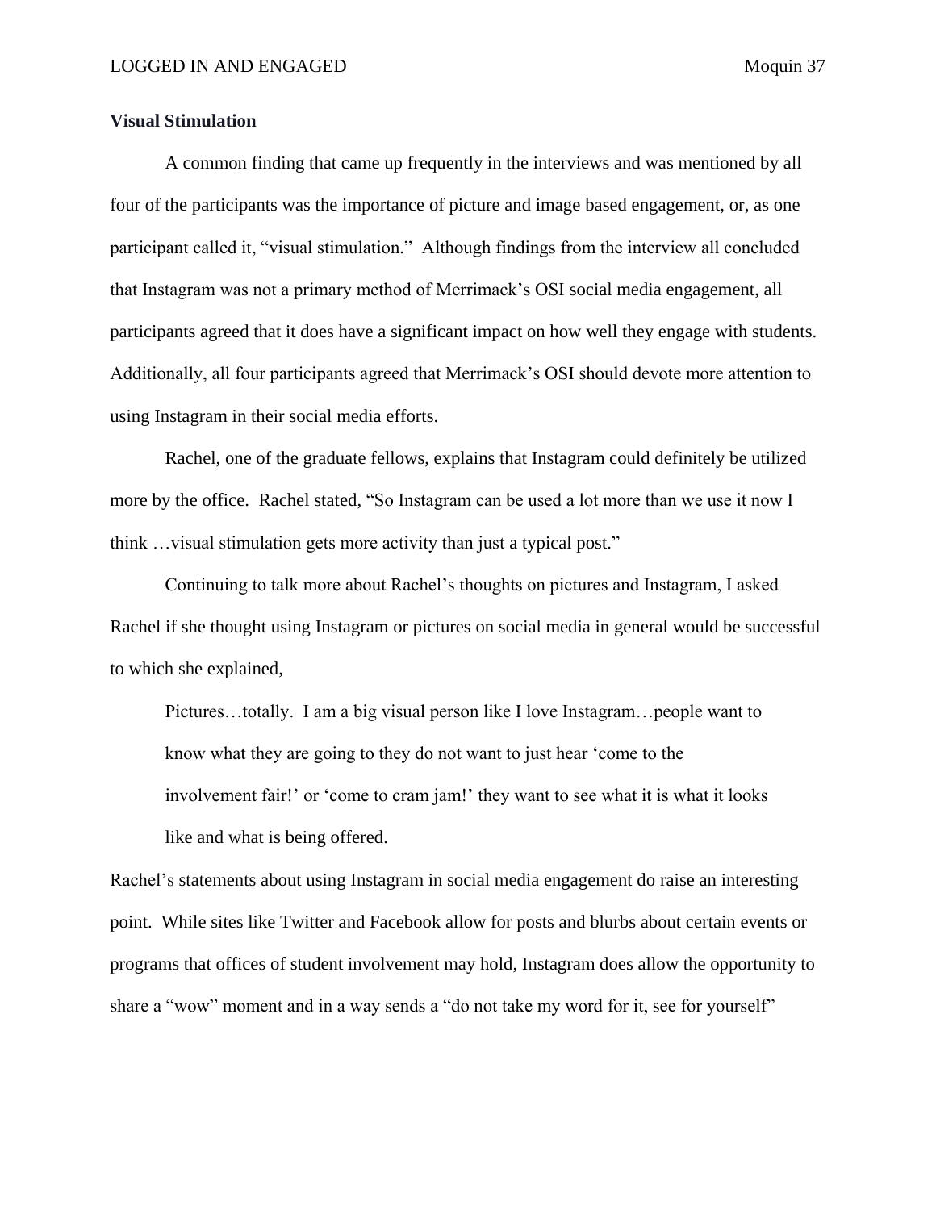**Visual Stimulation**

A common finding that came up frequently in the interviews and was mentioned by all four of the participants was the importance of picture and image based engagement, or, as one participant called it, "visual stimulation." Although findings from the interview all concluded that Instagram was not a primary method of Merrimack's OSI social media engagement, all participants agreed that it does have a significant impact on how well they engage with students. Additionally, all four participants agreed that Merrimack's OSI should devote more attention to using Instagram in their social media efforts.

Rachel, one of the graduate fellows, explains that Instagram could definitely be utilized more by the office. Rachel stated, "So Instagram can be used a lot more than we use it now I think …visual stimulation gets more activity than just a typical post."

Continuing to talk more about Rachel's thoughts on pictures and Instagram, I asked Rachel if she thought using Instagram or pictures on social media in general would be successful to which she explained,

> Pictures…totally. I am a big visual person like I love Instagram…people want to know what they are going to they do not want to just hear 'come to the involvement fair!' or 'come to cram jam!' they want to see what it is what it looks like and what is being offered.

Rachel's statements about using Instagram in social media engagement do raise an interesting point. While sites like Twitter and Facebook allow for posts and blurbs about certain events or programs that offices of student involvement may hold, Instagram does allow the opportunity to share a "wow" moment and in a way sends a "do not take my word for it, see for yourself"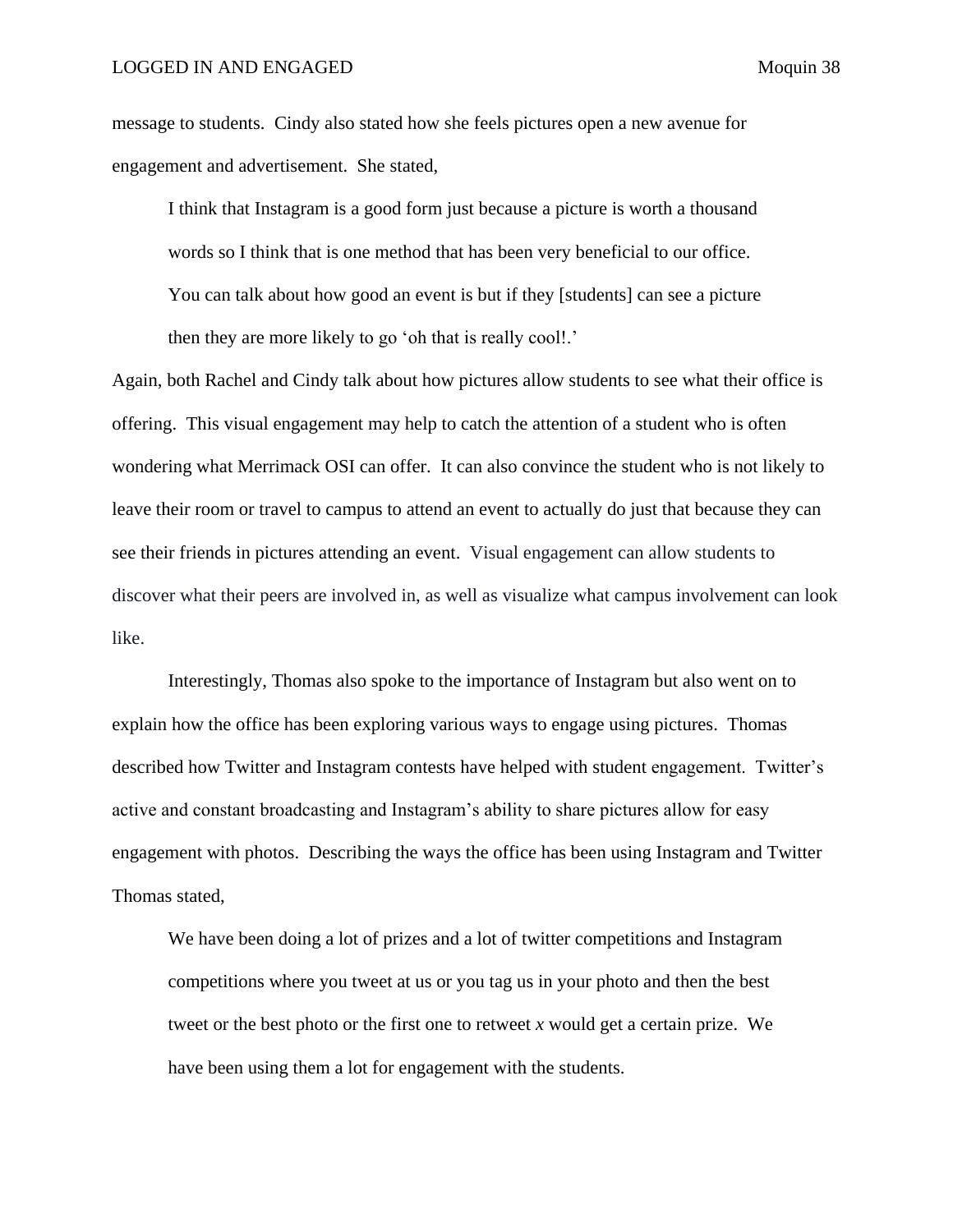message to students. Cindy also stated how she feels pictures open a new avenue for engagement and advertisement. She stated,

> I think that Instagram is a good form just because a picture is worth a thousand words so I think that is one method that has been very beneficial to our office. You can talk about how good an event is but if they [students] can see a picture then they are more likely to go 'oh that is really cool!.'

Again, both Rachel and Cindy talk about how pictures allow students to see what their office is offering. This visual engagement may help to catch the attention of a student who is often wondering what Merrimack OSI can offer. It can also convince the student who is not likely to leave their room or travel to campus to attend an event to actually do just that because they can see their friends in pictures attending an event. Visual engagement can allow students to discover what their peers are involved in, as well as visualize what campus involvement can look like.

Interestingly, Thomas also spoke to the importance of Instagram but also went on to explain how the office has been exploring various ways to engage using pictures. Thomas described how Twitter and Instagram contests have helped with student engagement. Twitter's active and constant broadcasting and Instagram's ability to share pictures allow for easy engagement with photos. Describing the ways the office has been using Instagram and Twitter Thomas stated,

> We have been doing a lot of prizes and a lot of twitter competitions and Instagram competitions where you tweet at us or you tag us in your photo and then the best tweet or the best photo or the first one to retweet *x* would get a certain prize. We have been using them a lot for engagement with the students.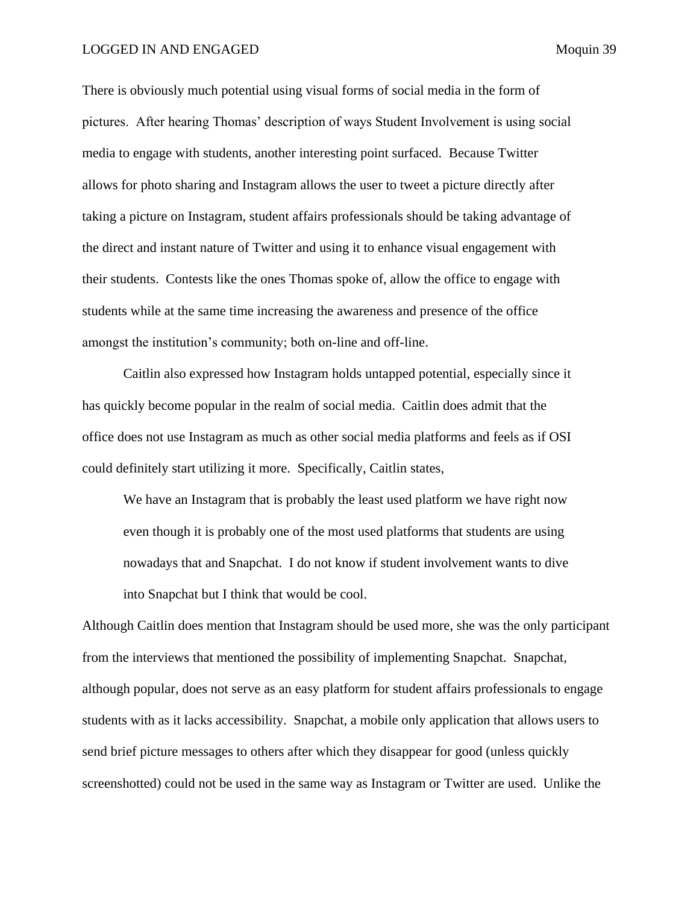There is obviously much potential using visual forms of social media in the form of pictures. After hearing Thomas' description of ways Student Involvement is using social media to engage with students, another interesting point surfaced. Because Twitter allows for photo sharing and Instagram allows the user to tweet a picture directly after taking a picture on Instagram, student affairs professionals should be taking advantage of the direct and instant nature of Twitter and using it to enhance visual engagement with their students. Contests like the ones Thomas spoke of, allow the office to engage with students while at the same time increasing the awareness and presence of the office amongst the institution's community; both on-line and off-line.

Caitlin also expressed how Instagram holds untapped potential, especially since it has quickly become popular in the realm of social media. Caitlin does admit that the office does not use Instagram as much as other social media platforms and feels as if OSI could definitely start utilizing it more. Specifically, Caitlin states,

> We have an Instagram that is probably the least used platform we have right now even though it is probably one of the most used platforms that students are using nowadays that and Snapchat. I do not know if student involvement wants to dive into Snapchat but I think that would be cool.

Although Caitlin does mention that Instagram should be used more, she was the only participant from the interviews that mentioned the possibility of implementing Snapchat. Snapchat, although popular, does not serve as an easy platform for student affairs professionals to engage students with as it lacks accessibility. Snapchat, a mobile only application that allows users to send brief picture messages to others after which they disappear for good (unless quickly screenshotted) could not be used in the same way as Instagram or Twitter are used. Unlike the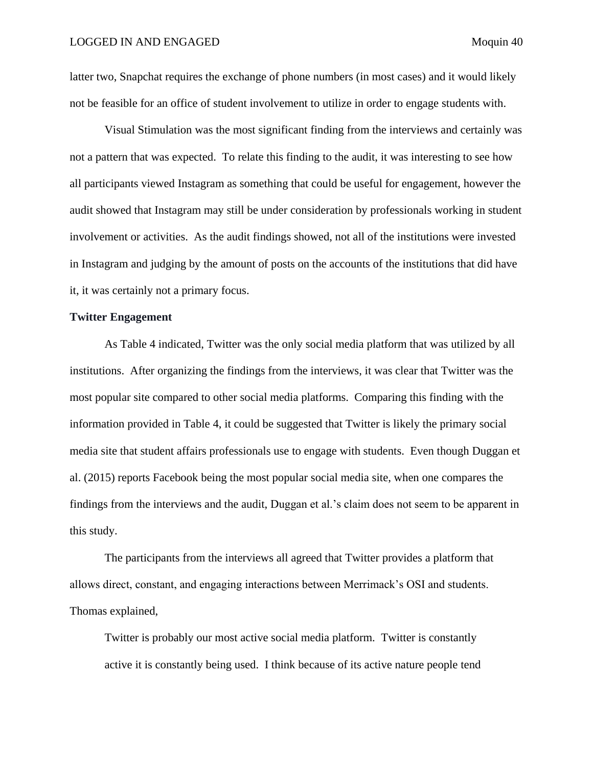latter two, Snapchat requires the exchange of phone numbers (in most cases) and it would likely not be feasible for an office of student involvement to utilize in order to engage students with.

Visual Stimulation was the most significant finding from the interviews and certainly was not a pattern that was expected. To relate this finding to the audit, it was interesting to see how all participants viewed Instagram as something that could be useful for engagement, however the audit showed that Instagram may still be under consideration by professionals working in student involvement or activities. As the audit findings showed, not all of the institutions were invested in Instagram and judging by the amount of posts on the accounts of the institutions that did have it, it was certainly not a primary focus.

**Twitter Engagement**

As Table 4 indicated, Twitter was the only social media platform that was utilized by all institutions. After organizing the findings from the interviews, it was clear that Twitter was the most popular site compared to other social media platforms. Comparing this finding with the information provided in Table 4, it could be suggested that Twitter is likely the primary social media site that student affairs professionals use to engage with students. Even though Duggan et al. (2015) reports Facebook being the most popular social media site, when one compares the findings from the interviews and the audit, Duggan et al.'s claim does not seem to be apparent in this study.

The participants from the interviews all agreed that Twitter provides a platform that allows direct, constant, and engaging interactions between Merrimack's OSI and students. Thomas explained,

> Twitter is probably our most active social media platform. Twitter is constantly active it is constantly being used. I think because of its active nature people tend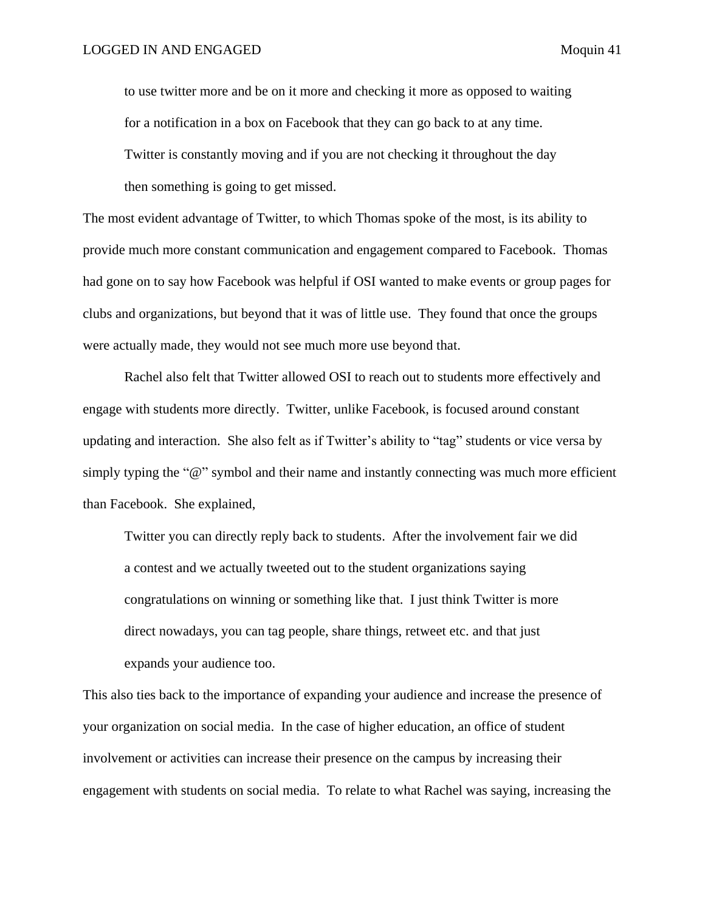> to use twitter more and be on it more and checking it more as opposed to waiting for a notification in a box on Facebook that they can go back to at any time. Twitter is constantly moving and if you are not checking it throughout the day then something is going to get missed.

The most evident advantage of Twitter, to which Thomas spoke of the most, is its ability to provide much more constant communication and engagement compared to Facebook. Thomas had gone on to say how Facebook was helpful if OSI wanted to make events or group pages for clubs and organizations, but beyond that it was of little use. They found that once the groups were actually made, they would not see much more use beyond that.

Rachel also felt that Twitter allowed OSI to reach out to students more effectively and engage with students more directly. Twitter, unlike Facebook, is focused around constant updating and interaction. She also felt as if Twitter's ability to "tag" students or vice versa by simply typing the "@" symbol and their name and instantly connecting was much more efficient than Facebook. She explained,

> Twitter you can directly reply back to students. After the involvement fair we did a contest and we actually tweeted out to the student organizations saying congratulations on winning or something like that. I just think Twitter is more direct nowadays, you can tag people, share things, retweet etc. and that just expands your audience too.

This also ties back to the importance of expanding your audience and increase the presence of your organization on social media. In the case of higher education, an office of student involvement or activities can increase their presence on the campus by increasing their engagement with students on social media. To relate to what Rachel was saying, increasing the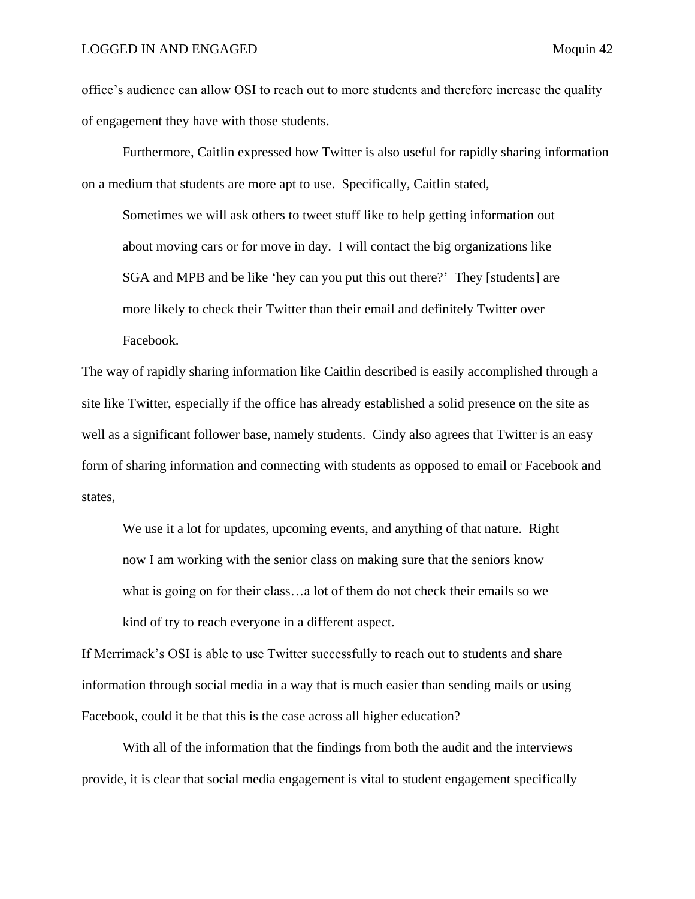office's audience can allow OSI to reach out to more students and therefore increase the quality of engagement they have with those students.

Furthermore, Caitlin expressed how Twitter is also useful for rapidly sharing information on a medium that students are more apt to use. Specifically, Caitlin stated,

> Sometimes we will ask others to tweet stuff like to help getting information out about moving cars or for move in day. I will contact the big organizations like SGA and MPB and be like 'hey can you put this out there?' They [students] are more likely to check their Twitter than their email and definitely Twitter over Facebook.

The way of rapidly sharing information like Caitlin described is easily accomplished through a site like Twitter, especially if the office has already established a solid presence on the site as well as a significant follower base, namely students. Cindy also agrees that Twitter is an easy form of sharing information and connecting with students as opposed to email or Facebook and states,

> We use it a lot for updates, upcoming events, and anything of that nature. Right now I am working with the senior class on making sure that the seniors know what is going on for their class…a lot of them do not check their emails so we kind of try to reach everyone in a different aspect.

If Merrimack's OSI is able to use Twitter successfully to reach out to students and share information through social media in a way that is much easier than sending mails or using Facebook, could it be that this is the case across all higher education?

With all of the information that the findings from both the audit and the interviews provide, it is clear that social media engagement is vital to student engagement specifically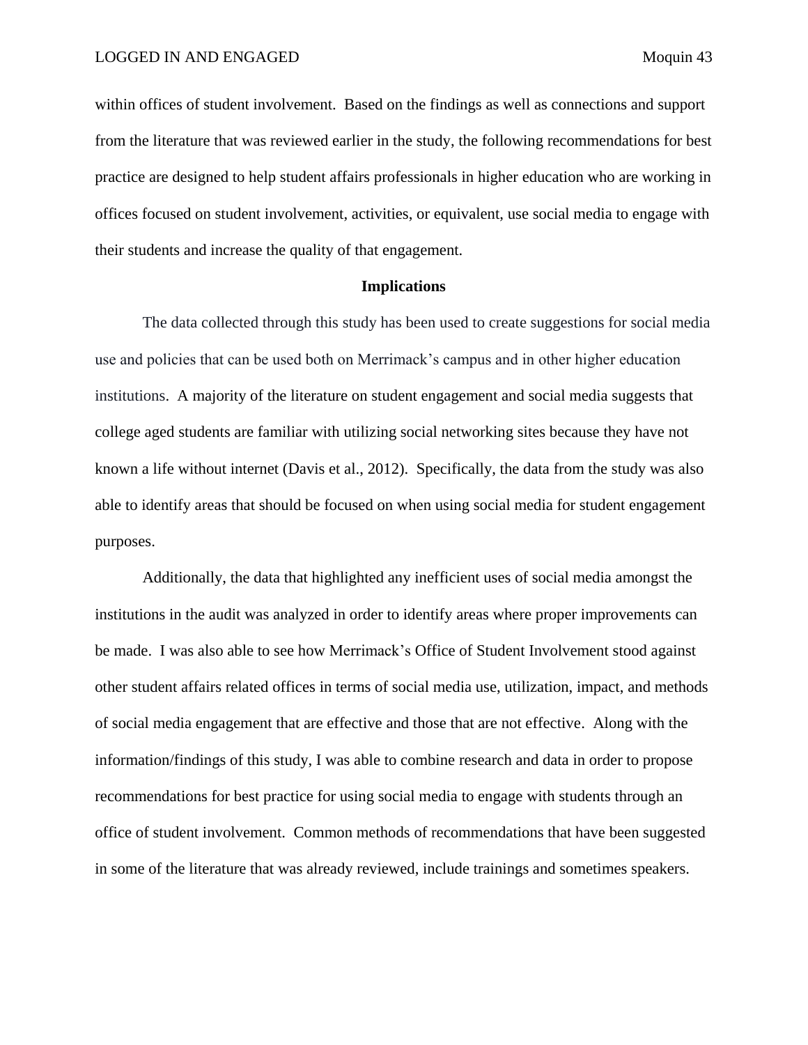within offices of student involvement. Based on the findings as well as connections and support from the literature that was reviewed earlier in the study, the following recommendations for best practice are designed to help student affairs professionals in higher education who are working in offices focused on student involvement, activities, or equivalent, use social media to engage with their students and increase the quality of that engagement.

## Implications

The data collected through this study has been used to create suggestions for social media use and policies that can be used both on Merrimack's campus and in other higher education institutions. A majority of the literature on student engagement and social media suggests that college aged students are familiar with utilizing social networking sites because they have not known a life without internet (Davis et al., 2012). Specifically, the data from the study was also able to identify areas that should be focused on when using social media for student engagement purposes.

Additionally, the data that highlighted any inefficient uses of social media amongst the institutions in the audit was analyzed in order to identify areas where proper improvements can be made. I was also able to see how Merrimack's Office of Student Involvement stood against other student affairs related offices in terms of social media use, utilization, impact, and methods of social media engagement that are effective and those that are not effective. Along with the information/findings of this study, I was able to combine research and data in order to propose recommendations for best practice for using social media to engage with students through an office of student involvement. Common methods of recommendations that have been suggested in some of the literature that was already reviewed, include trainings and sometimes speakers.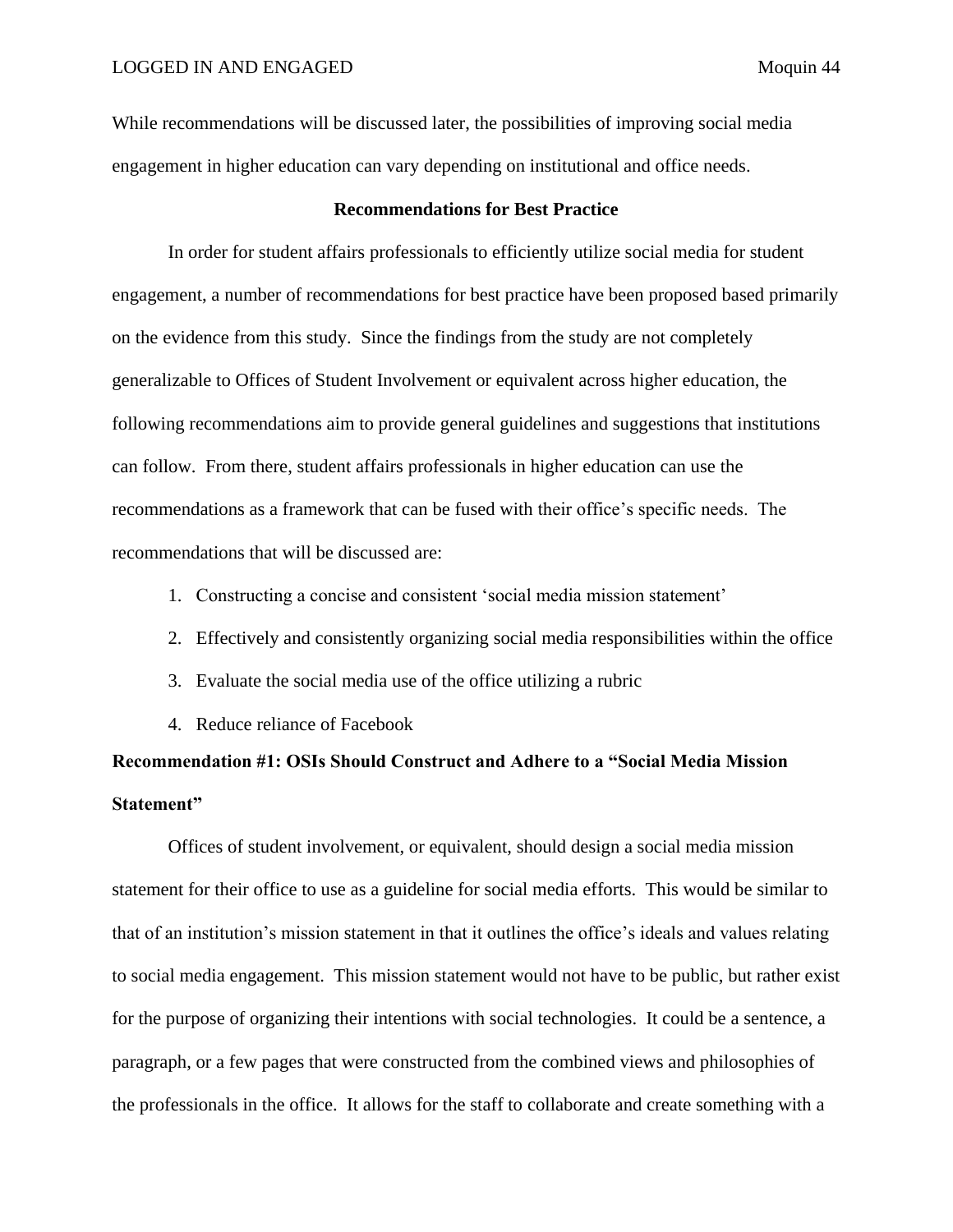While recommendations will be discussed later, the possibilities of improving social media engagement in higher education can vary depending on institutional and office needs.

## Recommendations for Best Practice

In order for student affairs professionals to efficiently utilize social media for student engagement, a number of recommendations for best practice have been proposed based primarily on the evidence from this study. Since the findings from the study are not completely generalizable to Offices of Student Involvement or equivalent across higher education, the following recommendations aim to provide general guidelines and suggestions that institutions can follow. From there, student affairs professionals in higher education can use the recommendations as a framework that can be fused with their office's specific needs. The recommendations that will be discussed are:

1. Constructing a concise and consistent 'social media mission statement'
2. Effectively and consistently organizing social media responsibilities within the office
3. Evaluate the social media use of the office utilizing a rubric
4. Reduce reliance of Facebook

### Recommendation #1: OSIs Should Construct and Adhere to a "Social Media Mission Statement"

Offices of student involvement, or equivalent, should design a social media mission statement for their office to use as a guideline for social media efforts. This would be similar to that of an institution's mission statement in that it outlines the office's ideals and values relating to social media engagement. This mission statement would not have to be public, but rather exist for the purpose of organizing their intentions with social technologies. It could be a sentence, a paragraph, or a few pages that were constructed from the combined views and philosophies of the professionals in the office. It allows for the staff to collaborate and create something with a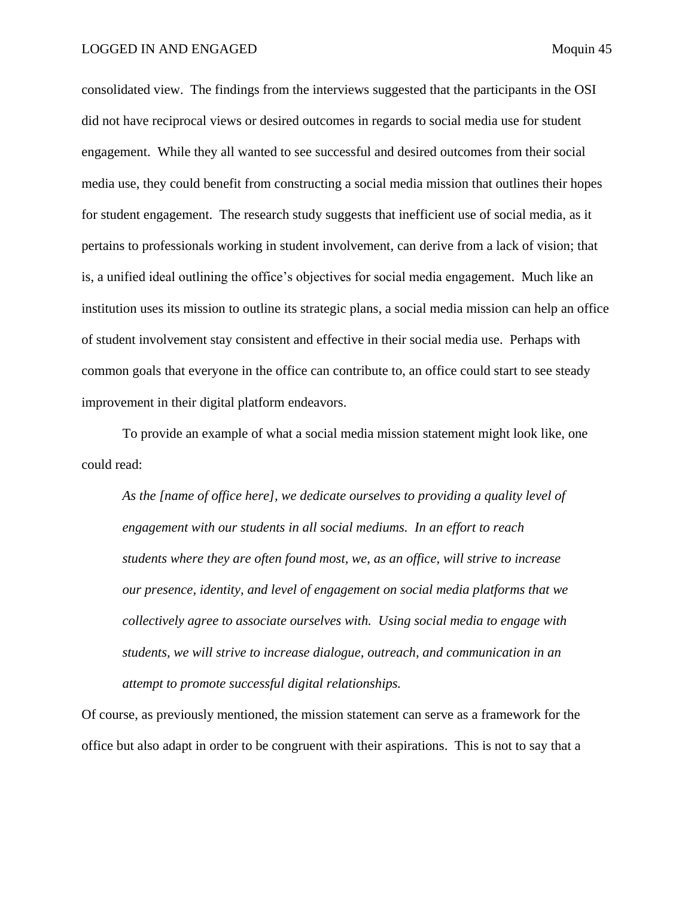consolidated view. The findings from the interviews suggested that the participants in the OSI did not have reciprocal views or desired outcomes in regards to social media use for student engagement. While they all wanted to see successful and desired outcomes from their social media use, they could benefit from constructing a social media mission that outlines their hopes for student engagement. The research study suggests that inefficient use of social media, as it pertains to professionals working in student involvement, can derive from a lack of vision; that is, a unified ideal outlining the office's objectives for social media engagement. Much like an institution uses its mission to outline its strategic plans, a social media mission can help an office of student involvement stay consistent and effective in their social media use. Perhaps with common goals that everyone in the office can contribute to, an office could start to see steady improvement in their digital platform endeavors.

To provide an example of what a social media mission statement might look like, one could read:

> *As the [name of office here], we dedicate ourselves to providing a quality level of engagement with our students in all social mediums. In an effort to reach students where they are often found most, we, as an office, will strive to increase our presence, identity, and level of engagement on social media platforms that we collectively agree to associate ourselves with. Using social media to engage with students, we will strive to increase dialogue, outreach, and communication in an attempt to promote successful digital relationships.*

Of course, as previously mentioned, the mission statement can serve as a framework for the office but also adapt in order to be congruent with their aspirations. This is not to say that a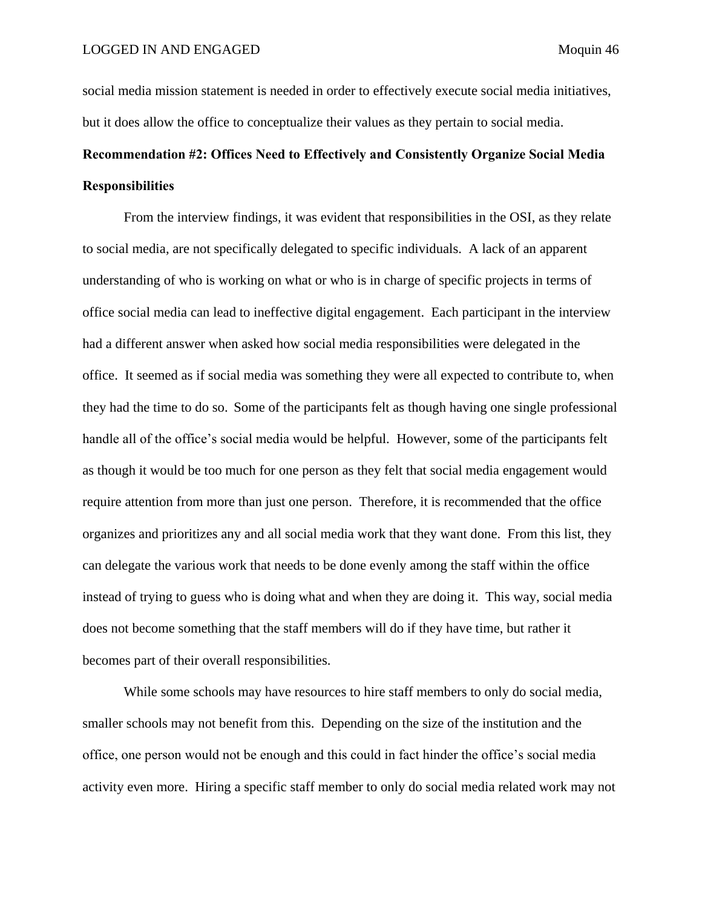social media mission statement is needed in order to effectively execute social media initiatives, but it does allow the office to conceptualize their values as they pertain to social media.

**Recommendation #2: Offices Need to Effectively and Consistently Organize Social Media Responsibilities**

From the interview findings, it was evident that responsibilities in the OSI, as they relate to social media, are not specifically delegated to specific individuals. A lack of an apparent understanding of who is working on what or who is in charge of specific projects in terms of office social media can lead to ineffective digital engagement. Each participant in the interview had a different answer when asked how social media responsibilities were delegated in the office. It seemed as if social media was something they were all expected to contribute to, when they had the time to do so. Some of the participants felt as though having one single professional handle all of the office's social media would be helpful. However, some of the participants felt as though it would be too much for one person as they felt that social media engagement would require attention from more than just one person. Therefore, it is recommended that the office organizes and prioritizes any and all social media work that they want done. From this list, they can delegate the various work that needs to be done evenly among the staff within the office instead of trying to guess who is doing what and when they are doing it. This way, social media does not become something that the staff members will do if they have time, but rather it becomes part of their overall responsibilities.

While some schools may have resources to hire staff members to only do social media, smaller schools may not benefit from this. Depending on the size of the institution and the office, one person would not be enough and this could in fact hinder the office's social media activity even more. Hiring a specific staff member to only do social media related work may not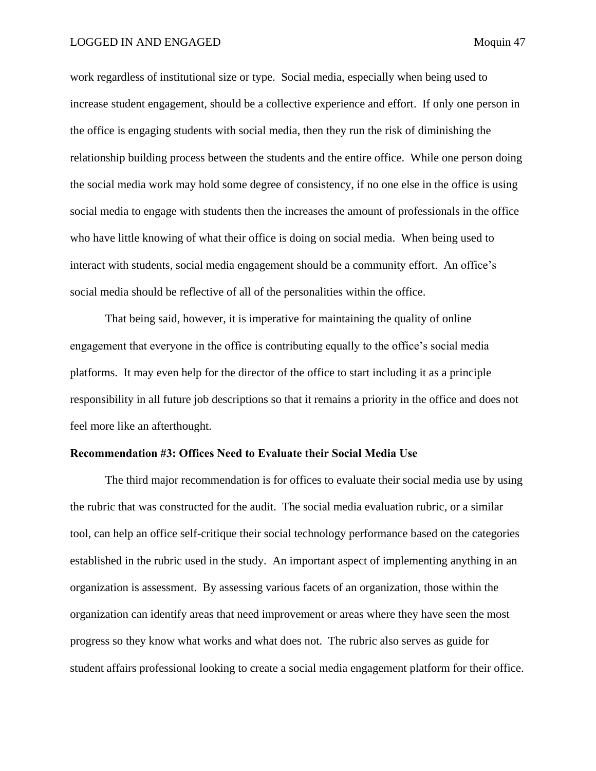work regardless of institutional size or type. Social media, especially when being used to increase student engagement, should be a collective experience and effort. If only one person in the office is engaging students with social media, then they run the risk of diminishing the relationship building process between the students and the entire office. While one person doing the social media work may hold some degree of consistency, if no one else in the office is using social media to engage with students then the increases the amount of professionals in the office who have little knowing of what their office is doing on social media. When being used to interact with students, social media engagement should be a community effort. An office's social media should be reflective of all of the personalities within the office.

That being said, however, it is imperative for maintaining the quality of online engagement that everyone in the office is contributing equally to the office's social media platforms. It may even help for the director of the office to start including it as a principle responsibility in all future job descriptions so that it remains a priority in the office and does not feel more like an afterthought.

**Recommendation #3: Offices Need to Evaluate their Social Media Use**

The third major recommendation is for offices to evaluate their social media use by using the rubric that was constructed for the audit. The social media evaluation rubric, or a similar tool, can help an office self-critique their social technology performance based on the categories established in the rubric used in the study. An important aspect of implementing anything in an organization is assessment. By assessing various facets of an organization, those within the organization can identify areas that need improvement or areas where they have seen the most progress so they know what works and what does not. The rubric also serves as guide for student affairs professional looking to create a social media engagement platform for their office.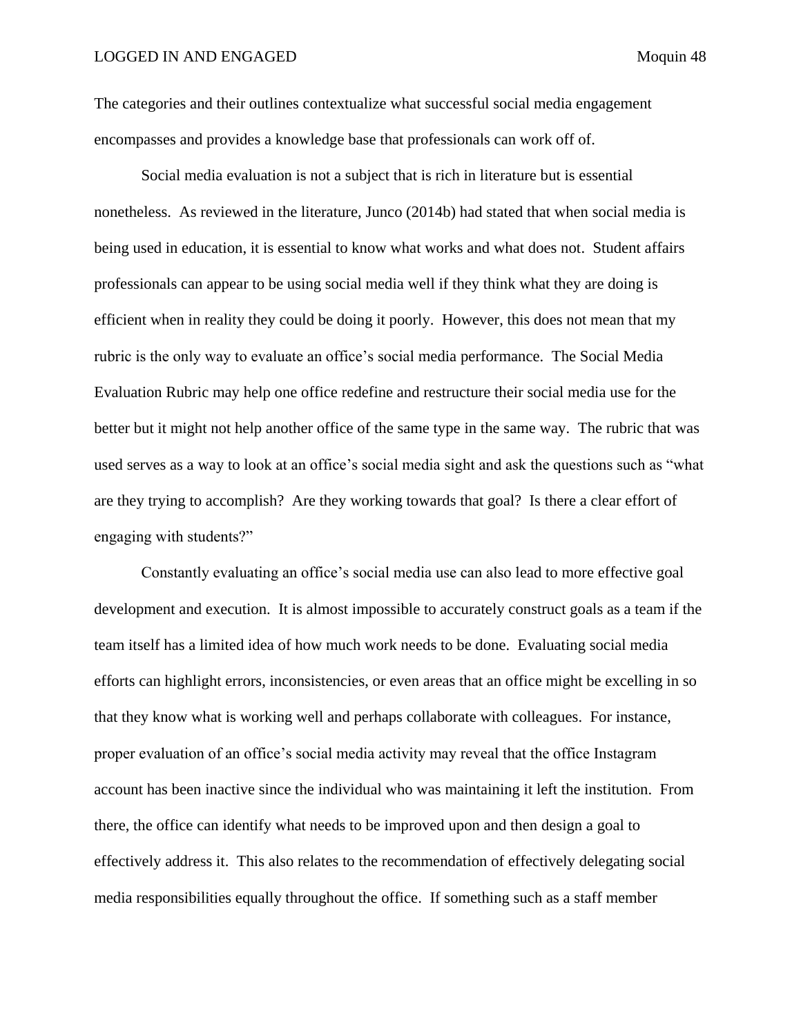The categories and their outlines contextualize what successful social media engagement encompasses and provides a knowledge base that professionals can work off of.

Social media evaluation is not a subject that is rich in literature but is essential nonetheless. As reviewed in the literature, Junco (2014b) had stated that when social media is being used in education, it is essential to know what works and what does not. Student affairs professionals can appear to be using social media well if they think what they are doing is efficient when in reality they could be doing it poorly. However, this does not mean that my rubric is the only way to evaluate an office's social media performance. The Social Media Evaluation Rubric may help one office redefine and restructure their social media use for the better but it might not help another office of the same type in the same way. The rubric that was used serves as a way to look at an office's social media sight and ask the questions such as "what are they trying to accomplish? Are they working towards that goal? Is there a clear effort of engaging with students?"

Constantly evaluating an office's social media use can also lead to more effective goal development and execution. It is almost impossible to accurately construct goals as a team if the team itself has a limited idea of how much work needs to be done. Evaluating social media efforts can highlight errors, inconsistencies, or even areas that an office might be excelling in so that they know what is working well and perhaps collaborate with colleagues. For instance, proper evaluation of an office's social media activity may reveal that the office Instagram account has been inactive since the individual who was maintaining it left the institution. From there, the office can identify what needs to be improved upon and then design a goal to effectively address it. This also relates to the recommendation of effectively delegating social media responsibilities equally throughout the office. If something such as a staff member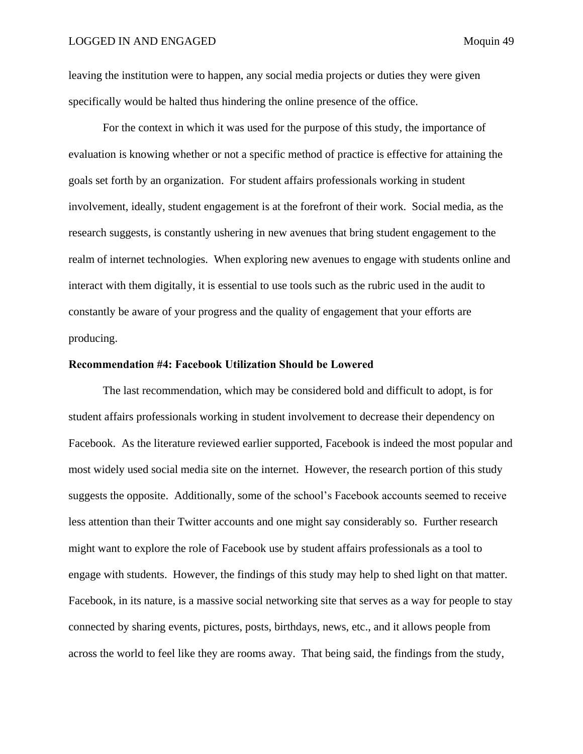leaving the institution were to happen, any social media projects or duties they were given specifically would be halted thus hindering the online presence of the office.

For the context in which it was used for the purpose of this study, the importance of evaluation is knowing whether or not a specific method of practice is effective for attaining the goals set forth by an organization. For student affairs professionals working in student involvement, ideally, student engagement is at the forefront of their work. Social media, as the research suggests, is constantly ushering in new avenues that bring student engagement to the realm of internet technologies. When exploring new avenues to engage with students online and interact with them digitally, it is essential to use tools such as the rubric used in the audit to constantly be aware of your progress and the quality of engagement that your efforts are producing.

**Recommendation #4: Facebook Utilization Should be Lowered**

The last recommendation, which may be considered bold and difficult to adopt, is for student affairs professionals working in student involvement to decrease their dependency on Facebook. As the literature reviewed earlier supported, Facebook is indeed the most popular and most widely used social media site on the internet. However, the research portion of this study suggests the opposite. Additionally, some of the school's Facebook accounts seemed to receive less attention than their Twitter accounts and one might say considerably so. Further research might want to explore the role of Facebook use by student affairs professionals as a tool to engage with students. However, the findings of this study may help to shed light on that matter. Facebook, in its nature, is a massive social networking site that serves as a way for people to stay connected by sharing events, pictures, posts, birthdays, news, etc., and it allows people from across the world to feel like they are rooms away. That being said, the findings from the study,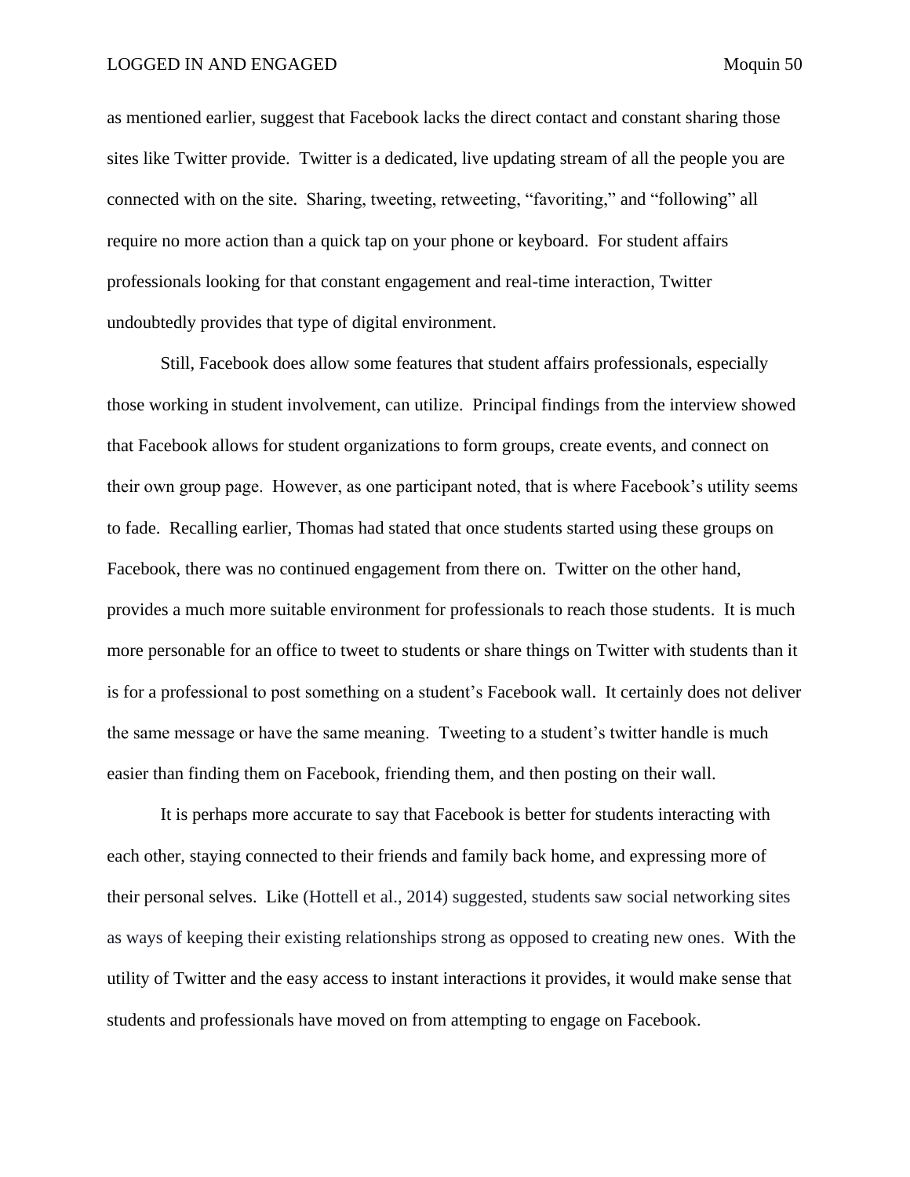as mentioned earlier, suggest that Facebook lacks the direct contact and constant sharing those sites like Twitter provide. Twitter is a dedicated, live updating stream of all the people you are connected with on the site. Sharing, tweeting, retweeting, "favoriting," and "following" all require no more action than a quick tap on your phone or keyboard. For student affairs professionals looking for that constant engagement and real-time interaction, Twitter undoubtedly provides that type of digital environment.

Still, Facebook does allow some features that student affairs professionals, especially those working in student involvement, can utilize. Principal findings from the interview showed that Facebook allows for student organizations to form groups, create events, and connect on their own group page. However, as one participant noted, that is where Facebook's utility seems to fade. Recalling earlier, Thomas had stated that once students started using these groups on Facebook, there was no continued engagement from there on. Twitter on the other hand, provides a much more suitable environment for professionals to reach those students. It is much more personable for an office to tweet to students or share things on Twitter with students than it is for a professional to post something on a student's Facebook wall. It certainly does not deliver the same message or have the same meaning. Tweeting to a student's twitter handle is much easier than finding them on Facebook, friending them, and then posting on their wall.

It is perhaps more accurate to say that Facebook is better for students interacting with each other, staying connected to their friends and family back home, and expressing more of their personal selves. Like (Hottell et al., 2014) suggested, students saw social networking sites as ways of keeping their existing relationships strong as opposed to creating new ones. With the utility of Twitter and the easy access to instant interactions it provides, it would make sense that students and professionals have moved on from attempting to engage on Facebook.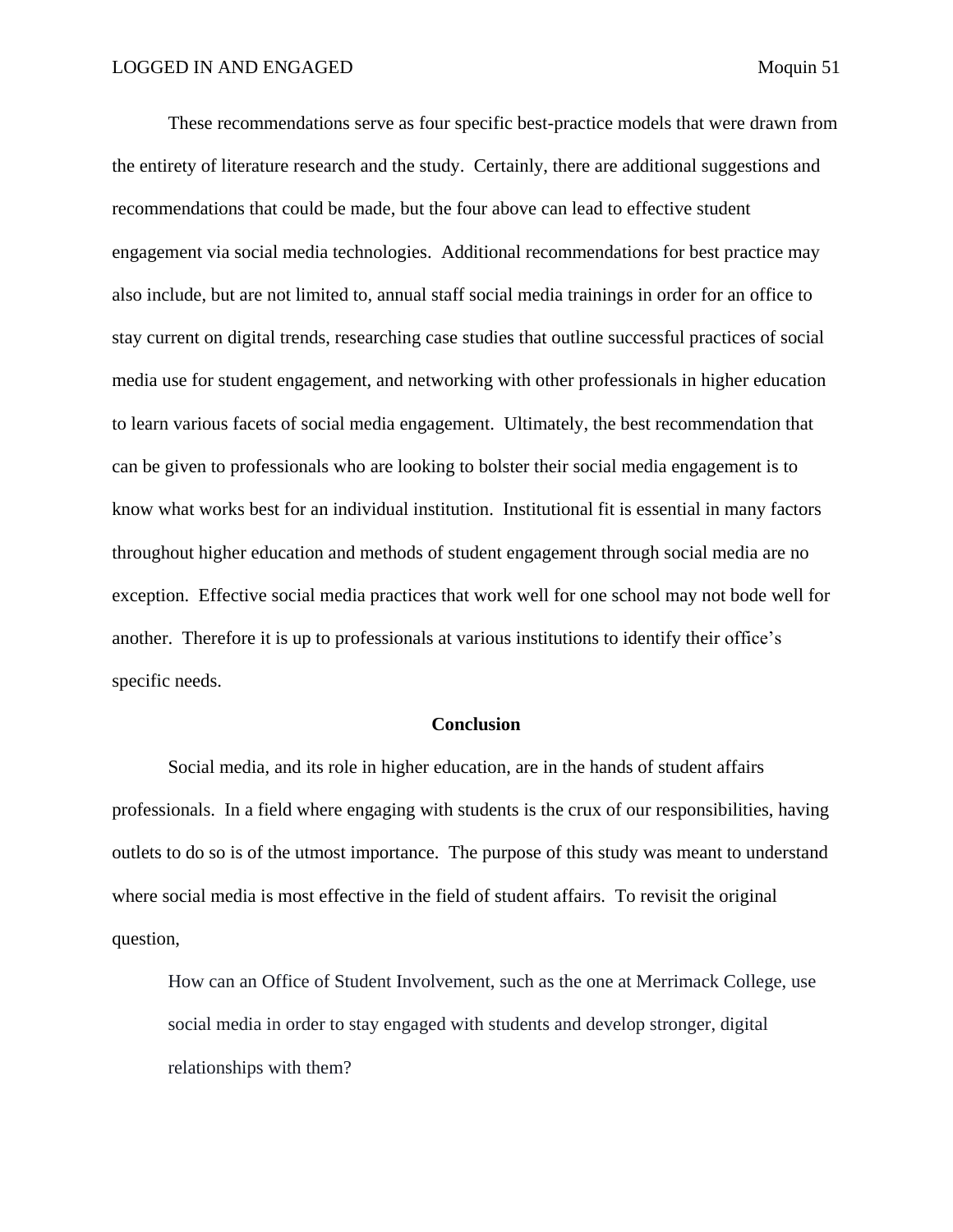These recommendations serve as four specific best-practice models that were drawn from the entirety of literature research and the study. Certainly, there are additional suggestions and recommendations that could be made, but the four above can lead to effective student engagement via social media technologies. Additional recommendations for best practice may also include, but are not limited to, annual staff social media trainings in order for an office to stay current on digital trends, researching case studies that outline successful practices of social media use for student engagement, and networking with other professionals in higher education to learn various facets of social media engagement. Ultimately, the best recommendation that can be given to professionals who are looking to bolster their social media engagement is to know what works best for an individual institution. Institutional fit is essential in many factors throughout higher education and methods of student engagement through social media are no exception. Effective social media practices that work well for one school may not bode well for another. Therefore it is up to professionals at various institutions to identify their office's specific needs.

## Conclusion

Social media, and its role in higher education, are in the hands of student affairs professionals. In a field where engaging with students is the crux of our responsibilities, having outlets to do so is of the utmost importance. The purpose of this study was meant to understand where social media is most effective in the field of student affairs. To revisit the original question,

> How can an Office of Student Involvement, such as the one at Merrimack College, use social media in order to stay engaged with students and develop stronger, digital relationships with them?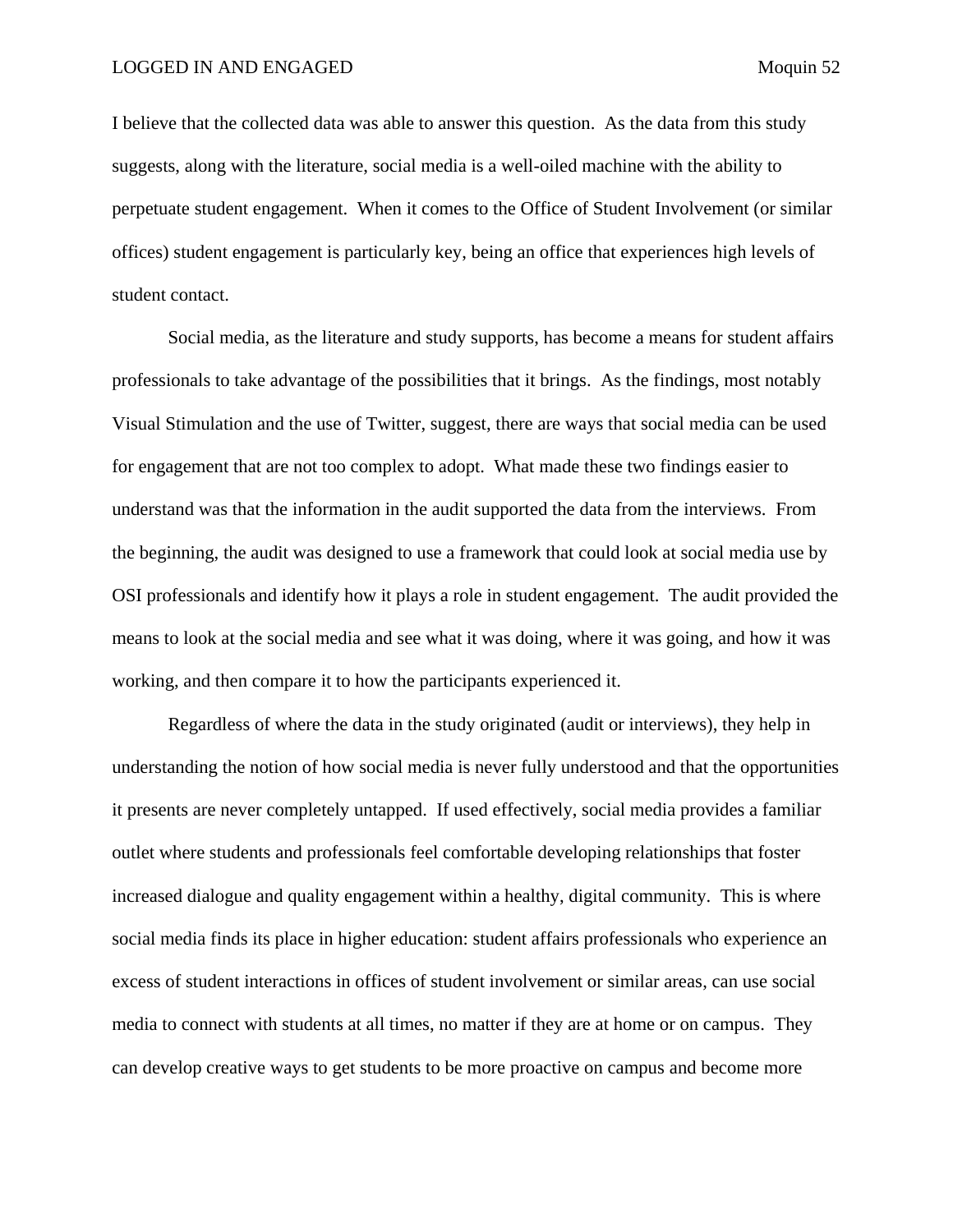I believe that the collected data was able to answer this question. As the data from this study suggests, along with the literature, social media is a well-oiled machine with the ability to perpetuate student engagement. When it comes to the Office of Student Involvement (or similar offices) student engagement is particularly key, being an office that experiences high levels of student contact.

Social media, as the literature and study supports, has become a means for student affairs professionals to take advantage of the possibilities that it brings. As the findings, most notably Visual Stimulation and the use of Twitter, suggest, there are ways that social media can be used for engagement that are not too complex to adopt. What made these two findings easier to understand was that the information in the audit supported the data from the interviews. From the beginning, the audit was designed to use a framework that could look at social media use by OSI professionals and identify how it plays a role in student engagement. The audit provided the means to look at the social media and see what it was doing, where it was going, and how it was working, and then compare it to how the participants experienced it.

Regardless of where the data in the study originated (audit or interviews), they help in understanding the notion of how social media is never fully understood and that the opportunities it presents are never completely untapped. If used effectively, social media provides a familiar outlet where students and professionals feel comfortable developing relationships that foster increased dialogue and quality engagement within a healthy, digital community. This is where social media finds its place in higher education: student affairs professionals who experience an excess of student interactions in offices of student involvement or similar areas, can use social media to connect with students at all times, no matter if they are at home or on campus. They can develop creative ways to get students to be more proactive on campus and become more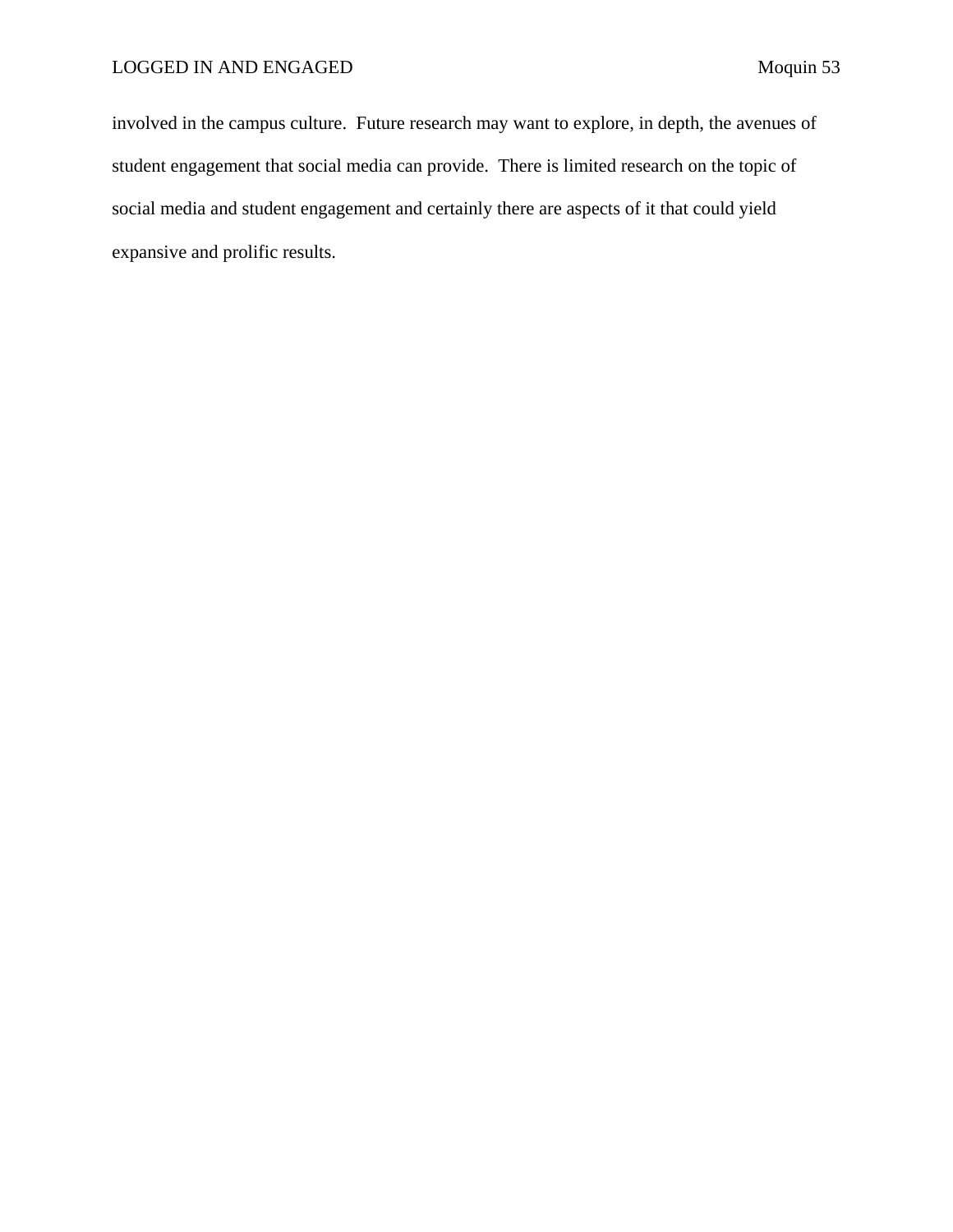involved in the campus culture. Future research may want to explore, in depth, the avenues of student engagement that social media can provide. There is limited research on the topic of social media and student engagement and certainly there are aspects of it that could yield expansive and prolific results.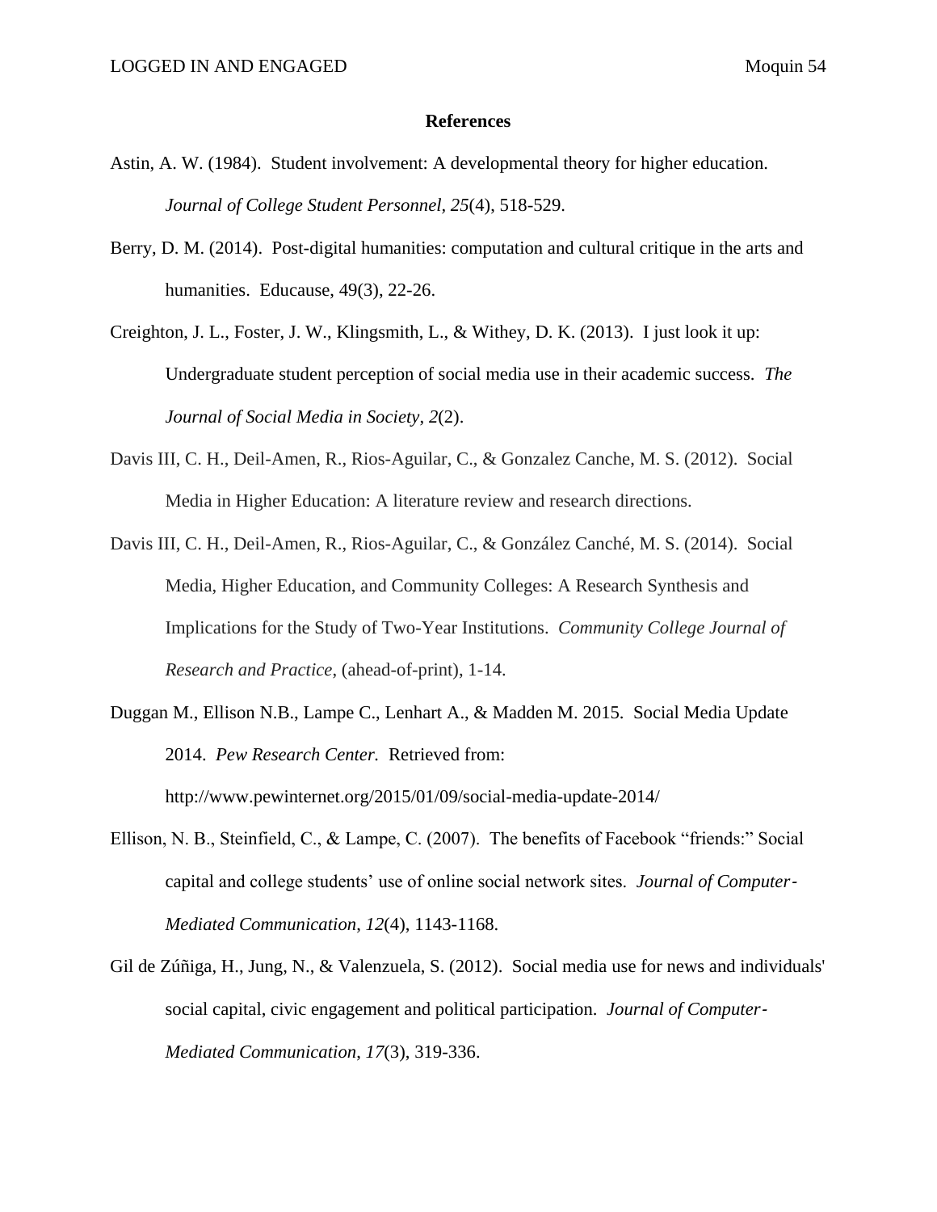## References

Astin, A. W. (1984). Student involvement: A developmental theory for higher education. *Journal of College Student Personnel*, *25*(4), 518-529.

Berry, D. M. (2014). Post-digital humanities: computation and cultural critique in the arts and humanities. Educause, 49(3), 22-26.

Creighton, J. L., Foster, J. W., Klingsmith, L., & Withey, D. K. (2013). I just look it up: Undergraduate student perception of social media use in their academic success. *The Journal of Social Media in Society*, *2*(2).

Davis III, C. H., Deil-Amen, R., Rios-Aguilar, C., & Gonzalez Canche, M. S. (2012). Social Media in Higher Education: A literature review and research directions.

Davis III, C. H., Deil-Amen, R., Rios-Aguilar, C., & González Canché, M. S. (2014). Social Media, Higher Education, and Community Colleges: A Research Synthesis and Implications for the Study of Two-Year Institutions. *Community College Journal of Research and Practice*, (ahead-of-print), 1-14.

Duggan M., Ellison N.B., Lampe C., Lenhart A., & Madden M. 2015. Social Media Update 2014. *Pew Research Center.* Retrieved from: http://www.pewinternet.org/2015/01/09/social-media-update-2014/

Ellison, N. B., Steinfield, C., & Lampe, C. (2007). The benefits of Facebook "friends:" Social capital and college students' use of online social network sites. *Journal of Computer-Mediated Communication*, *12*(4), 1143-1168.

Gil de Zúñiga, H., Jung, N., & Valenzuela, S. (2012). Social media use for news and individuals' social capital, civic engagement and political participation. *Journal of Computer-Mediated Communication*, *17*(3), 319-336.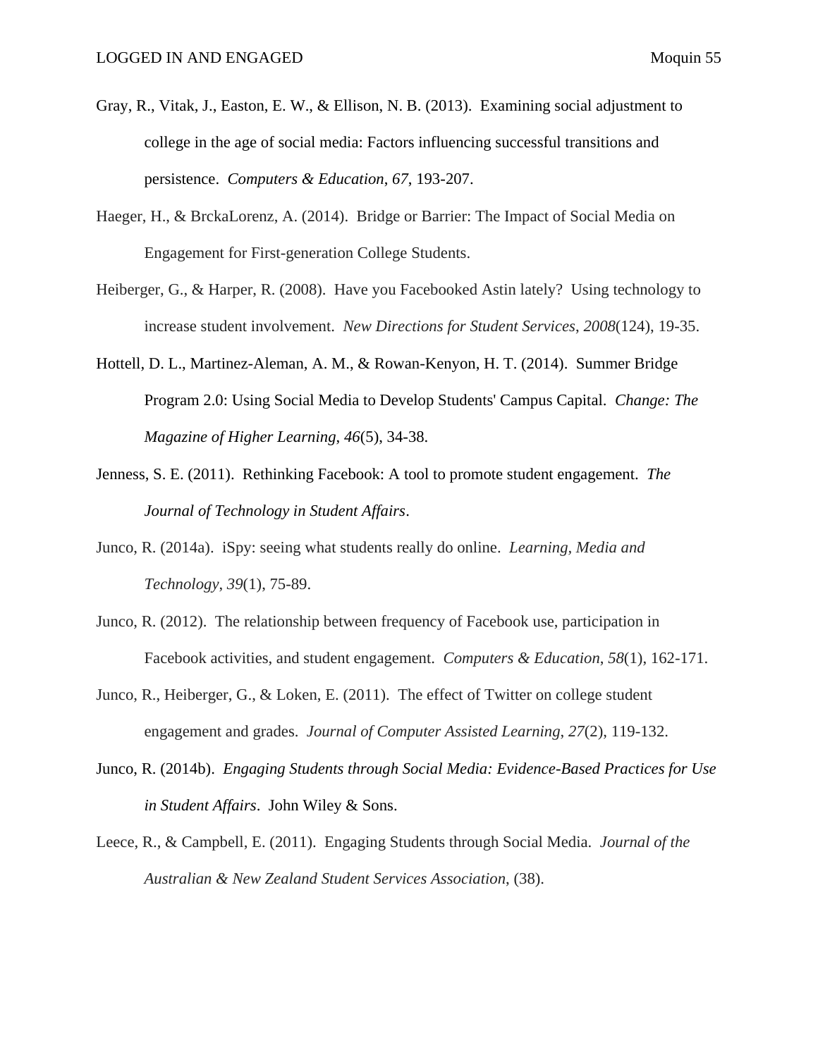Gray, R., Vitak, J., Easton, E. W., & Ellison, N. B. (2013). Examining social adjustment to college in the age of social media: Factors influencing successful transitions and persistence. *Computers & Education*, *67*, 193-207.

Haeger, H., & BrckaLorenz, A. (2014). Bridge or Barrier: The Impact of Social Media on Engagement for First-generation College Students.

Heiberger, G., & Harper, R. (2008). Have you Facebooked Astin lately? Using technology to increase student involvement. *New Directions for Student Services*, *2008*(124), 19-35.

Hottell, D. L., Martinez-Aleman, A. M., & Rowan-Kenyon, H. T. (2014). Summer Bridge Program 2.0: Using Social Media to Develop Students' Campus Capital. *Change: The Magazine of Higher Learning*, *46*(5), 34-38.

Jenness, S. E. (2011). Rethinking Facebook: A tool to promote student engagement. *The Journal of Technology in Student Affairs*.

Junco, R. (2014a). iSpy: seeing what students really do online. *Learning, Media and Technology*, *39*(1), 75-89.

Junco, R. (2012). The relationship between frequency of Facebook use, participation in Facebook activities, and student engagement. *Computers & Education*, *58*(1), 162-171.

Junco, R., Heiberger, G., & Loken, E. (2011). The effect of Twitter on college student engagement and grades. *Journal of Computer Assisted Learning*, *27*(2), 119-132.

Junco, R. (2014b). *Engaging Students through Social Media: Evidence-Based Practices for Use in Student Affairs*. John Wiley & Sons.

Leece, R., & Campbell, E. (2011). Engaging Students through Social Media. *Journal of the Australian & New Zealand Student Services Association*, (38).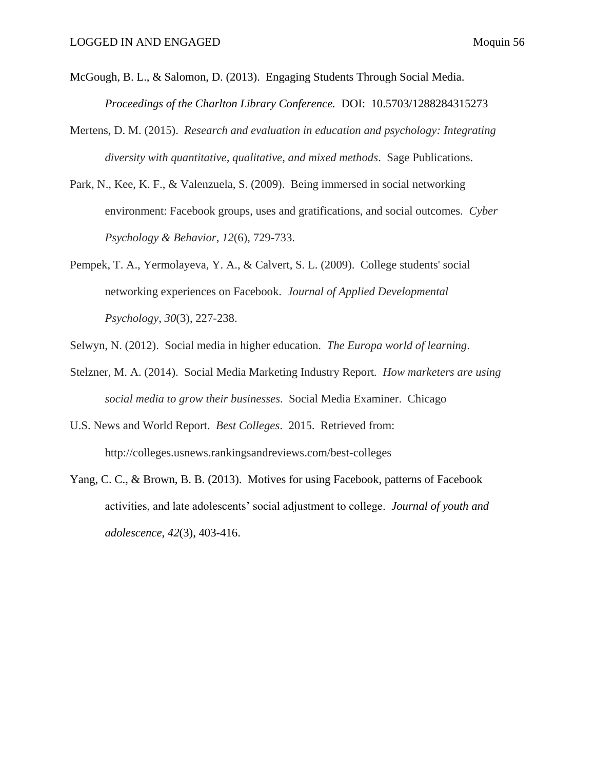McGough, B. L., & Salomon, D. (2013). Engaging Students Through Social Media. *Proceedings of the Charlton Library Conference.* DOI: 10.5703/1288284315273

Mertens, D. M. (2015). *Research and evaluation in education and psychology: Integrating diversity with quantitative, qualitative, and mixed methods*. Sage Publications.

Park, N., Kee, K. F., & Valenzuela, S. (2009). Being immersed in social networking environment: Facebook groups, uses and gratifications, and social outcomes. *Cyber Psychology & Behavior*, *12*(6), 729-733.

Pempek, T. A., Yermolayeva, Y. A., & Calvert, S. L. (2009). College students' social networking experiences on Facebook. *Journal of Applied Developmental Psychology*, *30*(3), 227-238.

Selwyn, N. (2012). Social media in higher education. *The Europa world of learning*.

Stelzner, M. A. (2014). Social Media Marketing Industry Report. *How marketers are using social media to grow their businesses*. Social Media Examiner. Chicago

U.S. News and World Report. *Best Colleges*. 2015. Retrieved from: http://colleges.usnews.rankingsandreviews.com/best-colleges

Yang, C. C., & Brown, B. B. (2013). Motives for using Facebook, patterns of Facebook activities, and late adolescents' social adjustment to college. *Journal of youth and adolescence*, *42*(3), 403-416.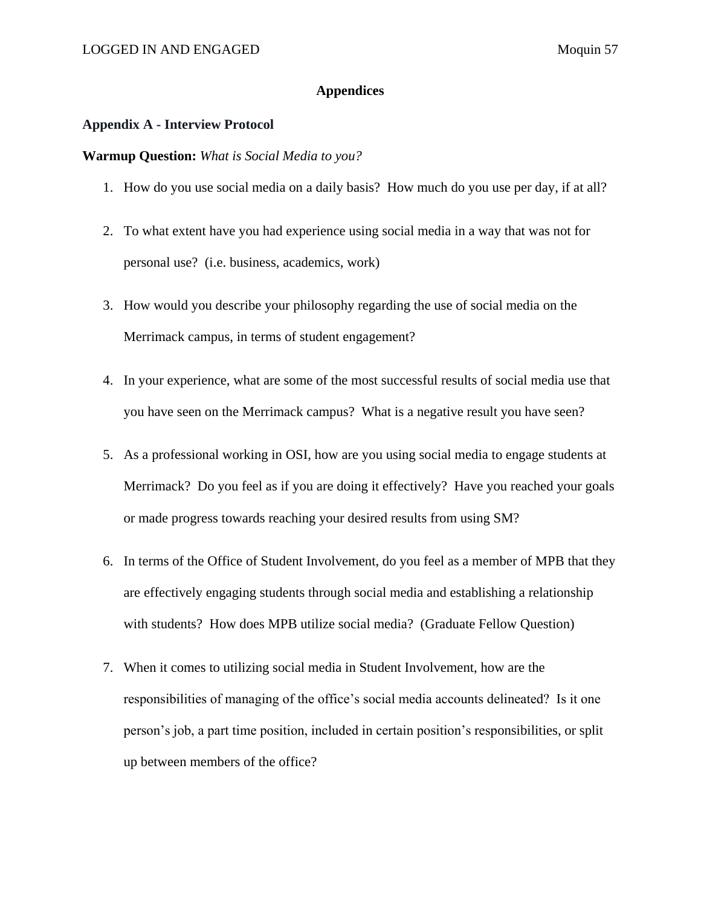# Appendices

## Appendix A - Interview Protocol

**Warmup Question:** *What is Social Media to you?*

1. How do you use social media on a daily basis? How much do you use per day, if at all?

2. To what extent have you had experience using social media in a way that was not for personal use? (i.e. business, academics, work)

3. How would you describe your philosophy regarding the use of social media on the Merrimack campus, in terms of student engagement?

4. In your experience, what are some of the most successful results of social media use that you have seen on the Merrimack campus? What is a negative result you have seen?

5. As a professional working in OSI, how are you using social media to engage students at Merrimack? Do you feel as if you are doing it effectively? Have you reached your goals or made progress towards reaching your desired results from using SM?

6. In terms of the Office of Student Involvement, do you feel as a member of MPB that they are effectively engaging students through social media and establishing a relationship with students? How does MPB utilize social media? (Graduate Fellow Question)

7. When it comes to utilizing social media in Student Involvement, how are the responsibilities of managing of the office's social media accounts delineated? Is it one person's job, a part time position, included in certain position's responsibilities, or split up between members of the office?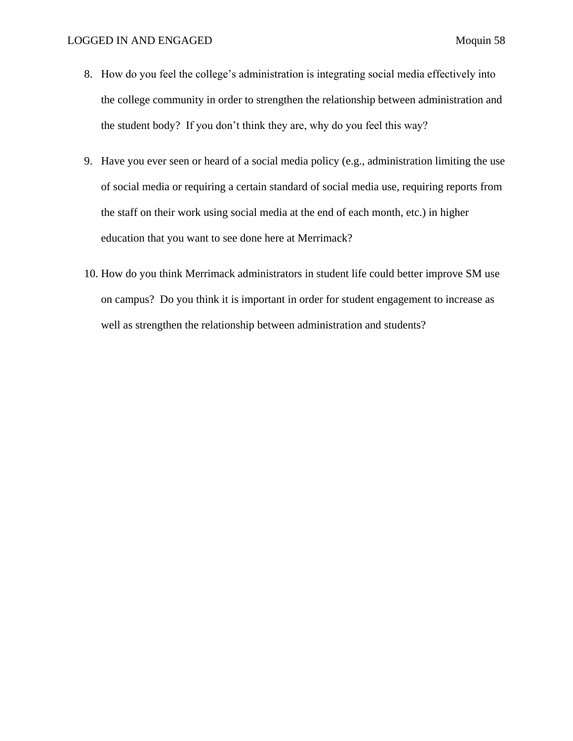8. How do you feel the college's administration is integrating social media effectively into the college community in order to strengthen the relationship between administration and the student body? If you don't think they are, why do you feel this way?

9. Have you ever seen or heard of a social media policy (e.g., administration limiting the use of social media or requiring a certain standard of social media use, requiring reports from the staff on their work using social media at the end of each month, etc.) in higher education that you want to see done here at Merrimack?

10. How do you think Merrimack administrators in student life could better improve SM use on campus? Do you think it is important in order for student engagement to increase as well as strengthen the relationship between administration and students?